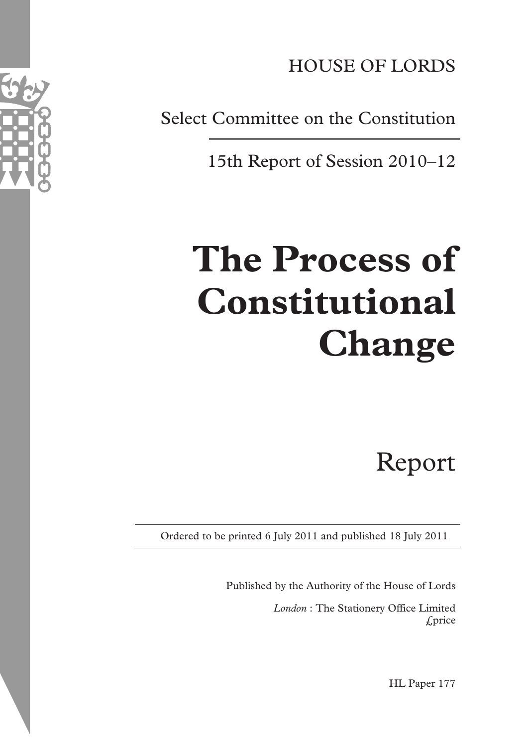HOUSE OF LORDS

Select Committee on the Constitution

15th Report of Session 2010–12

# The Process of Constitutional Change

Report

Ordered to be printed 6 July 2011 and published 18 July 2011

Published by the Authority of the House of Lords

*London* : The Stationery Office Limited
£price

HL Paper 177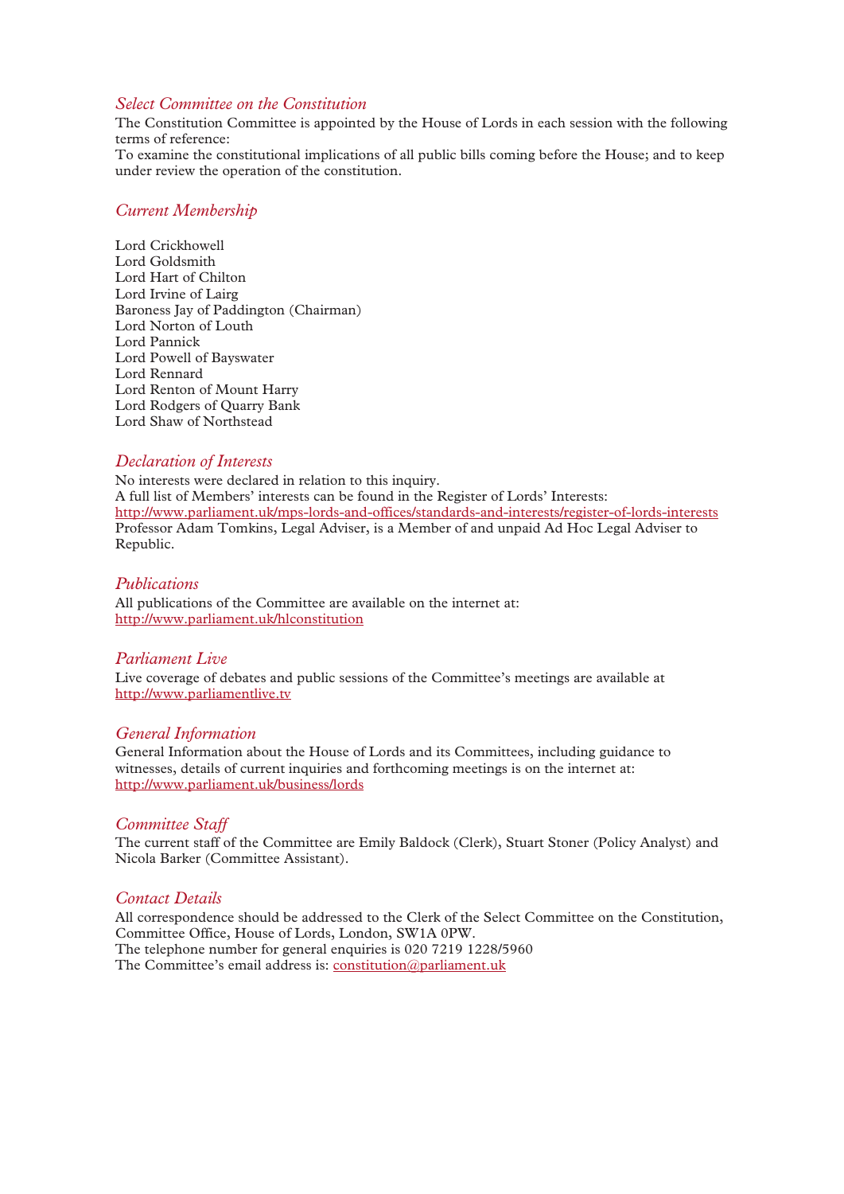## *Select Committee on the Constitution*

The Constitution Committee is appointed by the House of Lords in each session with the following terms of reference:

To examine the constitutional implications of all public bills coming before the House; and to keep under review the operation of the constitution.

## *Current Membership*

Lord Crickhowell
Lord Goldsmith
Lord Hart of Chilton
Lord Irvine of Lairg
Baroness Jay of Paddington (Chairman)
Lord Norton of Louth
Lord Pannick
Lord Powell of Bayswater
Lord Rennard
Lord Renton of Mount Harry
Lord Rodgers of Quarry Bank
Lord Shaw of Northstead

## *Declaration of Interests*

No interests were declared in relation to this inquiry.
A full list of Members' interests can be found in the Register of Lords' Interests:
http://www.parliament.uk/mps-lords-and-offices/standards-and-interests/register-of-lords-interests
Professor Adam Tomkins, Legal Adviser, is a Member of and unpaid Ad Hoc Legal Adviser to Republic.

## *Publications*

All publications of the Committee are available on the internet at:
http://www.parliament.uk/hlconstitution

## *Parliament Live*

Live coverage of debates and public sessions of the Committee's meetings are available at
http://www.parliamentlive.tv

## *General Information*

General Information about the House of Lords and its Committees, including guidance to witnesses, details of current inquiries and forthcoming meetings is on the internet at:
http://www.parliament.uk/business/lords

## *Committee Staff*

The current staff of the Committee are Emily Baldock (Clerk), Stuart Stoner (Policy Analyst) and Nicola Barker (Committee Assistant).

## *Contact Details*

All correspondence should be addressed to the Clerk of the Select Committee on the Constitution, Committee Office, House of Lords, London, SW1A 0PW.
The telephone number for general enquiries is 020 7219 1228/5960
The Committee's email address is: constitution@parliament.uk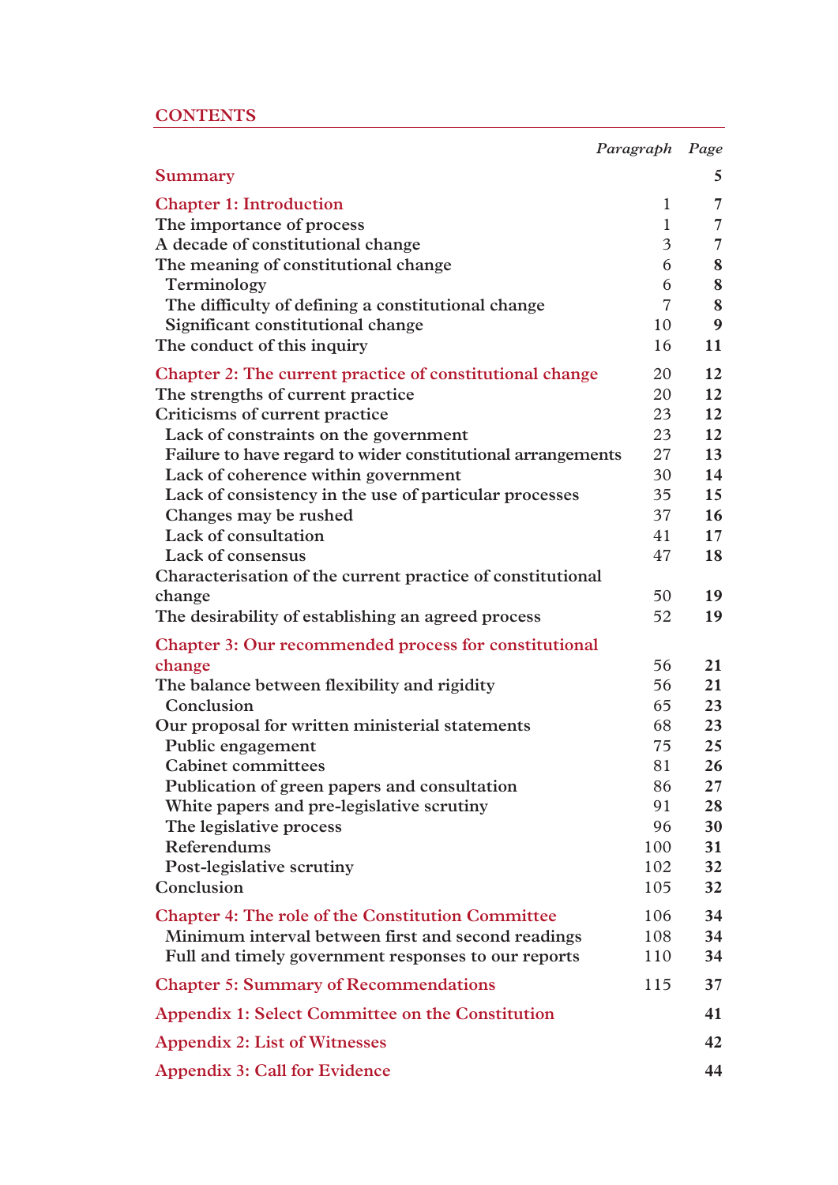# CONTENTS

| | Paragraph | Page |
|---|---|---|
| **Summary** | | 5 |
| **Chapter 1: Introduction** | 1 | 7 |
| The importance of process | 1 | 7 |
| A decade of constitutional change | 3 | 7 |
| The meaning of constitutional change | 6 | 8 |
| Terminology | 6 | 8 |
| The difficulty of defining a constitutional change | 7 | 8 |
| Significant constitutional change | 10 | 9 |
| The conduct of this inquiry | 16 | 11 |
| **Chapter 2: The current practice of constitutional change** | 20 | 12 |
| The strengths of current practice | 20 | 12 |
| Criticisms of current practice | 23 | 12 |
| Lack of constraints on the government | 23 | 12 |
| Failure to have regard to wider constitutional arrangements | 27 | 13 |
| Lack of coherence within government | 30 | 14 |
| Lack of consistency in the use of particular processes | 35 | 15 |
| Changes may be rushed | 37 | 16 |
| Lack of consultation | 41 | 17 |
| Lack of consensus | 47 | 18 |
| Characterisation of the current practice of constitutional change | 50 | 19 |
| The desirability of establishing an agreed process | 52 | 19 |
| **Chapter 3: Our recommended process for constitutional change** | 56 | 21 |
| The balance between flexibility and rigidity | 56 | 21 |
| Conclusion | 65 | 23 |
| Our proposal for written ministerial statements | 68 | 23 |
| Public engagement | 75 | 25 |
| Cabinet committees | 81 | 26 |
| Publication of green papers and consultation | 86 | 27 |
| White papers and pre-legislative scrutiny | 91 | 28 |
| The legislative process | 96 | 30 |
| Referendums | 100 | 31 |
| Post-legislative scrutiny | 102 | 32 |
| Conclusion | 105 | 32 |
| **Chapter 4: The role of the Constitution Committee** | 106 | 34 |
| Minimum interval between first and second readings | 108 | 34 |
| Full and timely government responses to our reports | 110 | 34 |
| **Chapter 5: Summary of Recommendations** | 115 | 37 |
| **Appendix 1: Select Committee on the Constitution** | | 41 |
| **Appendix 2: List of Witnesses** | | 42 |
| **Appendix 3: Call for Evidence** | | 44 |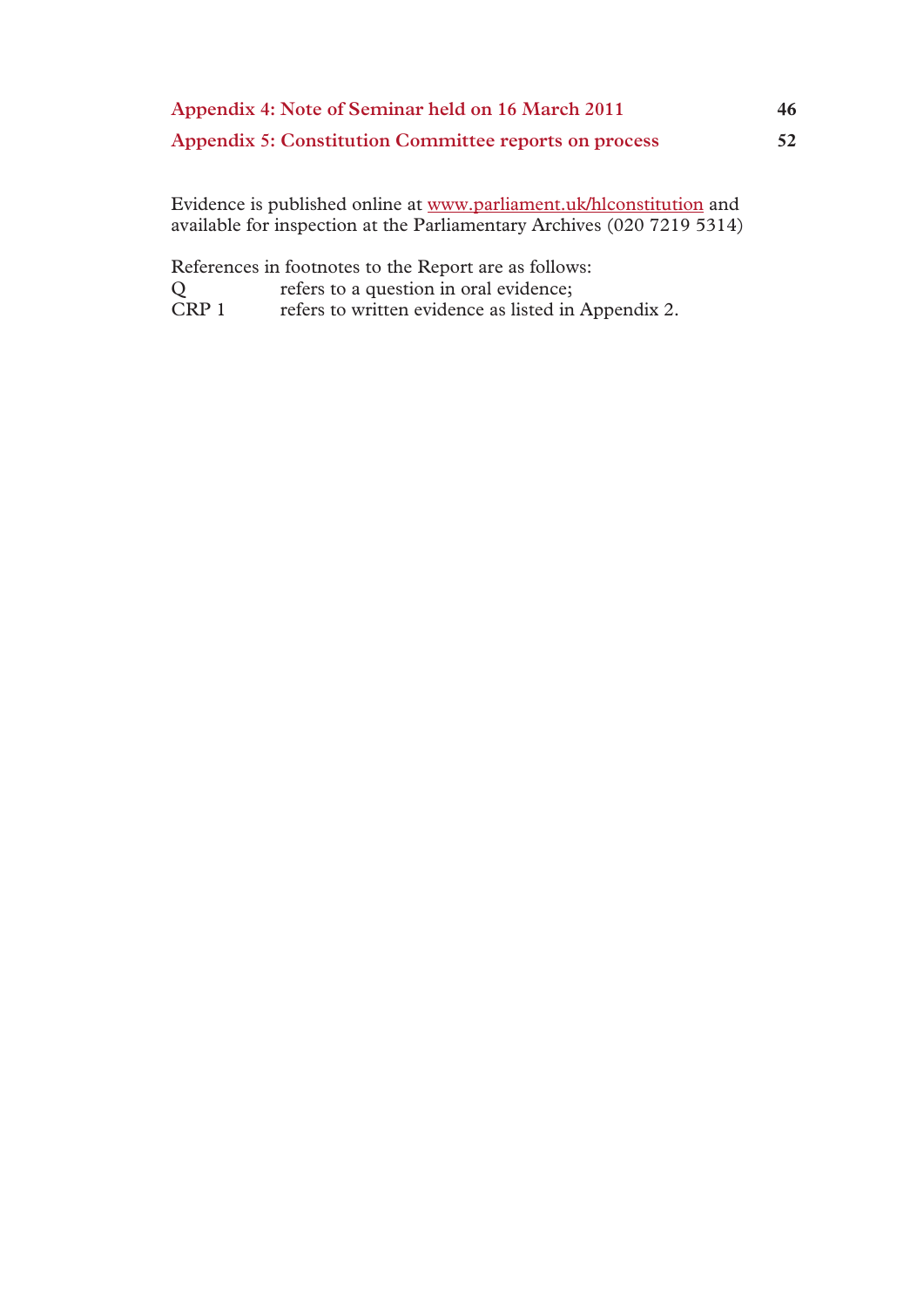| | |
|---|---|
| **Appendix 4: Note of Seminar held on 16 March 2011** | **46** |
| **Appendix 5: Constitution Committee reports on process** | **52** |

Evidence is published online at www.parliament.uk/hlconstitution and available for inspection at the Parliamentary Archives (020 7219 5314)

References in footnotes to the Report are as follows:

| | |
|---|---|
| Q | refers to a question in oral evidence; |
| CRP 1 | refers to written evidence as listed in Appendix 2. |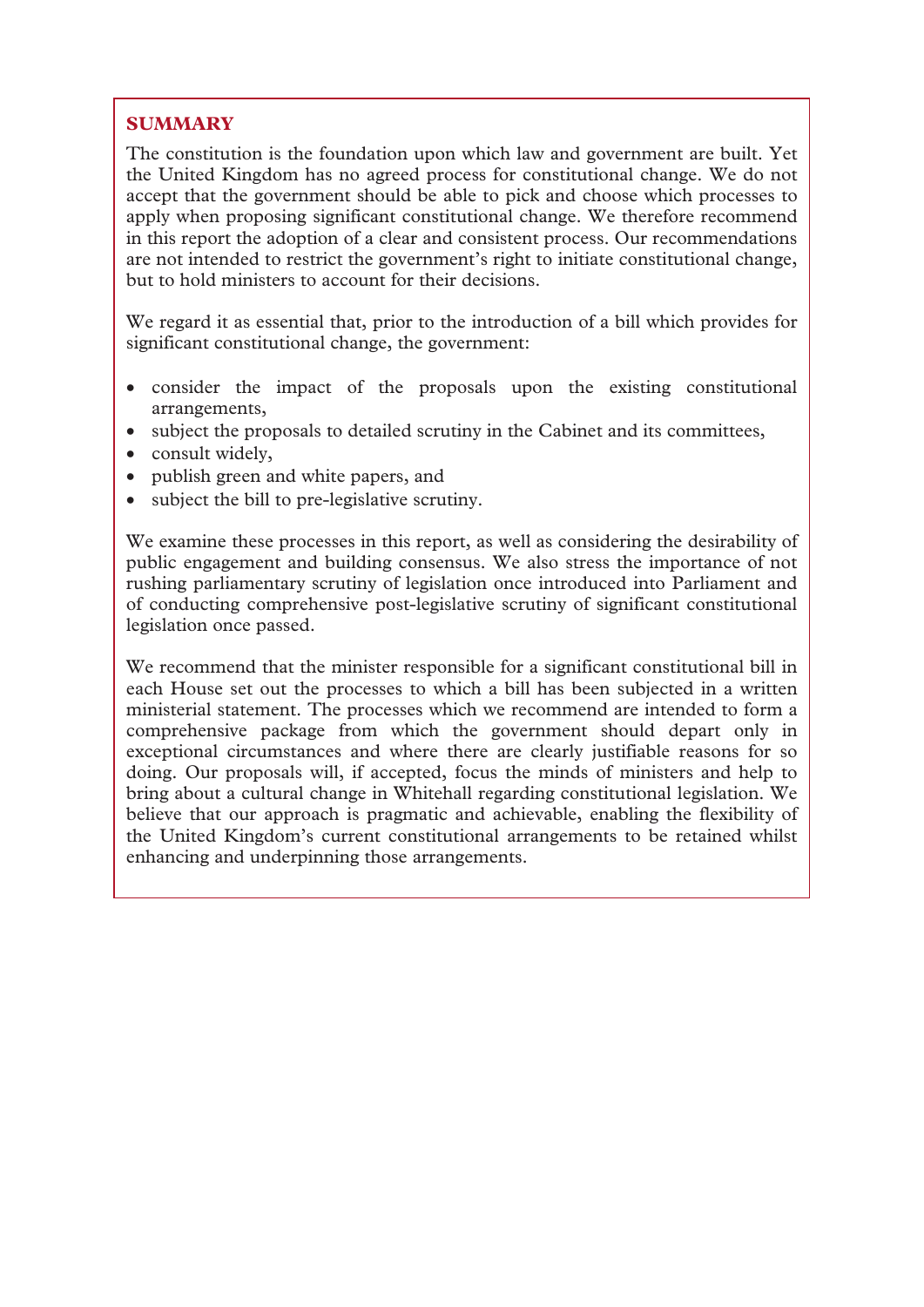## SUMMARY

The constitution is the foundation upon which law and government are built. Yet the United Kingdom has no agreed process for constitutional change. We do not accept that the government should be able to pick and choose which processes to apply when proposing significant constitutional change. We therefore recommend in this report the adoption of a clear and consistent process. Our recommendations are not intended to restrict the government's right to initiate constitutional change, but to hold ministers to account for their decisions.

We regard it as essential that, prior to the introduction of a bill which provides for significant constitutional change, the government:

- consider the impact of the proposals upon the existing constitutional arrangements,
- subject the proposals to detailed scrutiny in the Cabinet and its committees,
- consult widely,
- publish green and white papers, and
- subject the bill to pre-legislative scrutiny.

We examine these processes in this report, as well as considering the desirability of public engagement and building consensus. We also stress the importance of not rushing parliamentary scrutiny of legislation once introduced into Parliament and of conducting comprehensive post-legislative scrutiny of significant constitutional legislation once passed.

We recommend that the minister responsible for a significant constitutional bill in each House set out the processes to which a bill has been subjected in a written ministerial statement. The processes which we recommend are intended to form a comprehensive package from which the government should depart only in exceptional circumstances and where there are clearly justifiable reasons for so doing. Our proposals will, if accepted, focus the minds of ministers and help to bring about a cultural change in Whitehall regarding constitutional legislation. We believe that our approach is pragmatic and achievable, enabling the flexibility of the United Kingdom's current constitutional arrangements to be retained whilst enhancing and underpinning those arrangements.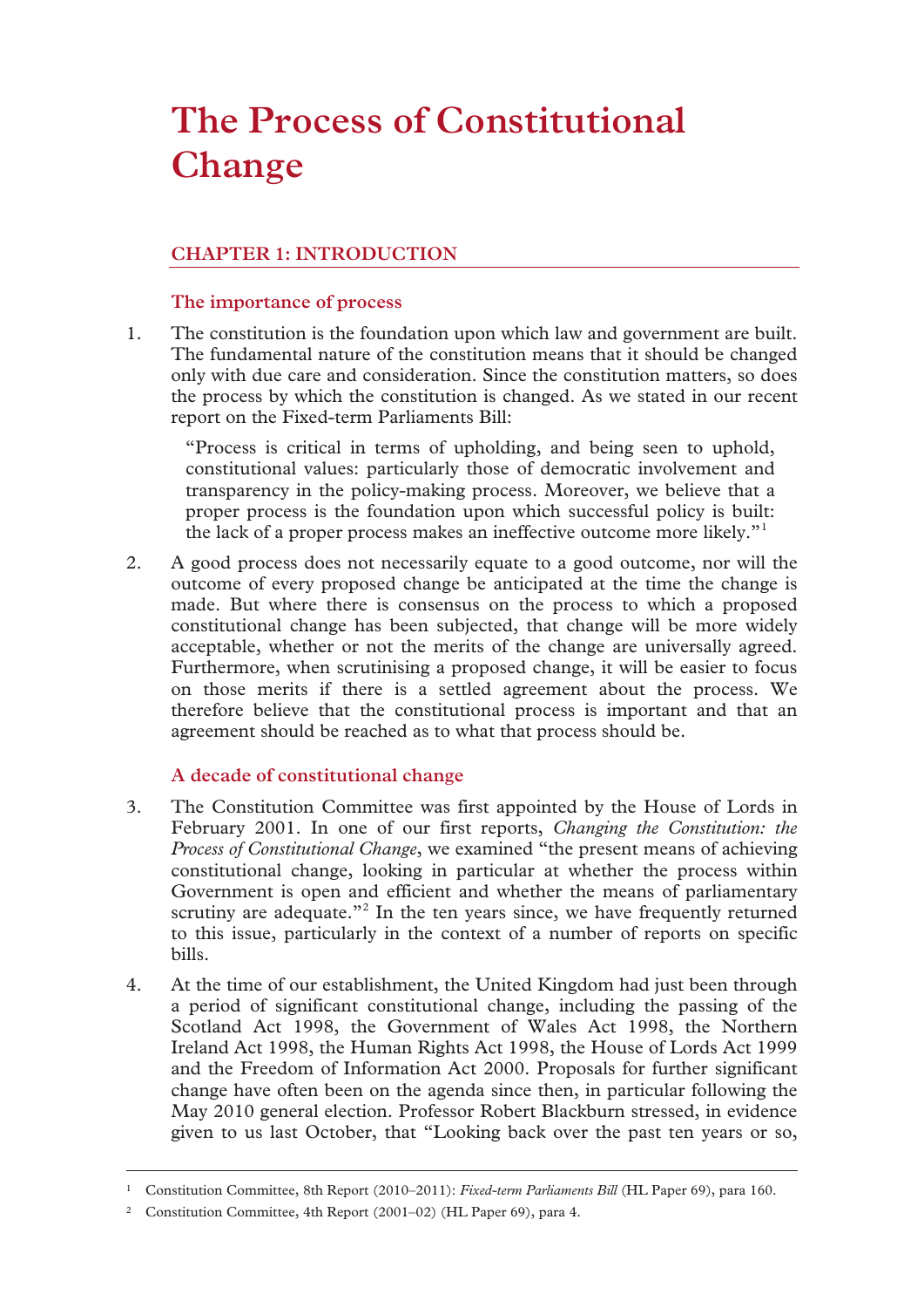# The Process of Constitutional Change

## CHAPTER 1: INTRODUCTION

### The importance of process

1. The constitution is the foundation upon which law and government are built. The fundamental nature of the constitution means that it should be changed only with due care and consideration. Since the constitution matters, so does the process by which the constitution is changed. As we stated in our recent report on the Fixed-term Parliaments Bill:

   > "Process is critical in terms of upholding, and being seen to uphold, constitutional values: particularly those of democratic involvement and transparency in the policy-making process. Moreover, we believe that a proper process is the foundation upon which successful policy is built: the lack of a proper process makes an ineffective outcome more likely."[1]

2. A good process does not necessarily equate to a good outcome, nor will the outcome of every proposed change be anticipated at the time the change is made. But where there is consensus on the process to which a proposed constitutional change has been subjected, that change will be more widely acceptable, whether or not the merits of the change are universally agreed. Furthermore, when scrutinising a proposed change, it will be easier to focus on those merits if there is a settled agreement about the process. We therefore believe that the constitutional process is important and that an agreement should be reached as to what that process should be.

### A decade of constitutional change

3. The Constitution Committee was first appointed by the House of Lords in February 2001. In one of our first reports, *Changing the Constitution: the Process of Constitutional Change*, we examined "the present means of achieving constitutional change, looking in particular at whether the process within Government is open and efficient and whether the means of parliamentary scrutiny are adequate."[2] In the ten years since, we have frequently returned to this issue, particularly in the context of a number of reports on specific bills.

4. At the time of our establishment, the United Kingdom had just been through a period of significant constitutional change, including the passing of the Scotland Act 1998, the Government of Wales Act 1998, the Northern Ireland Act 1998, the Human Rights Act 1998, the House of Lords Act 1999 and the Freedom of Information Act 2000. Proposals for further significant change have often been on the agenda since then, in particular following the May 2010 general election. Professor Robert Blackburn stressed, in evidence given to us last October, that "Looking back over the past ten years or so,

---

[1] Constitution Committee, 8th Report (2010–2011): *Fixed-term Parliaments Bill* (HL Paper 69), para 160.

[2] Constitution Committee, 4th Report (2001–02) (HL Paper 69), para 4.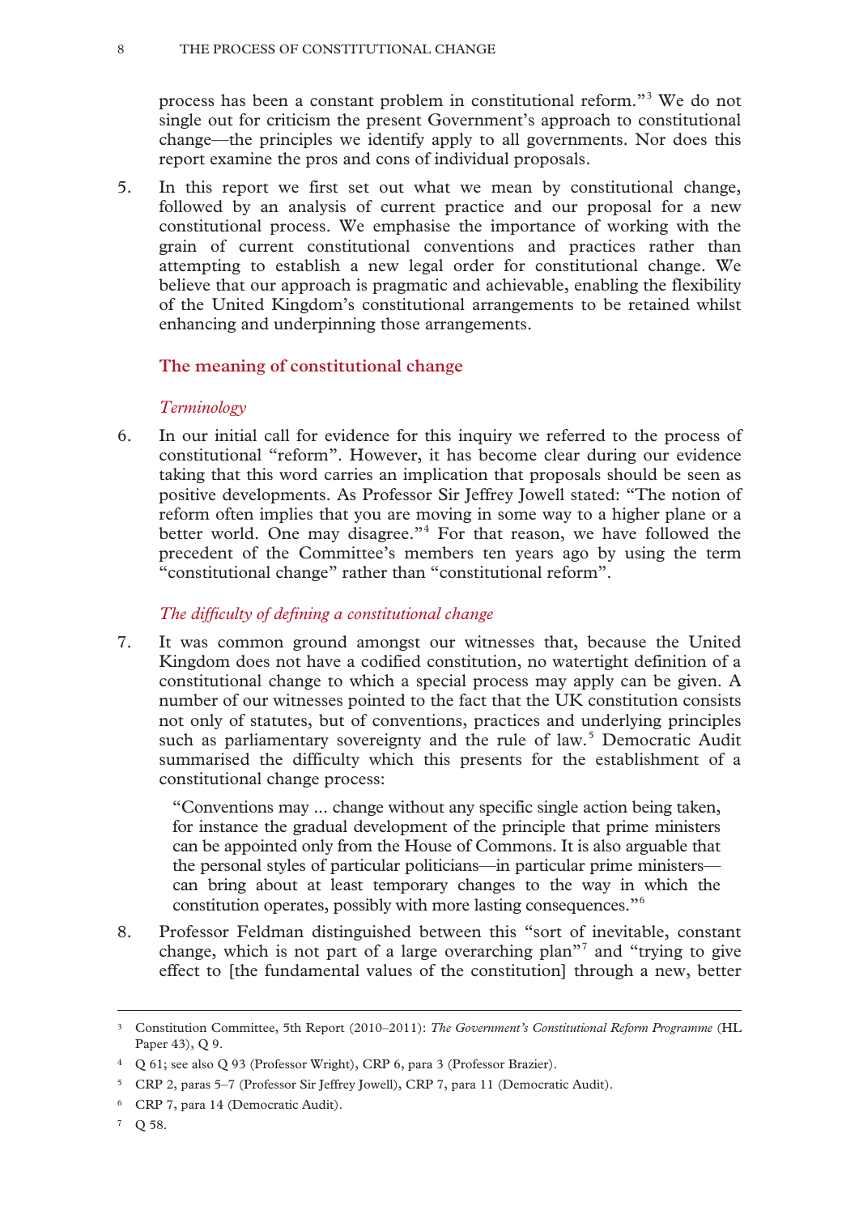process has been a constant problem in constitutional reform."[3] We do not single out for criticism the present Government's approach to constitutional change—the principles we identify apply to all governments. Nor does this report examine the pros and cons of individual proposals.

5. In this report we first set out what we mean by constitutional change, followed by an analysis of current practice and our proposal for a new constitutional process. We emphasise the importance of working with the grain of current constitutional conventions and practices rather than attempting to establish a new legal order for constitutional change. We believe that our approach is pragmatic and achievable, enabling the flexibility of the United Kingdom's constitutional arrangements to be retained whilst enhancing and underpinning those arrangements.

## The meaning of constitutional change

### *Terminology*

6. In our initial call for evidence for this inquiry we referred to the process of constitutional "reform". However, it has become clear during our evidence taking that this word carries an implication that proposals should be seen as positive developments. As Professor Sir Jeffrey Jowell stated: "The notion of reform often implies that you are moving in some way to a higher plane or a better world. One may disagree."[4] For that reason, we have followed the precedent of the Committee's members ten years ago by using the term "constitutional change" rather than "constitutional reform".

### *The difficulty of defining a constitutional change*

7. It was common ground amongst our witnesses that, because the United Kingdom does not have a codified constitution, no watertight definition of a constitutional change to which a special process may apply can be given. A number of our witnesses pointed to the fact that the UK constitution consists not only of statutes, but of conventions, practices and underlying principles such as parliamentary sovereignty and the rule of law.[5] Democratic Audit summarised the difficulty which this presents for the establishment of a constitutional change process:

> "Conventions may ... change without any specific single action being taken, for instance the gradual development of the principle that prime ministers can be appointed only from the House of Commons. It is also arguable that the personal styles of particular politicians—in particular prime ministers—can bring about at least temporary changes to the way in which the constitution operates, possibly with more lasting consequences."[6]

8. Professor Feldman distinguished between this "sort of inevitable, constant change, which is not part of a large overarching plan"[7] and "trying to give effect to [the fundamental values of the constitution] through a new, better

---

[3] Constitution Committee, 5th Report (2010–2011): *The Government's Constitutional Reform Programme* (HL Paper 43), Q 9.

[4] Q 61; see also Q 93 (Professor Wright), CRP 6, para 3 (Professor Brazier).

[5] CRP 2, paras 5–7 (Professor Sir Jeffrey Jowell), CRP 7, para 11 (Democratic Audit).

[6] CRP 7, para 14 (Democratic Audit).

[7] Q 58.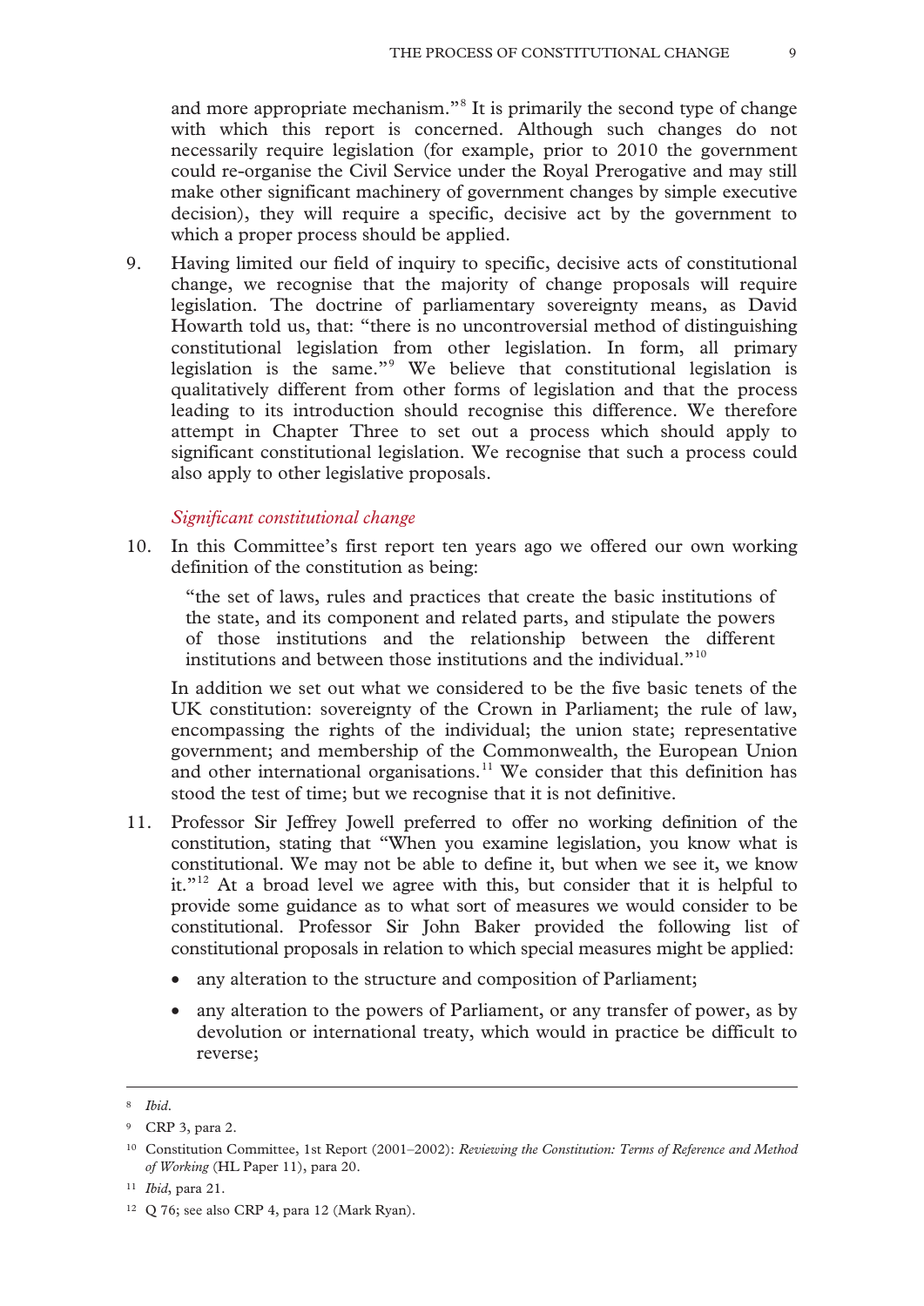and more appropriate mechanism."[8] It is primarily the second type of change with which this report is concerned. Although such changes do not necessarily require legislation (for example, prior to 2010 the government could re-organise the Civil Service under the Royal Prerogative and may still make other significant machinery of government changes by simple executive decision), they will require a specific, decisive act by the government to which a proper process should be applied.

9. Having limited our field of inquiry to specific, decisive acts of constitutional change, we recognise that the majority of change proposals will require legislation. The doctrine of parliamentary sovereignty means, as David Howarth told us, that: "there is no uncontroversial method of distinguishing constitutional legislation from other legislation. In form, all primary legislation is the same."[9] We believe that constitutional legislation is qualitatively different from other forms of legislation and that the process leading to its introduction should recognise this difference. We therefore attempt in Chapter Three to set out a process which should apply to significant constitutional legislation. We recognise that such a process could also apply to other legislative proposals.

### *Significant constitutional change*

10. In this Committee's first report ten years ago we offered our own working definition of the constitution as being:

> "the set of laws, rules and practices that create the basic institutions of the state, and its component and related parts, and stipulate the powers of those institutions and the relationship between the different institutions and between those institutions and the individual."[10]

In addition we set out what we considered to be the five basic tenets of the UK constitution: sovereignty of the Crown in Parliament; the rule of law, encompassing the rights of the individual; the union state; representative government; and membership of the Commonwealth, the European Union and other international organisations.[11] We consider that this definition has stood the test of time; but we recognise that it is not definitive.

11. Professor Sir Jeffrey Jowell preferred to offer no working definition of the constitution, stating that "When you examine legislation, you know what is constitutional. We may not be able to define it, but when we see it, we know it."[12] At a broad level we agree with this, but consider that it is helpful to provide some guidance as to what sort of measures we would consider to be constitutional. Professor Sir John Baker provided the following list of constitutional proposals in relation to which special measures might be applied:

- any alteration to the structure and composition of Parliament;
- any alteration to the powers of Parliament, or any transfer of power, as by devolution or international treaty, which would in practice be difficult to reverse;

---

[8] *Ibid*.

[9] CRP 3, para 2.

[10] Constitution Committee, 1st Report (2001–2002): *Reviewing the Constitution: Terms of Reference and Method of Working* (HL Paper 11), para 20.

[11] *Ibid*, para 21.

[12] Q 76; see also CRP 4, para 12 (Mark Ryan).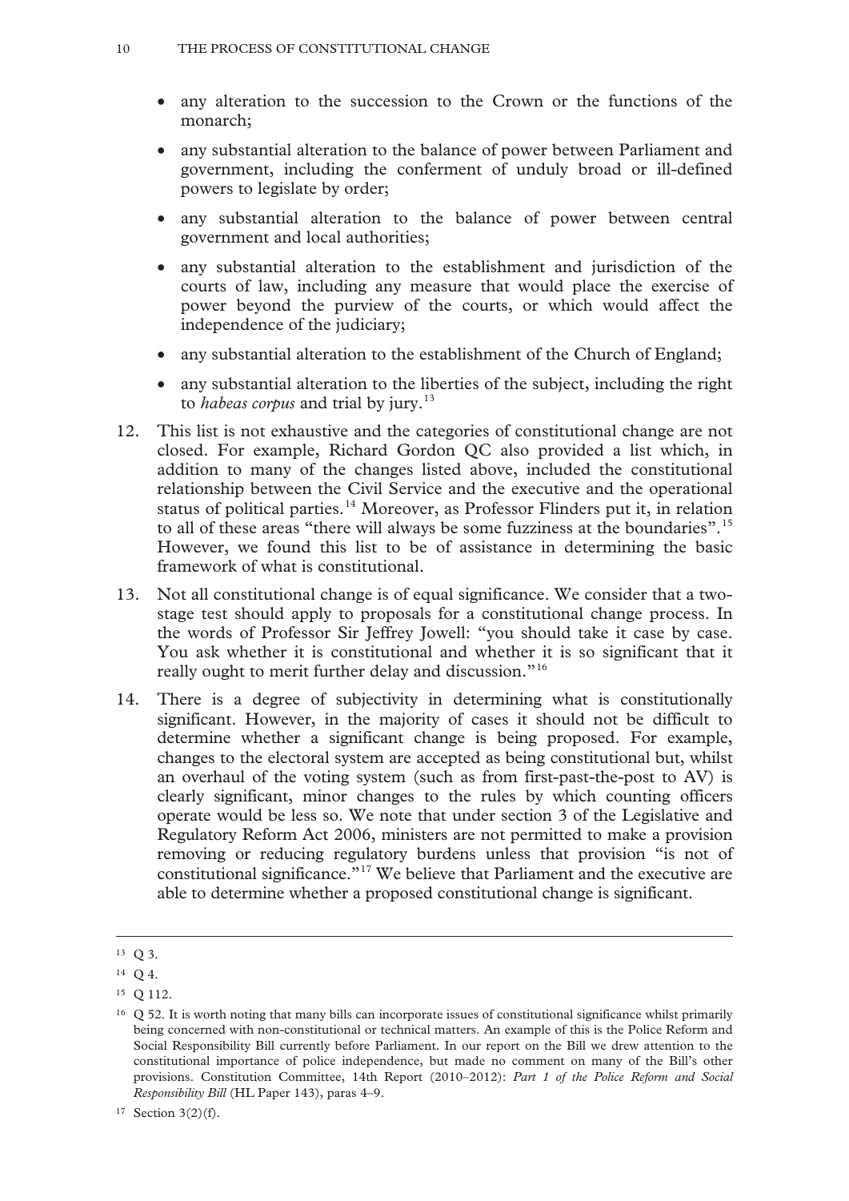- any alteration to the succession to the Crown or the functions of the monarch;
- any substantial alteration to the balance of power between Parliament and government, including the conferment of unduly broad or ill-defined powers to legislate by order;
- any substantial alteration to the balance of power between central government and local authorities;
- any substantial alteration to the establishment and jurisdiction of the courts of law, including any measure that would place the exercise of power beyond the purview of the courts, or which would affect the independence of the judiciary;
- any substantial alteration to the establishment of the Church of England;
- any substantial alteration to the liberties of the subject, including the right to *habeas corpus* and trial by jury.[13]

12. This list is not exhaustive and the categories of constitutional change are not closed. For example, Richard Gordon QC also provided a list which, in addition to many of the changes listed above, included the constitutional relationship between the Civil Service and the executive and the operational status of political parties.[14] Moreover, as Professor Flinders put it, in relation to all of these areas "there will always be some fuzziness at the boundaries".[15] However, we found this list to be of assistance in determining the basic framework of what is constitutional.

13. Not all constitutional change is of equal significance. We consider that a two-stage test should apply to proposals for a constitutional change process. In the words of Professor Sir Jeffrey Jowell: "you should take it case by case. You ask whether it is constitutional and whether it is so significant that it really ought to merit further delay and discussion."[16]

14. There is a degree of subjectivity in determining what is constitutionally significant. However, in the majority of cases it should not be difficult to determine whether a significant change is being proposed. For example, changes to the electoral system are accepted as being constitutional but, whilst an overhaul of the voting system (such as from first-past-the-post to AV) is clearly significant, minor changes to the rules by which counting officers operate would be less so. We note that under section 3 of the Legislative and Regulatory Reform Act 2006, ministers are not permitted to make a provision removing or reducing regulatory burdens unless that provision "is not of constitutional significance."[17] We believe that Parliament and the executive are able to determine whether a proposed constitutional change is significant.

---

[13] Q 3.

[14] Q 4.

[15] Q 112.

[16] Q 52. It is worth noting that many bills can incorporate issues of constitutional significance whilst primarily being concerned with non-constitutional or technical matters. An example of this is the Police Reform and Social Responsibility Bill currently before Parliament. In our report on the Bill we drew attention to the constitutional importance of police independence, but made no comment on many of the Bill's other provisions. Constitution Committee, 14th Report (2010–2012): *Part 1 of the Police Reform and Social Responsibility Bill* (HL Paper 143), paras 4–9.

[17] Section 3(2)(f).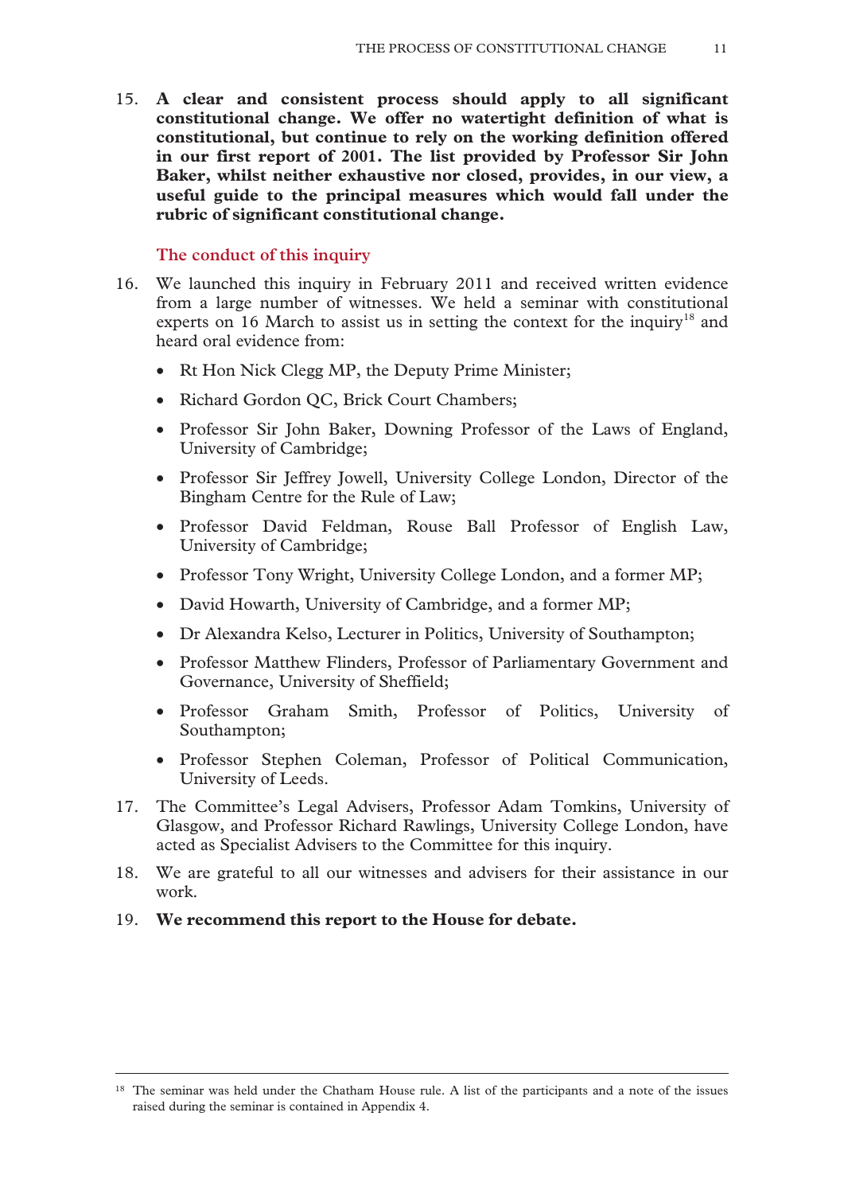15. **A clear and consistent process should apply to all significant constitutional change. We offer no watertight definition of what is constitutional, but continue to rely on the working definition offered in our first report of 2001. The list provided by Professor Sir John Baker, whilst neither exhaustive nor closed, provides, in our view, a useful guide to the principal measures which would fall under the rubric of significant constitutional change.**

## The conduct of this inquiry

16. We launched this inquiry in February 2011 and received written evidence from a large number of witnesses. We held a seminar with constitutional experts on 16 March to assist us in setting the context for the inquiry[18] and heard oral evidence from:

- Rt Hon Nick Clegg MP, the Deputy Prime Minister;
- Richard Gordon QC, Brick Court Chambers;
- Professor Sir John Baker, Downing Professor of the Laws of England, University of Cambridge;
- Professor Sir Jeffrey Jowell, University College London, Director of the Bingham Centre for the Rule of Law;
- Professor David Feldman, Rouse Ball Professor of English Law, University of Cambridge;
- Professor Tony Wright, University College London, and a former MP;
- David Howarth, University of Cambridge, and a former MP;
- Dr Alexandra Kelso, Lecturer in Politics, University of Southampton;
- Professor Matthew Flinders, Professor of Parliamentary Government and Governance, University of Sheffield;
- Professor Graham Smith, Professor of Politics, University of Southampton;
- Professor Stephen Coleman, Professor of Political Communication, University of Leeds.

17. The Committee's Legal Advisers, Professor Adam Tomkins, University of Glasgow, and Professor Richard Rawlings, University College London, have acted as Specialist Advisers to the Committee for this inquiry.

18. We are grateful to all our witnesses and advisers for their assistance in our work.

19. **We recommend this report to the House for debate.**

[18] The seminar was held under the Chatham House rule. A list of the participants and a note of the issues raised during the seminar is contained in Appendix 4.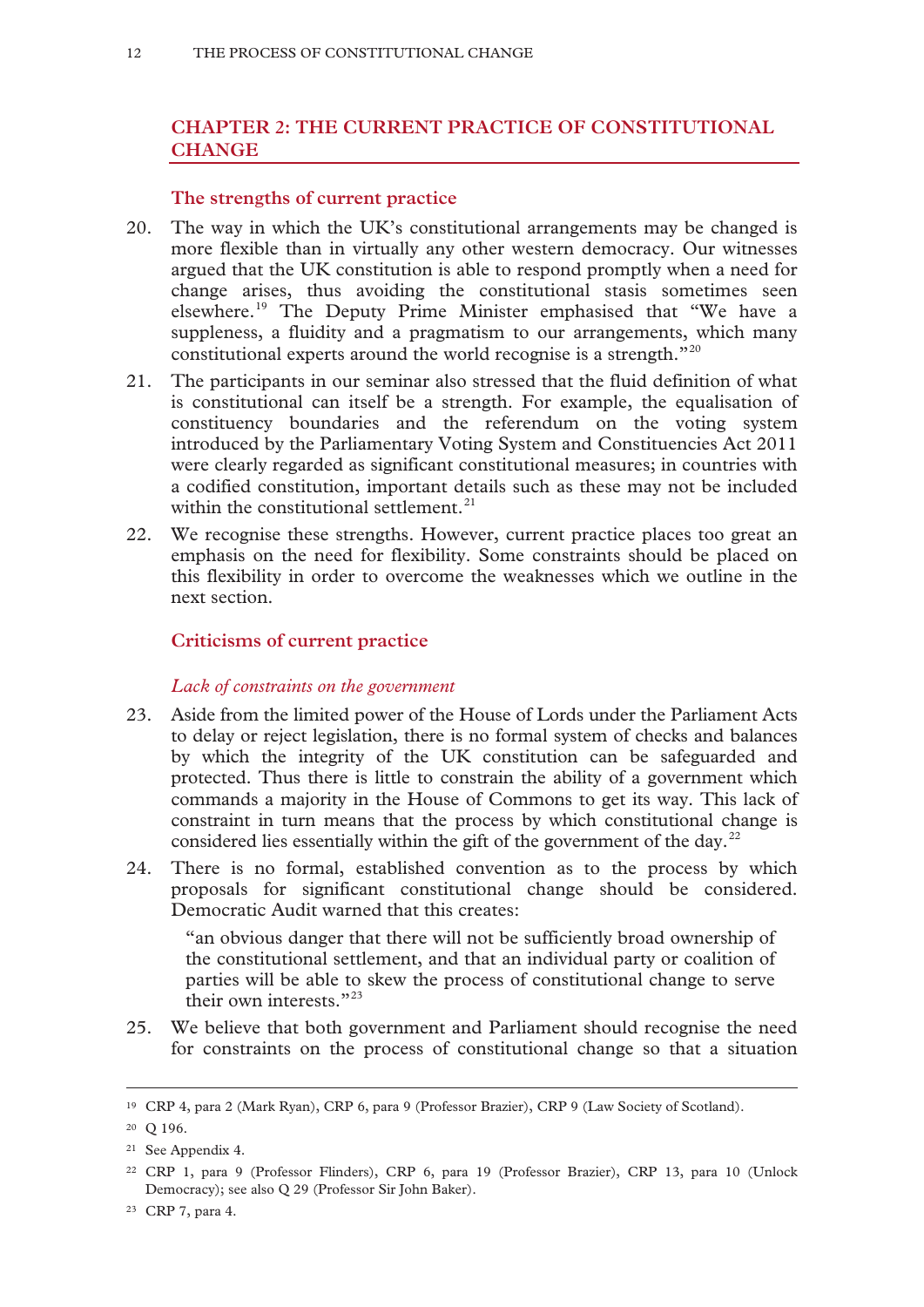## CHAPTER 2: THE CURRENT PRACTICE OF CONSTITUTIONAL CHANGE

### The strengths of current practice

20. The way in which the UK's constitutional arrangements may be changed is more flexible than in virtually any other western democracy. Our witnesses argued that the UK constitution is able to respond promptly when a need for change arises, thus avoiding the constitutional stasis sometimes seen elsewhere.[19] The Deputy Prime Minister emphasised that "We have a suppleness, a fluidity and a pragmatism to our arrangements, which many constitutional experts around the world recognise is a strength."[20]

21. The participants in our seminar also stressed that the fluid definition of what is constitutional can itself be a strength. For example, the equalisation of constituency boundaries and the referendum on the voting system introduced by the Parliamentary Voting System and Constituencies Act 2011 were clearly regarded as significant constitutional measures; in countries with a codified constitution, important details such as these may not be included within the constitutional settlement.[21]

22. We recognise these strengths. However, current practice places too great an emphasis on the need for flexibility. Some constraints should be placed on this flexibility in order to overcome the weaknesses which we outline in the next section.

### Criticisms of current practice

#### *Lack of constraints on the government*

23. Aside from the limited power of the House of Lords under the Parliament Acts to delay or reject legislation, there is no formal system of checks and balances by which the integrity of the UK constitution can be safeguarded and protected. Thus there is little to constrain the ability of a government which commands a majority in the House of Commons to get its way. This lack of constraint in turn means that the process by which constitutional change is considered lies essentially within the gift of the government of the day.[22]

24. There is no formal, established convention as to the process by which proposals for significant constitutional change should be considered. Democratic Audit warned that this creates:

> "an obvious danger that there will not be sufficiently broad ownership of the constitutional settlement, and that an individual party or coalition of parties will be able to skew the process of constitutional change to serve their own interests."[23]

25. We believe that both government and Parliament should recognise the need for constraints on the process of constitutional change so that a situation

---

[19] CRP 4, para 2 (Mark Ryan), CRP 6, para 9 (Professor Brazier), CRP 9 (Law Society of Scotland).

[20] Q 196.

[21] See Appendix 4.

[22] CRP 1, para 9 (Professor Flinders), CRP 6, para 19 (Professor Brazier), CRP 13, para 10 (Unlock Democracy); see also Q 29 (Professor Sir John Baker).

[23] CRP 7, para 4.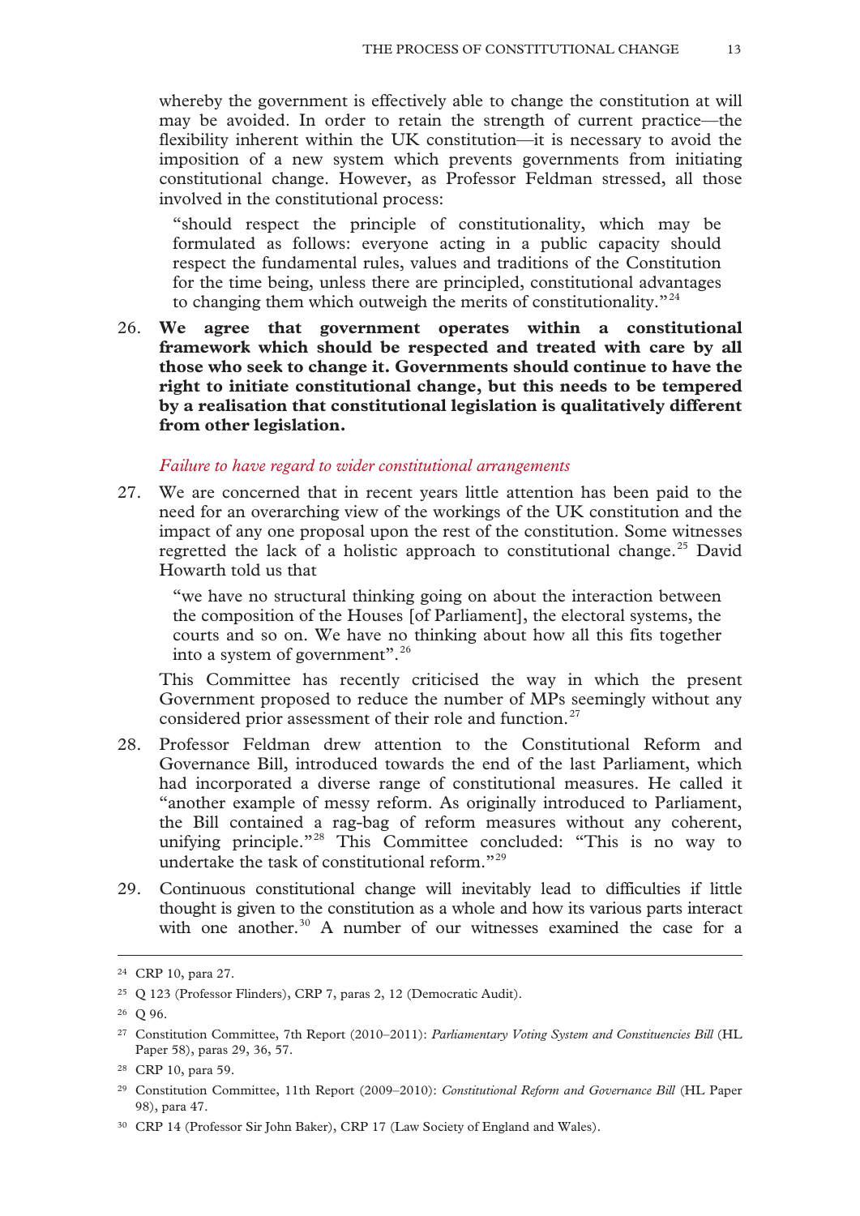whereby the government is effectively able to change the constitution at will may be avoided. In order to retain the strength of current practice—the flexibility inherent within the UK constitution—it is necessary to avoid the imposition of a new system which prevents governments from initiating constitutional change. However, as Professor Feldman stressed, all those involved in the constitutional process:

> "should respect the principle of constitutionality, which may be formulated as follows: everyone acting in a public capacity should respect the fundamental rules, values and traditions of the Constitution for the time being, unless there are principled, constitutional advantages to changing them which outweigh the merits of constitutionality."[24]

26. **We agree that government operates within a constitutional framework which should be respected and treated with care by all those who seek to change it. Governments should continue to have the right to initiate constitutional change, but this needs to be tempered by a realisation that constitutional legislation is qualitatively different from other legislation.**

*Failure to have regard to wider constitutional arrangements*

27. We are concerned that in recent years little attention has been paid to the need for an overarching view of the workings of the UK constitution and the impact of any one proposal upon the rest of the constitution. Some witnesses regretted the lack of a holistic approach to constitutional change.[25] David Howarth told us that

> "we have no structural thinking going on about the interaction between the composition of the Houses [of Parliament], the electoral systems, the courts and so on. We have no thinking about how all this fits together into a system of government".[26]

This Committee has recently criticised the way in which the present Government proposed to reduce the number of MPs seemingly without any considered prior assessment of their role and function.[27]

28. Professor Feldman drew attention to the Constitutional Reform and Governance Bill, introduced towards the end of the last Parliament, which had incorporated a diverse range of constitutional measures. He called it "another example of messy reform. As originally introduced to Parliament, the Bill contained a rag-bag of reform measures without any coherent, unifying principle."[28] This Committee concluded: "This is no way to undertake the task of constitutional reform."[29]

29. Continuous constitutional change will inevitably lead to difficulties if little thought is given to the constitution as a whole and how its various parts interact with one another.[30] A number of our witnesses examined the case for a

---

[24] CRP 10, para 27.

[25] Q 123 (Professor Flinders), CRP 7, paras 2, 12 (Democratic Audit).

[26] Q 96.

[27] Constitution Committee, 7th Report (2010–2011): *Parliamentary Voting System and Constituencies Bill* (HL Paper 58), paras 29, 36, 57.

[28] CRP 10, para 59.

[29] Constitution Committee, 11th Report (2009–2010): *Constitutional Reform and Governance Bill* (HL Paper 98), para 47.

[30] CRP 14 (Professor Sir John Baker), CRP 17 (Law Society of England and Wales).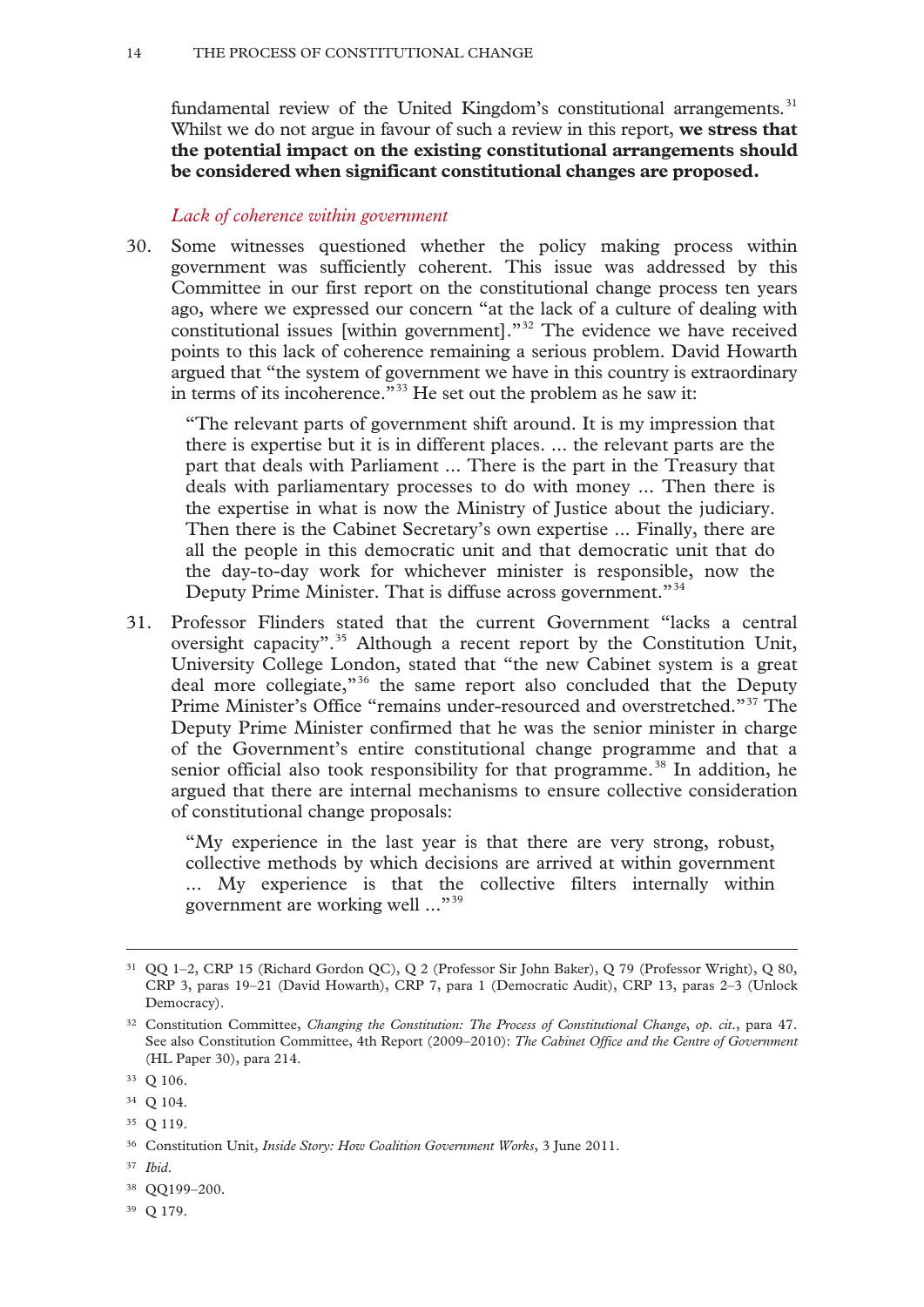fundamental review of the United Kingdom's constitutional arrangements.[31] Whilst we do not argue in favour of such a review in this report, **we stress that the potential impact on the existing constitutional arrangements should be considered when significant constitutional changes are proposed.**

### *Lack of coherence within government*

30. Some witnesses questioned whether the policy making process within government was sufficiently coherent. This issue was addressed by this Committee in our first report on the constitutional change process ten years ago, where we expressed our concern "at the lack of a culture of dealing with constitutional issues [within government]."[32] The evidence we have received points to this lack of coherence remaining a serious problem. David Howarth argued that "the system of government we have in this country is extraordinary in terms of its incoherence."[33] He set out the problem as he saw it:

> "The relevant parts of government shift around. It is my impression that there is expertise but it is in different places. ... the relevant parts are the part that deals with Parliament ... There is the part in the Treasury that deals with parliamentary processes to do with money ... Then there is the expertise in what is now the Ministry of Justice about the judiciary. Then there is the Cabinet Secretary's own expertise ... Finally, there are all the people in this democratic unit and that democratic unit that do the day-to-day work for whichever minister is responsible, now the Deputy Prime Minister. That is diffuse across government."[34]

31. Professor Flinders stated that the current Government "lacks a central oversight capacity".[35] Although a recent report by the Constitution Unit, University College London, stated that "the new Cabinet system is a great deal more collegiate,"[36] the same report also concluded that the Deputy Prime Minister's Office "remains under-resourced and overstretched."[37] The Deputy Prime Minister confirmed that he was the senior minister in charge of the Government's entire constitutional change programme and that a senior official also took responsibility for that programme.[38] In addition, he argued that there are internal mechanisms to ensure collective consideration of constitutional change proposals:

> "My experience in the last year is that there are very strong, robust, collective methods by which decisions are arrived at within government ... My experience is that the collective filters internally within government are working well ..."[39]

---

[31] QQ 1–2, CRP 15 (Richard Gordon QC), Q 2 (Professor Sir John Baker), Q 79 (Professor Wright), Q 80, CRP 3, paras 19–21 (David Howarth), CRP 7, para 1 (Democratic Audit), CRP 13, paras 2–3 (Unlock Democracy).

[32] Constitution Committee, *Changing the Constitution: The Process of Constitutional Change*, *op. cit*., para 47. See also Constitution Committee, 4th Report (2009–2010): *The Cabinet Office and the Centre of Government* (HL Paper 30), para 214.

[33] Q 106.

[34] Q 104.

[35] Q 119.

[36] Constitution Unit, *Inside Story: How Coalition Government Works*, 3 June 2011.

[37] *Ibid*.

[38] QQ199–200.

[39] Q 179.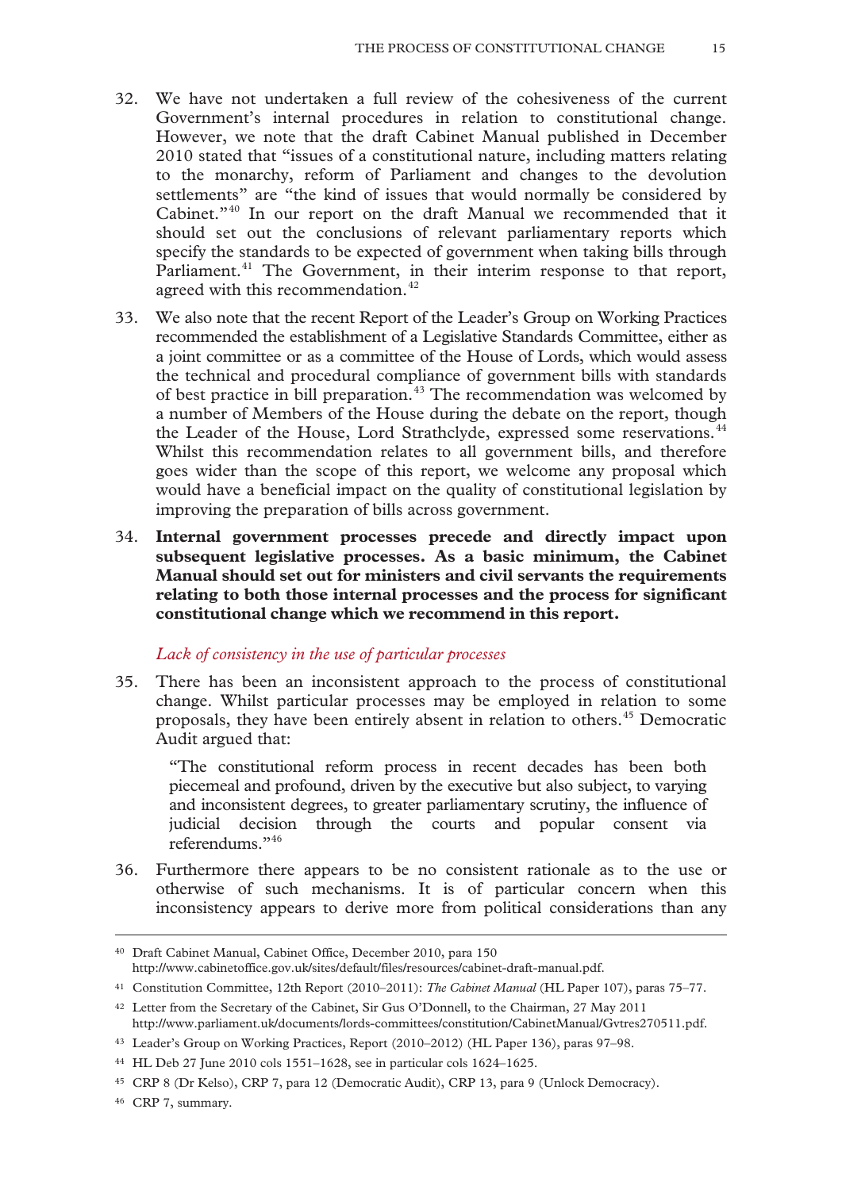32. We have not undertaken a full review of the cohesiveness of the current Government's internal procedures in relation to constitutional change. However, we note that the draft Cabinet Manual published in December 2010 stated that "issues of a constitutional nature, including matters relating to the monarchy, reform of Parliament and changes to the devolution settlements" are "the kind of issues that would normally be considered by Cabinet."[40] In our report on the draft Manual we recommended that it should set out the conclusions of relevant parliamentary reports which specify the standards to be expected of government when taking bills through Parliament.[41] The Government, in their interim response to that report, agreed with this recommendation.[42]

33. We also note that the recent Report of the Leader's Group on Working Practices recommended the establishment of a Legislative Standards Committee, either as a joint committee or as a committee of the House of Lords, which would assess the technical and procedural compliance of government bills with standards of best practice in bill preparation.[43] The recommendation was welcomed by a number of Members of the House during the debate on the report, though the Leader of the House, Lord Strathclyde, expressed some reservations.[44] Whilst this recommendation relates to all government bills, and therefore goes wider than the scope of this report, we welcome any proposal which would have a beneficial impact on the quality of constitutional legislation by improving the preparation of bills across government.

34. **Internal government processes precede and directly impact upon subsequent legislative processes. As a basic minimum, the Cabinet Manual should set out for ministers and civil servants the requirements relating to both those internal processes and the process for significant constitutional change which we recommend in this report.**

*Lack of consistency in the use of particular processes*

35. There has been an inconsistent approach to the process of constitutional change. Whilst particular processes may be employed in relation to some proposals, they have been entirely absent in relation to others.[45] Democratic Audit argued that:

> "The constitutional reform process in recent decades has been both piecemeal and profound, driven by the executive but also subject, to varying and inconsistent degrees, to greater parliamentary scrutiny, the influence of judicial decision through the courts and popular consent via referendums."[46]

36. Furthermore there appears to be no consistent rationale as to the use or otherwise of such mechanisms. It is of particular concern when this inconsistency appears to derive more from political considerations than any

---

[40] Draft Cabinet Manual, Cabinet Office, December 2010, para 150 http://www.cabinetoffice.gov.uk/sites/default/files/resources/cabinet-draft-manual.pdf.

[41] Constitution Committee, 12th Report (2010–2011): *The Cabinet Manual* (HL Paper 107), paras 75–77.

[42] Letter from the Secretary of the Cabinet, Sir Gus O'Donnell, to the Chairman, 27 May 2011 http://www.parliament.uk/documents/lords-committees/constitution/CabinetManual/Gvtres270511.pdf.

[43] Leader's Group on Working Practices, Report (2010–2012) (HL Paper 136), paras 97–98.

[44] HL Deb 27 June 2010 cols 1551–1628, see in particular cols 1624–1625.

[45] CRP 8 (Dr Kelso), CRP 7, para 12 (Democratic Audit), CRP 13, para 9 (Unlock Democracy).

[46] CRP 7, summary.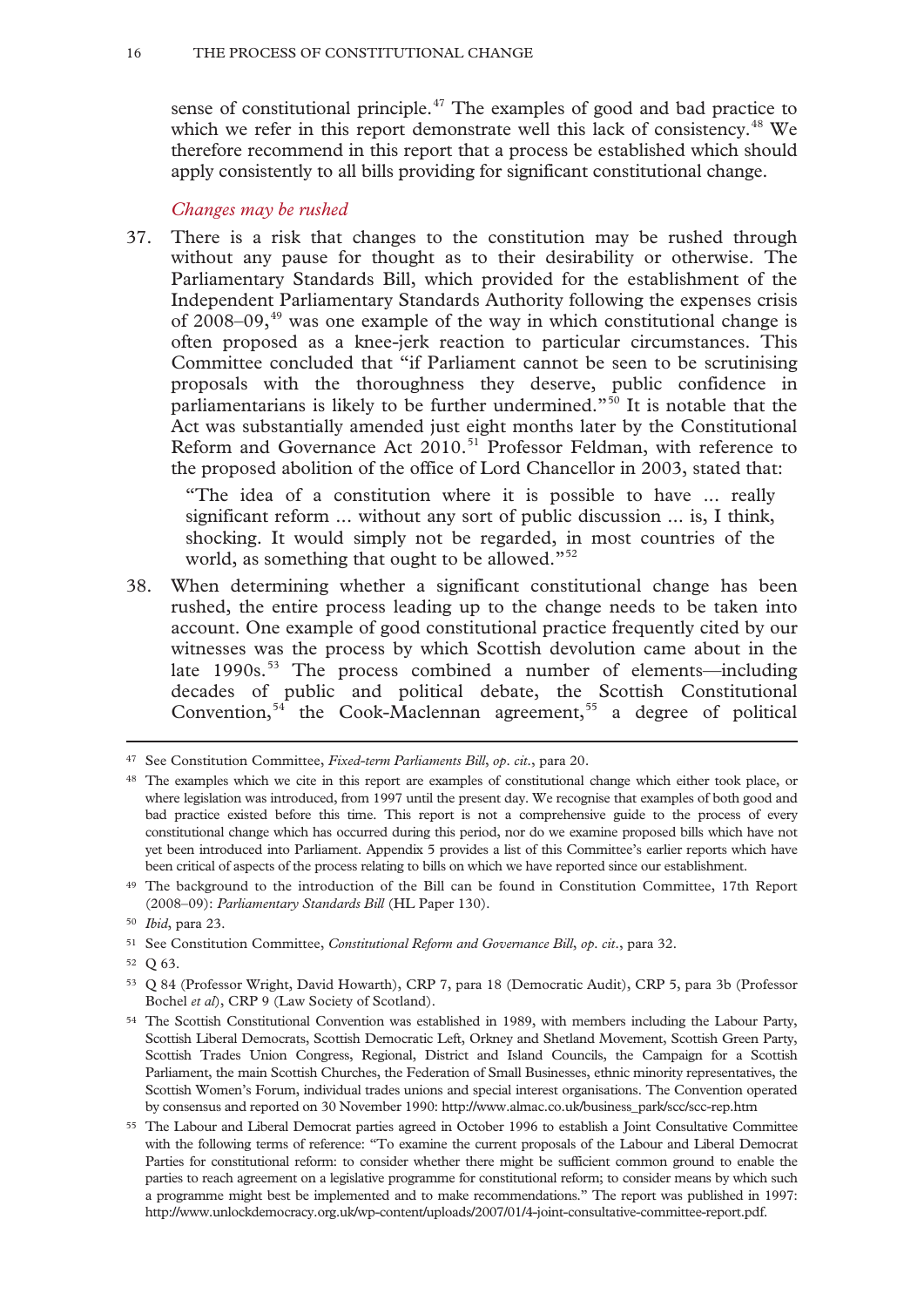sense of constitutional principle.[47] The examples of good and bad practice to which we refer in this report demonstrate well this lack of consistency.[48] We therefore recommend in this report that a process be established which should apply consistently to all bills providing for significant constitutional change.

*Changes may be rushed*

37. There is a risk that changes to the constitution may be rushed through without any pause for thought as to their desirability or otherwise. The Parliamentary Standards Bill, which provided for the establishment of the Independent Parliamentary Standards Authority following the expenses crisis of 2008–09,[49] was one example of the way in which constitutional change is often proposed as a knee-jerk reaction to particular circumstances. This Committee concluded that "if Parliament cannot be seen to be scrutinising proposals with the thoroughness they deserve, public confidence in parliamentarians is likely to be further undermined."[50] It is notable that the Act was substantially amended just eight months later by the Constitutional Reform and Governance Act 2010.[51] Professor Feldman, with reference to the proposed abolition of the office of Lord Chancellor in 2003, stated that:

> "The idea of a constitution where it is possible to have ... really significant reform ... without any sort of public discussion ... is, I think, shocking. It would simply not be regarded, in most countries of the world, as something that ought to be allowed."[52]

38. When determining whether a significant constitutional change has been rushed, the entire process leading up to the change needs to be taken into account. One example of good constitutional practice frequently cited by our witnesses was the process by which Scottish devolution came about in the late 1990s.[53] The process combined a number of elements—including decades of public and political debate, the Scottish Constitutional Convention,[54] the Cook-Maclennan agreement,[55] a degree of political

---

[47] See Constitution Committee, *Fixed-term Parliaments Bill*, *op. cit*., para 20.

[48] The examples which we cite in this report are examples of constitutional change which either took place, or where legislation was introduced, from 1997 until the present day. We recognise that examples of both good and bad practice existed before this time. This report is not a comprehensive guide to the process of every constitutional change which has occurred during this period, nor do we examine proposed bills which have not yet been introduced into Parliament. Appendix 5 provides a list of this Committee's earlier reports which have been critical of aspects of the process relating to bills on which we have reported since our establishment.

[49] The background to the introduction of the Bill can be found in Constitution Committee, 17th Report (2008–09): *Parliamentary Standards Bill* (HL Paper 130).

[50] *Ibid*, para 23.

[51] See Constitution Committee, *Constitutional Reform and Governance Bill*, *op. cit*., para 32.

[52] Q 63.

[53] Q 84 (Professor Wright, David Howarth), CRP 7, para 18 (Democratic Audit), CRP 5, para 3b (Professor Bochel *et al*), CRP 9 (Law Society of Scotland).

[54] The Scottish Constitutional Convention was established in 1989, with members including the Labour Party, Scottish Liberal Democrats, Scottish Democratic Left, Orkney and Shetland Movement, Scottish Green Party, Scottish Trades Union Congress, Regional, District and Island Councils, the Campaign for a Scottish Parliament, the main Scottish Churches, the Federation of Small Businesses, ethnic minority representatives, the Scottish Women's Forum, individual trades unions and special interest organisations. The Convention operated by consensus and reported on 30 November 1990: http://www.almac.co.uk/business_park/scc/scc-rep.htm

[55] The Labour and Liberal Democrat parties agreed in October 1996 to establish a Joint Consultative Committee with the following terms of reference: "To examine the current proposals of the Labour and Liberal Democrat Parties for constitutional reform: to consider whether there might be sufficient common ground to enable the parties to reach agreement on a legislative programme for constitutional reform; to consider means by which such a programme might best be implemented and to make recommendations." The report was published in 1997: http://www.unlockdemocracy.org.uk/wp-content/uploads/2007/01/4-joint-consultative-committee-report.pdf.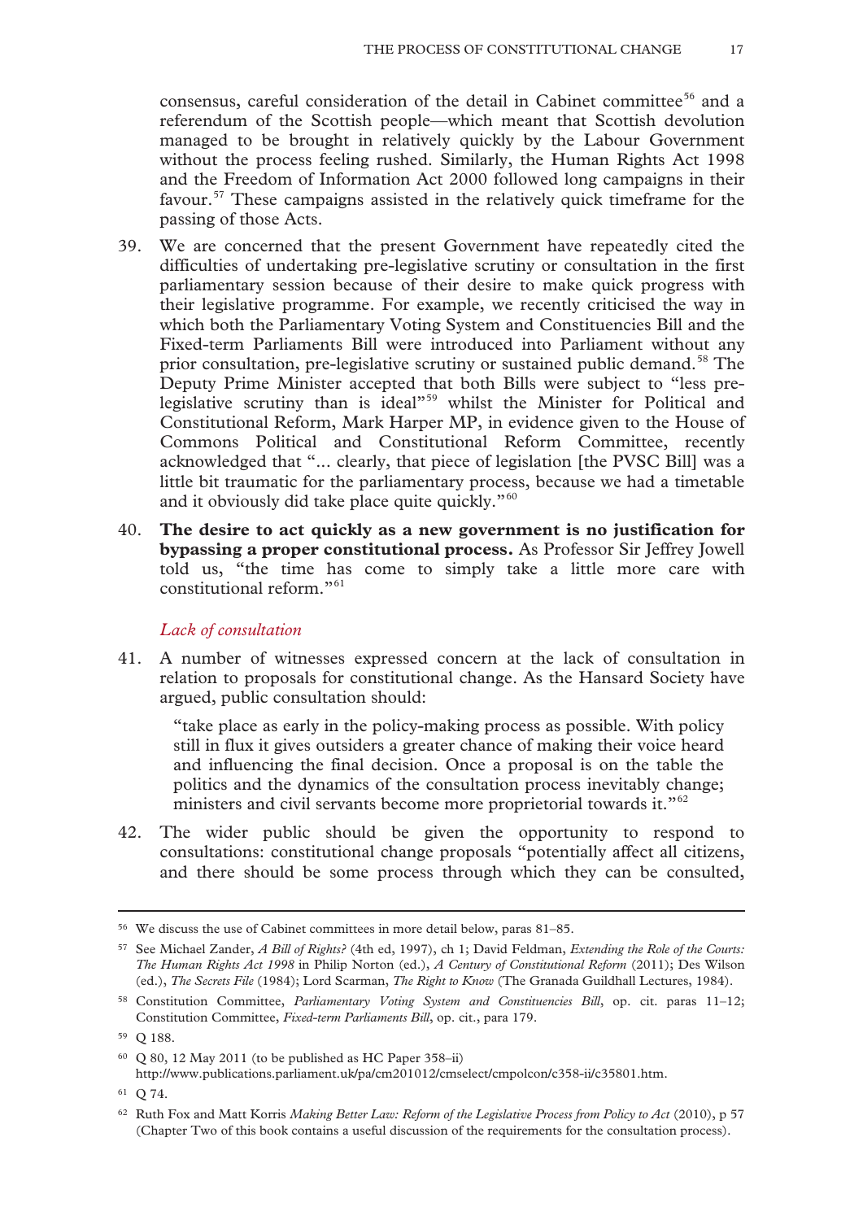consensus, careful consideration of the detail in Cabinet committee[56] and a referendum of the Scottish people—which meant that Scottish devolution managed to be brought in relatively quickly by the Labour Government without the process feeling rushed. Similarly, the Human Rights Act 1998 and the Freedom of Information Act 2000 followed long campaigns in their favour.[57] These campaigns assisted in the relatively quick timeframe for the passing of those Acts.

39. We are concerned that the present Government have repeatedly cited the difficulties of undertaking pre-legislative scrutiny or consultation in the first parliamentary session because of their desire to make quick progress with their legislative programme. For example, we recently criticised the way in which both the Parliamentary Voting System and Constituencies Bill and the Fixed-term Parliaments Bill were introduced into Parliament without any prior consultation, pre-legislative scrutiny or sustained public demand.[58] The Deputy Prime Minister accepted that both Bills were subject to "less pre-legislative scrutiny than is ideal"[59] whilst the Minister for Political and Constitutional Reform, Mark Harper MP, in evidence given to the House of Commons Political and Constitutional Reform Committee, recently acknowledged that "... clearly, that piece of legislation [the PVSC Bill] was a little bit traumatic for the parliamentary process, because we had a timetable and it obviously did take place quite quickly."[60]

40. **The desire to act quickly as a new government is no justification for bypassing a proper constitutional process.** As Professor Sir Jeffrey Jowell told us, "the time has come to simply take a little more care with constitutional reform."[61]

*Lack of consultation*

41. A number of witnesses expressed concern at the lack of consultation in relation to proposals for constitutional change. As the Hansard Society have argued, public consultation should:

> "take place as early in the policy-making process as possible. With policy still in flux it gives outsiders a greater chance of making their voice heard and influencing the final decision. Once a proposal is on the table the politics and the dynamics of the consultation process inevitably change; ministers and civil servants become more proprietorial towards it."[62]

42. The wider public should be given the opportunity to respond to consultations: constitutional change proposals "potentially affect all citizens, and there should be some process through which they can be consulted,

---

[56] We discuss the use of Cabinet committees in more detail below, paras 81–85.

[57] See Michael Zander, *A Bill of Rights?* (4th ed, 1997), ch 1; David Feldman, *Extending the Role of the Courts: The Human Rights Act 1998* in Philip Norton (ed.), *A Century of Constitutional Reform* (2011); Des Wilson (ed.), *The Secrets File* (1984); Lord Scarman, *The Right to Know* (The Granada Guildhall Lectures, 1984).

[58] Constitution Committee, *Parliamentary Voting System and Constituencies Bill*, op. cit. paras 11–12; Constitution Committee, *Fixed-term Parliaments Bill*, op. cit., para 179.

[59] Q 188.

[60] Q 80, 12 May 2011 (to be published as HC Paper 358–ii) http://www.publications.parliament.uk/pa/cm201012/cmselect/cmpolcon/c358-ii/c35801.htm.

[61] Q 74.

[62] Ruth Fox and Matt Korris *Making Better Law: Reform of the Legislative Process from Policy to Act* (2010), p 57 (Chapter Two of this book contains a useful discussion of the requirements for the consultation process).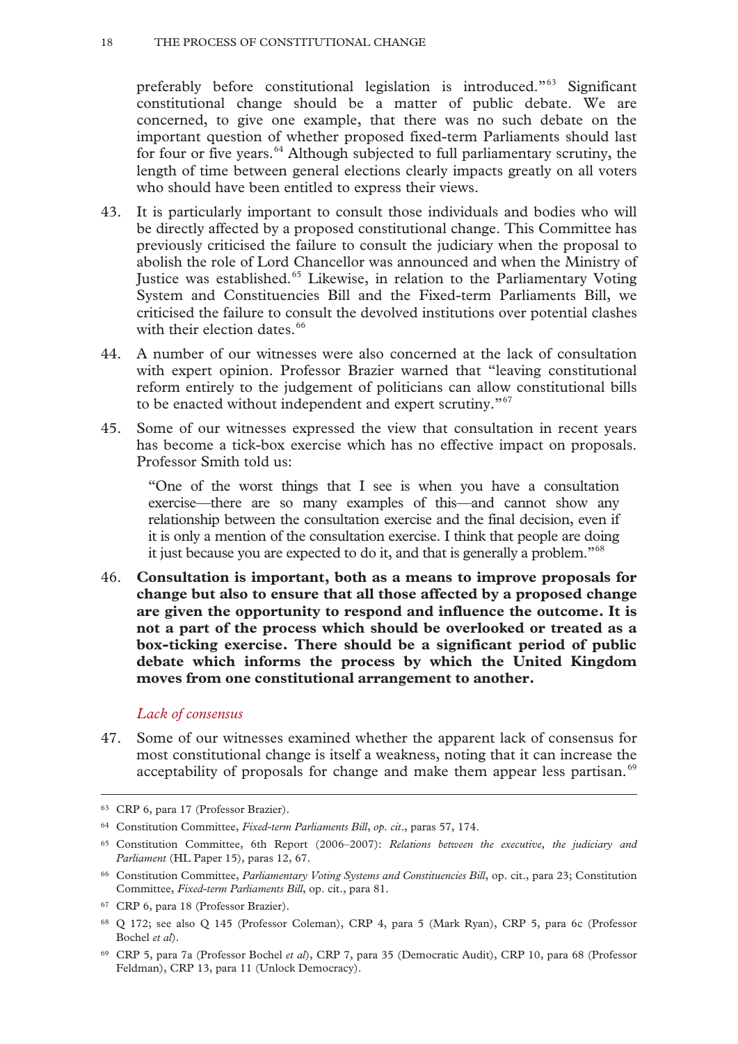preferably before constitutional legislation is introduced."[63] Significant constitutional change should be a matter of public debate. We are concerned, to give one example, that there was no such debate on the important question of whether proposed fixed-term Parliaments should last for four or five years.[64] Although subjected to full parliamentary scrutiny, the length of time between general elections clearly impacts greatly on all voters who should have been entitled to express their views.

43. It is particularly important to consult those individuals and bodies who will be directly affected by a proposed constitutional change. This Committee has previously criticised the failure to consult the judiciary when the proposal to abolish the role of Lord Chancellor was announced and when the Ministry of Justice was established.[65] Likewise, in relation to the Parliamentary Voting System and Constituencies Bill and the Fixed-term Parliaments Bill, we criticised the failure to consult the devolved institutions over potential clashes with their election dates.[66]

44. A number of our witnesses were also concerned at the lack of consultation with expert opinion. Professor Brazier warned that "leaving constitutional reform entirely to the judgement of politicians can allow constitutional bills to be enacted without independent and expert scrutiny."[67]

45. Some of our witnesses expressed the view that consultation in recent years has become a tick-box exercise which has no effective impact on proposals. Professor Smith told us:

> "One of the worst things that I see is when you have a consultation exercise—there are so many examples of this—and cannot show any relationship between the consultation exercise and the final decision, even if it is only a mention of the consultation exercise. I think that people are doing it just because you are expected to do it, and that is generally a problem."[68]

46. **Consultation is important, both as a means to improve proposals for change but also to ensure that all those affected by a proposed change are given the opportunity to respond and influence the outcome. It is not a part of the process which should be overlooked or treated as a box-ticking exercise. There should be a significant period of public debate which informs the process by which the United Kingdom moves from one constitutional arrangement to another.**

### *Lack of consensus*

47. Some of our witnesses examined whether the apparent lack of consensus for most constitutional change is itself a weakness, noting that it can increase the acceptability of proposals for change and make them appear less partisan.[69]

---

[63] CRP 6, para 17 (Professor Brazier).

[64] Constitution Committee, *Fixed-term Parliaments Bill*, *op. cit*., paras 57, 174.

[65] Constitution Committee, 6th Report (2006–2007): *Relations between the executive, the judiciary and Parliament* (HL Paper 15), paras 12, 67.

[66] Constitution Committee, *Parliamentary Voting Systems and Constituencies Bill*, op. cit., para 23; Constitution Committee, *Fixed-term Parliaments Bill*, op. cit., para 81.

[67] CRP 6, para 18 (Professor Brazier).

[68] Q 172; see also Q 145 (Professor Coleman), CRP 4, para 5 (Mark Ryan), CRP 5, para 6c (Professor Bochel *et al*).

[69] CRP 5, para 7a (Professor Bochel *et al*), CRP 7, para 35 (Democratic Audit), CRP 10, para 68 (Professor Feldman), CRP 13, para 11 (Unlock Democracy).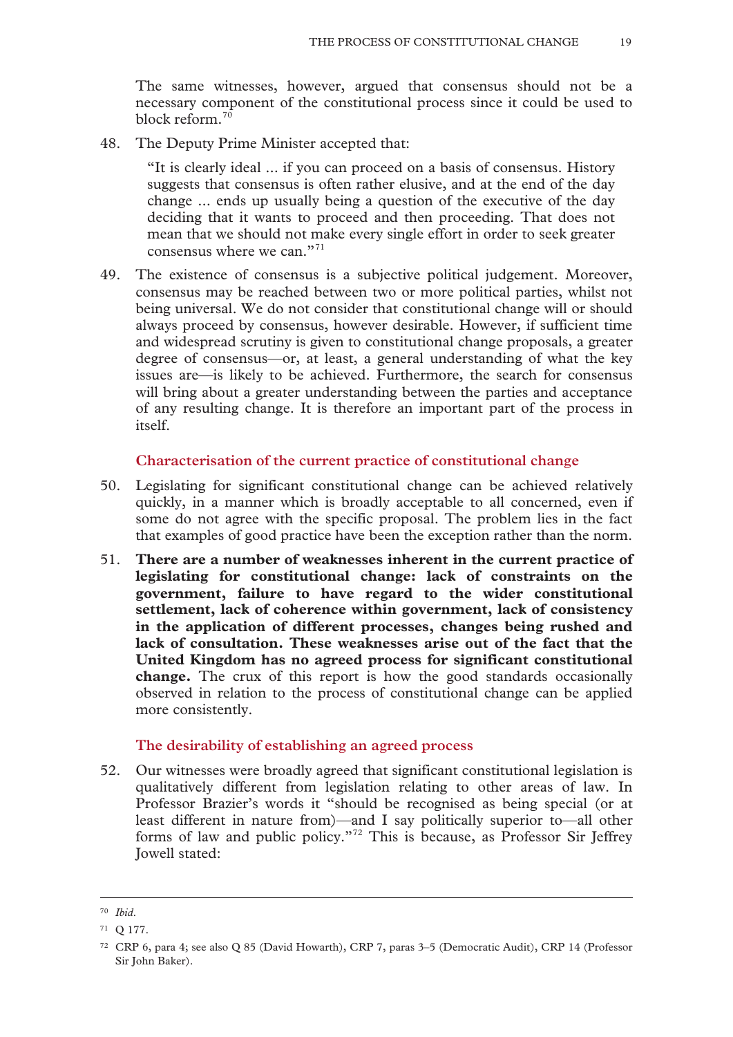The same witnesses, however, argued that consensus should not be a necessary component of the constitutional process since it could be used to block reform.[70]

48. The Deputy Prime Minister accepted that:

> "It is clearly ideal ... if you can proceed on a basis of consensus. History suggests that consensus is often rather elusive, and at the end of the day change ... ends up usually being a question of the executive of the day deciding that it wants to proceed and then proceeding. That does not mean that we should not make every single effort in order to seek greater consensus where we can."[71]

49. The existence of consensus is a subjective political judgement. Moreover, consensus may be reached between two or more political parties, whilst not being universal. We do not consider that constitutional change will or should always proceed by consensus, however desirable. However, if sufficient time and widespread scrutiny is given to constitutional change proposals, a greater degree of consensus—or, at least, a general understanding of what the key issues are—is likely to be achieved. Furthermore, the search for consensus will bring about a greater understanding between the parties and acceptance of any resulting change. It is therefore an important part of the process in itself.

### Characterisation of the current practice of constitutional change

50. Legislating for significant constitutional change can be achieved relatively quickly, in a manner which is broadly acceptable to all concerned, even if some do not agree with the specific proposal. The problem lies in the fact that examples of good practice have been the exception rather than the norm.

51. **There are a number of weaknesses inherent in the current practice of legislating for constitutional change: lack of constraints on the government, failure to have regard to the wider constitutional settlement, lack of coherence within government, lack of consistency in the application of different processes, changes being rushed and lack of consultation. These weaknesses arise out of the fact that the United Kingdom has no agreed process for significant constitutional change.** The crux of this report is how the good standards occasionally observed in relation to the process of constitutional change can be applied more consistently.

### The desirability of establishing an agreed process

52. Our witnesses were broadly agreed that significant constitutional legislation is qualitatively different from legislation relating to other areas of law. In Professor Brazier's words it "should be recognised as being special (or at least different in nature from)—and I say politically superior to—all other forms of law and public policy."[72] This is because, as Professor Sir Jeffrey Jowell stated:

---

[70] *Ibid.*

[71] Q 177.

[72] CRP 6, para 4; see also Q 85 (David Howarth), CRP 7, paras 3–5 (Democratic Audit), CRP 14 (Professor Sir John Baker).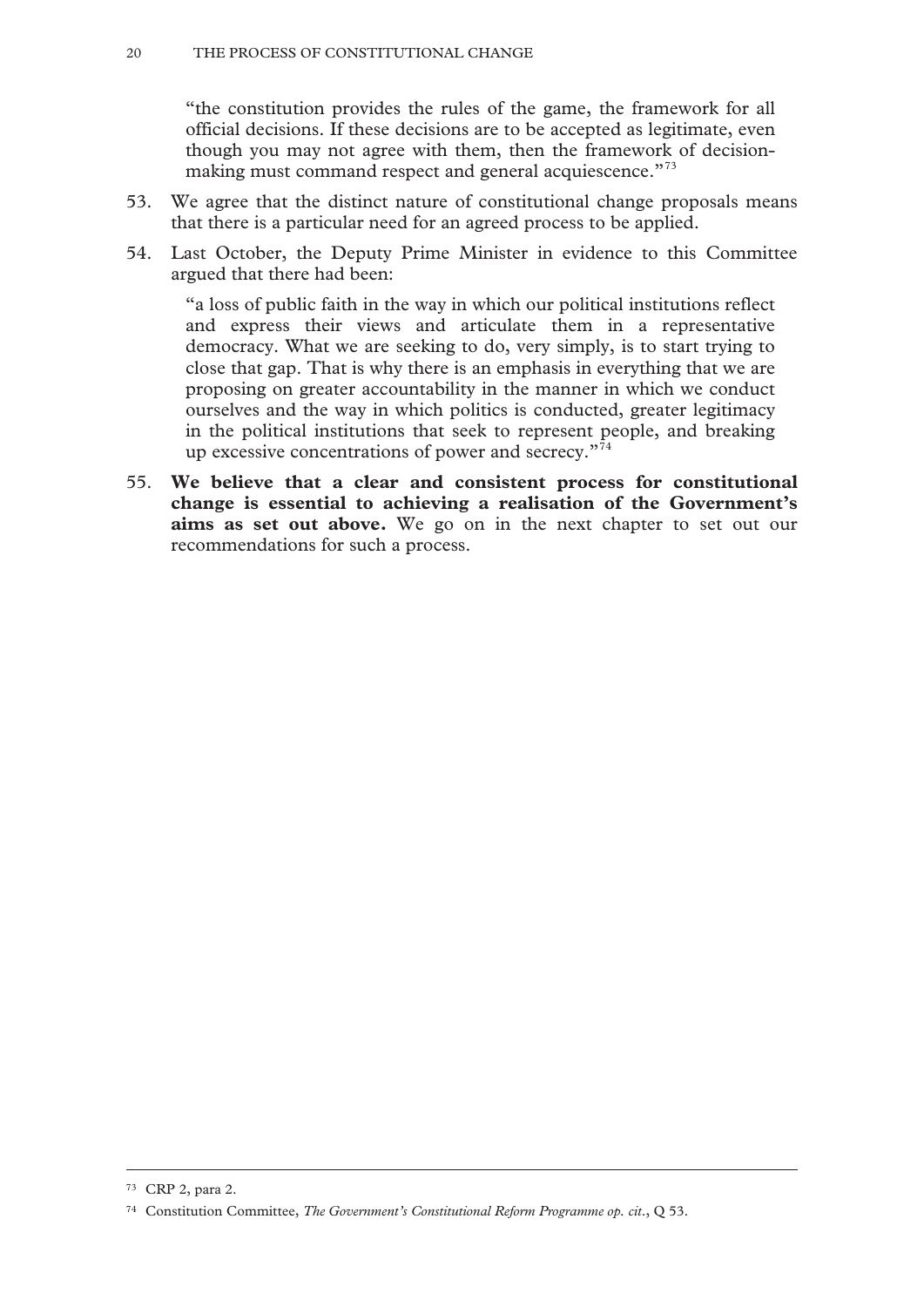> "the constitution provides the rules of the game, the framework for all official decisions. If these decisions are to be accepted as legitimate, even though you may not agree with them, then the framework of decision-making must command respect and general acquiescence."[73]

53. We agree that the distinct nature of constitutional change proposals means that there is a particular need for an agreed process to be applied.

54. Last October, the Deputy Prime Minister in evidence to this Committee argued that there had been:

> "a loss of public faith in the way in which our political institutions reflect and express their views and articulate them in a representative democracy. What we are seeking to do, very simply, is to start trying to close that gap. That is why there is an emphasis in everything that we are proposing on greater accountability in the manner in which we conduct ourselves and the way in which politics is conducted, greater legitimacy in the political institutions that seek to represent people, and breaking up excessive concentrations of power and secrecy."[74]

55. **We believe that a clear and consistent process for constitutional change is essential to achieving a realisation of the Government's aims as set out above.** We go on in the next chapter to set out our recommendations for such a process.

---

[73] CRP 2, para 2.

[74] Constitution Committee, *The Government's Constitutional Reform Programme op. cit*., Q 53.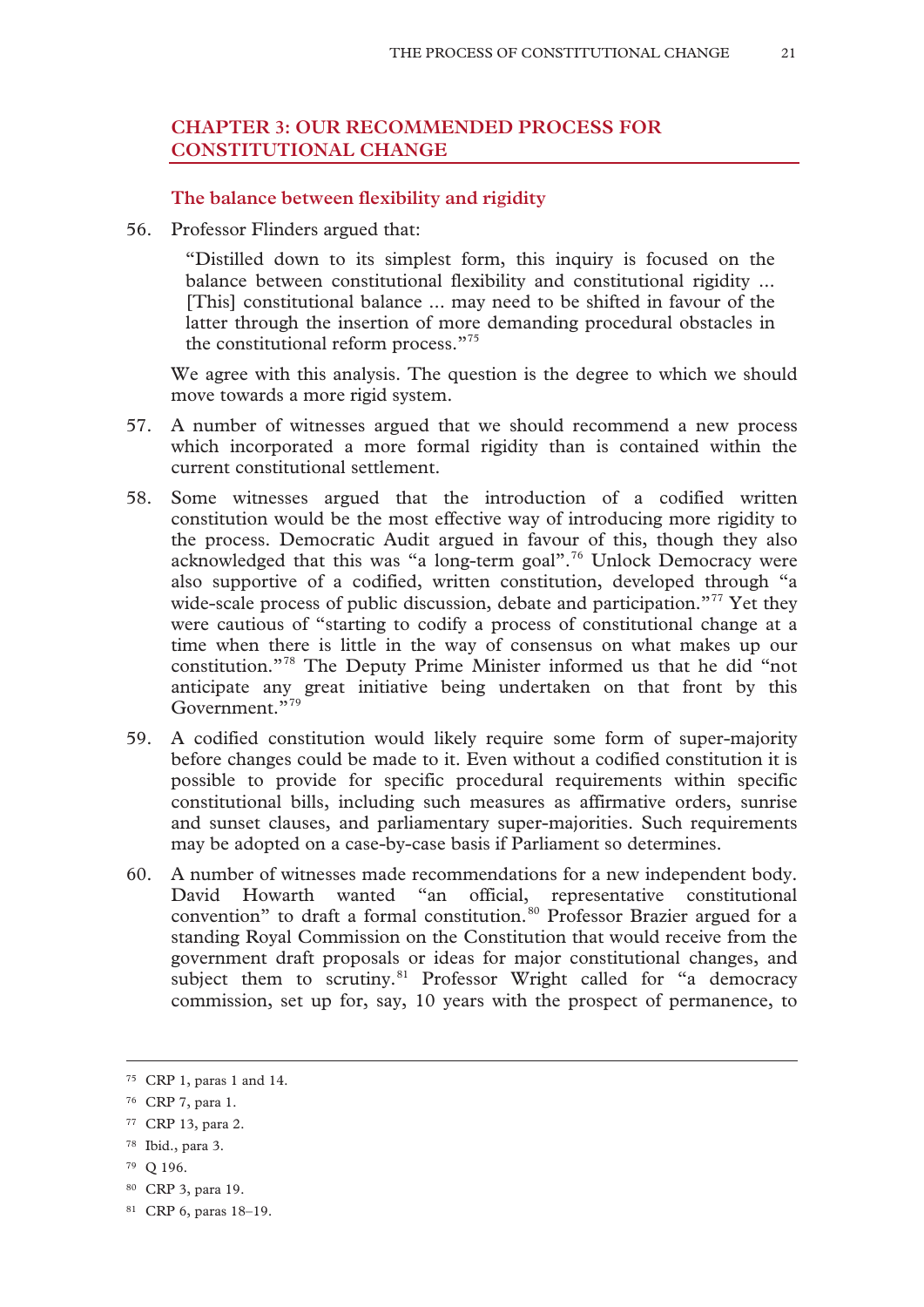## CHAPTER 3: OUR RECOMMENDED PROCESS FOR CONSTITUTIONAL CHANGE

### The balance between flexibility and rigidity

56. Professor Flinders argued that:

> "Distilled down to its simplest form, this inquiry is focused on the balance between constitutional flexibility and constitutional rigidity ... [This] constitutional balance ... may need to be shifted in favour of the latter through the insertion of more demanding procedural obstacles in the constitutional reform process."[75]

We agree with this analysis. The question is the degree to which we should move towards a more rigid system.

57. A number of witnesses argued that we should recommend a new process which incorporated a more formal rigidity than is contained within the current constitutional settlement.

58. Some witnesses argued that the introduction of a codified written constitution would be the most effective way of introducing more rigidity to the process. Democratic Audit argued in favour of this, though they also acknowledged that this was "a long-term goal".[76] Unlock Democracy were also supportive of a codified, written constitution, developed through "a wide-scale process of public discussion, debate and participation."[77] Yet they were cautious of "starting to codify a process of constitutional change at a time when there is little in the way of consensus on what makes up our constitution."[78] The Deputy Prime Minister informed us that he did "not anticipate any great initiative being undertaken on that front by this Government."[79]

59. A codified constitution would likely require some form of super-majority before changes could be made to it. Even without a codified constitution it is possible to provide for specific procedural requirements within specific constitutional bills, including such measures as affirmative orders, sunrise and sunset clauses, and parliamentary super-majorities. Such requirements may be adopted on a case-by-case basis if Parliament so determines.

60. A number of witnesses made recommendations for a new independent body. David Howarth wanted "an official, representative constitutional convention" to draft a formal constitution.[80] Professor Brazier argued for a standing Royal Commission on the Constitution that would receive from the government draft proposals or ideas for major constitutional changes, and subject them to scrutiny.[81] Professor Wright called for "a democracy commission, set up for, say, 10 years with the prospect of permanence, to

---

[75] CRP 1, paras 1 and 14.

[76] CRP 7, para 1.

[77] CRP 13, para 2.

[78] Ibid., para 3.

[79] Q 196.

[80] CRP 3, para 19.

[81] CRP 6, paras 18–19.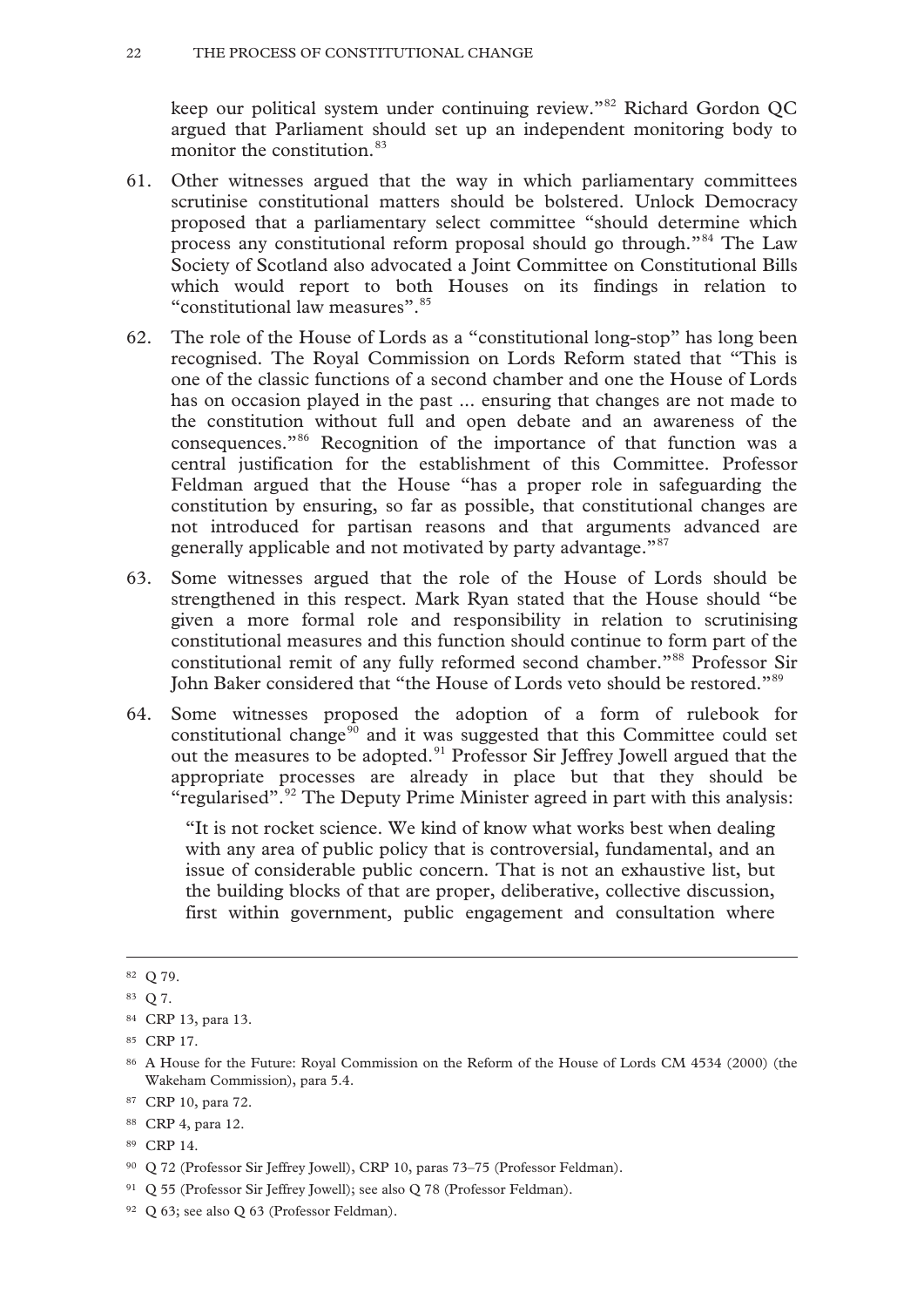keep our political system under continuing review."[82] Richard Gordon QC argued that Parliament should set up an independent monitoring body to monitor the constitution.[83]

61. Other witnesses argued that the way in which parliamentary committees scrutinise constitutional matters should be bolstered. Unlock Democracy proposed that a parliamentary select committee "should determine which process any constitutional reform proposal should go through."[84] The Law Society of Scotland also advocated a Joint Committee on Constitutional Bills which would report to both Houses on its findings in relation to "constitutional law measures".[85]

62. The role of the House of Lords as a "constitutional long-stop" has long been recognised. The Royal Commission on Lords Reform stated that "This is one of the classic functions of a second chamber and one the House of Lords has on occasion played in the past ... ensuring that changes are not made to the constitution without full and open debate and an awareness of the consequences."[86] Recognition of the importance of that function was a central justification for the establishment of this Committee. Professor Feldman argued that the House "has a proper role in safeguarding the constitution by ensuring, so far as possible, that constitutional changes are not introduced for partisan reasons and that arguments advanced are generally applicable and not motivated by party advantage."[87]

63. Some witnesses argued that the role of the House of Lords should be strengthened in this respect. Mark Ryan stated that the House should "be given a more formal role and responsibility in relation to scrutinising constitutional measures and this function should continue to form part of the constitutional remit of any fully reformed second chamber."[88] Professor Sir John Baker considered that "the House of Lords veto should be restored."[89]

64. Some witnesses proposed the adoption of a form of rulebook for constitutional change[90] and it was suggested that this Committee could set out the measures to be adopted.[91] Professor Sir Jeffrey Jowell argued that the appropriate processes are already in place but that they should be "regularised".[92] The Deputy Prime Minister agreed in part with this analysis:

> "It is not rocket science. We kind of know what works best when dealing with any area of public policy that is controversial, fundamental, and an issue of considerable public concern. That is not an exhaustive list, but the building blocks of that are proper, deliberative, collective discussion, first within government, public engagement and consultation where

---

[82] Q 79.

[83] Q 7.

[84] CRP 13, para 13.

[85] CRP 17.

[86] A House for the Future: Royal Commission on the Reform of the House of Lords CM 4534 (2000) (the Wakeham Commission), para 5.4.

[87] CRP 10, para 72.

[88] CRP 4, para 12.

[89] CRP 14.

[90] Q 72 (Professor Sir Jeffrey Jowell), CRP 10, paras 73–75 (Professor Feldman).

[91] Q 55 (Professor Sir Jeffrey Jowell); see also Q 78 (Professor Feldman).

[92] Q 63; see also Q 63 (Professor Feldman).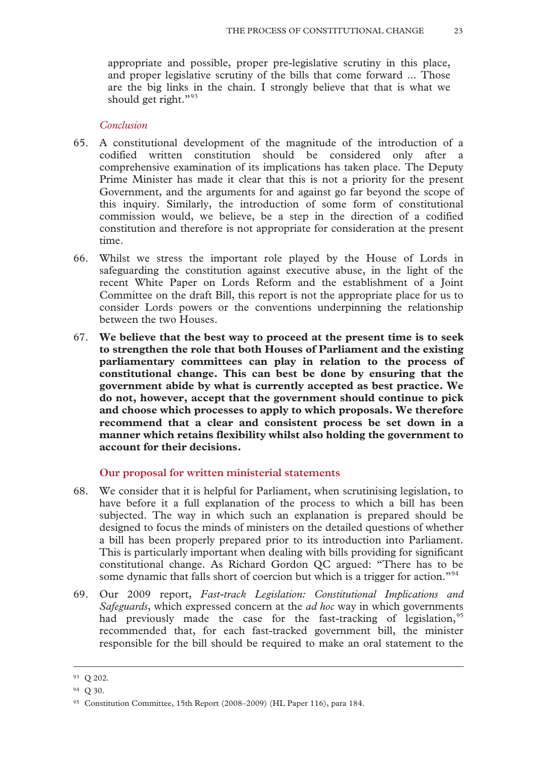appropriate and possible, proper pre-legislative scrutiny in this place, and proper legislative scrutiny of the bills that come forward ... Those are the big links in the chain. I strongly believe that that is what we should get right."[93]

*Conclusion*

65. A constitutional development of the magnitude of the introduction of a codified written constitution should be considered only after a comprehensive examination of its implications has taken place. The Deputy Prime Minister has made it clear that this is not a priority for the present Government, and the arguments for and against go far beyond the scope of this inquiry. Similarly, the introduction of some form of constitutional commission would, we believe, be a step in the direction of a codified constitution and therefore is not appropriate for consideration at the present time.

66. Whilst we stress the important role played by the House of Lords in safeguarding the constitution against executive abuse, in the light of the recent White Paper on Lords Reform and the establishment of a Joint Committee on the draft Bill, this report is not the appropriate place for us to consider Lords powers or the conventions underpinning the relationship between the two Houses.

67. **We believe that the best way to proceed at the present time is to seek to strengthen the role that both Houses of Parliament and the existing parliamentary committees can play in relation to the process of constitutional change. This can best be done by ensuring that the government abide by what is currently accepted as best practice. We do not, however, accept that the government should continue to pick and choose which processes to apply to which proposals. We therefore recommend that a clear and consistent process be set down in a manner which retains flexibility whilst also holding the government to account for their decisions.**

## Our proposal for written ministerial statements

68. We consider that it is helpful for Parliament, when scrutinising legislation, to have before it a full explanation of the process to which a bill has been subjected. The way in which such an explanation is prepared should be designed to focus the minds of ministers on the detailed questions of whether a bill has been properly prepared prior to its introduction into Parliament. This is particularly important when dealing with bills providing for significant constitutional change. As Richard Gordon QC argued: "There has to be some dynamic that falls short of coercion but which is a trigger for action."[94]

69. Our 2009 report, *Fast-track Legislation: Constitutional Implications and Safeguards*, which expressed concern at the *ad hoc* way in which governments had previously made the case for the fast-tracking of legislation,[95] recommended that, for each fast-tracked government bill, the minister responsible for the bill should be required to make an oral statement to the

---

[93] Q 202.

[94] Q 30.

[95] Constitution Committee, 15th Report (2008–2009) (HL Paper 116), para 184.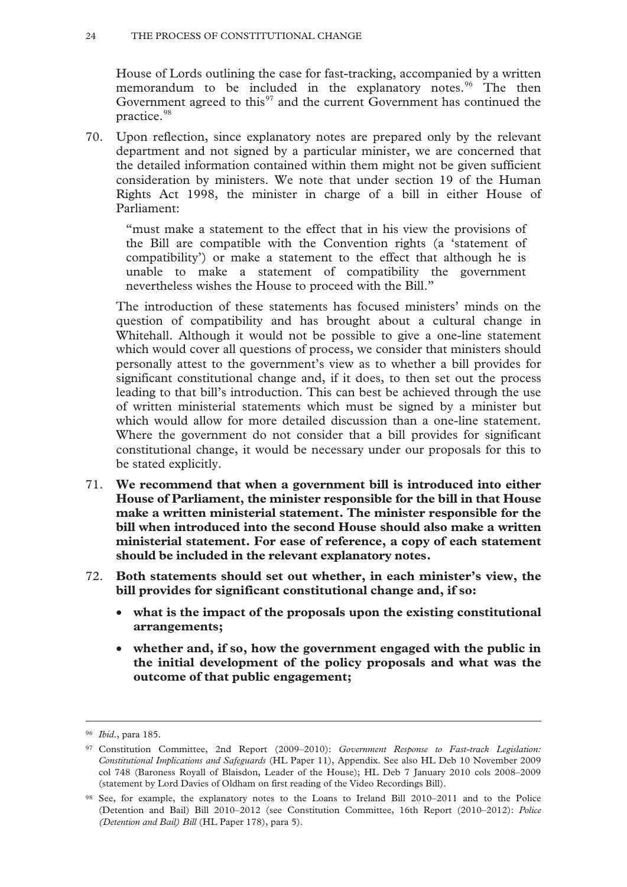House of Lords outlining the case for fast-tracking, accompanied by a written memorandum to be included in the explanatory notes.[96] The then Government agreed to this[97] and the current Government has continued the practice.[98]

70. Upon reflection, since explanatory notes are prepared only by the relevant department and not signed by a particular minister, we are concerned that the detailed information contained within them might not be given sufficient consideration by ministers. We note that under section 19 of the Human Rights Act 1998, the minister in charge of a bill in either House of Parliament:

> "must make a statement to the effect that in his view the provisions of the Bill are compatible with the Convention rights (a 'statement of compatibility') or make a statement to the effect that although he is unable to make a statement of compatibility the government nevertheless wishes the House to proceed with the Bill."

The introduction of these statements has focused ministers' minds on the question of compatibility and has brought about a cultural change in Whitehall. Although it would not be possible to give a one-line statement which would cover all questions of process, we consider that ministers should personally attest to the government's view as to whether a bill provides for significant constitutional change and, if it does, to then set out the process leading to that bill's introduction. This can best be achieved through the use of written ministerial statements which must be signed by a minister but which would allow for more detailed discussion than a one-line statement. Where the government do not consider that a bill provides for significant constitutional change, it would be necessary under our proposals for this to be stated explicitly.

71. **We recommend that when a government bill is introduced into either House of Parliament, the minister responsible for the bill in that House make a written ministerial statement. The minister responsible for the bill when introduced into the second House should also make a written ministerial statement. For ease of reference, a copy of each statement should be included in the relevant explanatory notes.**

72. **Both statements should set out whether, in each minister's view, the bill provides for significant constitutional change and, if so:**

- **what is the impact of the proposals upon the existing constitutional arrangements;**
- **whether and, if so, how the government engaged with the public in the initial development of the policy proposals and what was the outcome of that public engagement;**

---

[96] *Ibid*., para 185.

[97] Constitution Committee, 2nd Report (2009–2010): *Government Response to Fast-track Legislation: Constitutional Implications and Safeguards* (HL Paper 11), Appendix. See also HL Deb 10 November 2009 col 748 (Baroness Royall of Blaisdon, Leader of the House); HL Deb 7 January 2010 cols 2008–2009 (statement by Lord Davies of Oldham on first reading of the Video Recordings Bill).

[98] See, for example, the explanatory notes to the Loans to Ireland Bill 2010–2011 and to the Police (Detention and Bail) Bill 2010–2012 (see Constitution Committee, 16th Report (2010–2012): *Police (Detention and Bail) Bill* (HL Paper 178), para 5).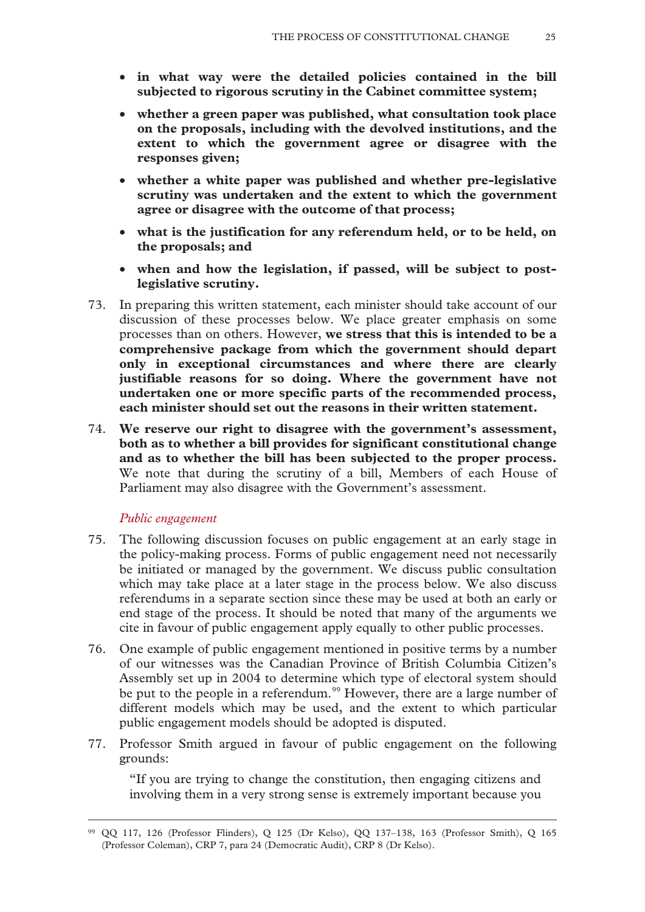- **in what way were the detailed policies contained in the bill subjected to rigorous scrutiny in the Cabinet committee system;**
- **whether a green paper was published, what consultation took place on the proposals, including with the devolved institutions, and the extent to which the government agree or disagree with the responses given;**
- **whether a white paper was published and whether pre-legislative scrutiny was undertaken and the extent to which the government agree or disagree with the outcome of that process;**
- **what is the justification for any referendum held, or to be held, on the proposals; and**
- **when and how the legislation, if passed, will be subject to post-legislative scrutiny.**

73. In preparing this written statement, each minister should take account of our discussion of these processes below. We place greater emphasis on some processes than on others. However, **we stress that this is intended to be a comprehensive package from which the government should depart only in exceptional circumstances and where there are clearly justifiable reasons for so doing. Where the government have not undertaken one or more specific parts of the recommended process, each minister should set out the reasons in their written statement.**

74. **We reserve our right to disagree with the government's assessment, both as to whether a bill provides for significant constitutional change and as to whether the bill has been subjected to the proper process.** We note that during the scrutiny of a bill, Members of each House of Parliament may also disagree with the Government's assessment.

*Public engagement*

75. The following discussion focuses on public engagement at an early stage in the policy-making process. Forms of public engagement need not necessarily be initiated or managed by the government. We discuss public consultation which may take place at a later stage in the process below. We also discuss referendums in a separate section since these may be used at both an early or end stage of the process. It should be noted that many of the arguments we cite in favour of public engagement apply equally to other public processes.

76. One example of public engagement mentioned in positive terms by a number of our witnesses was the Canadian Province of British Columbia Citizen's Assembly set up in 2004 to determine which type of electoral system should be put to the people in a referendum.[99] However, there are a large number of different models which may be used, and the extent to which particular public engagement models should be adopted is disputed.

77. Professor Smith argued in favour of public engagement on the following grounds:

> "If you are trying to change the constitution, then engaging citizens and involving them in a very strong sense is extremely important because you

---

[99] QQ 117, 126 (Professor Flinders), Q 125 (Dr Kelso), QQ 137–138, 163 (Professor Smith), Q 165 (Professor Coleman), CRP 7, para 24 (Democratic Audit), CRP 8 (Dr Kelso).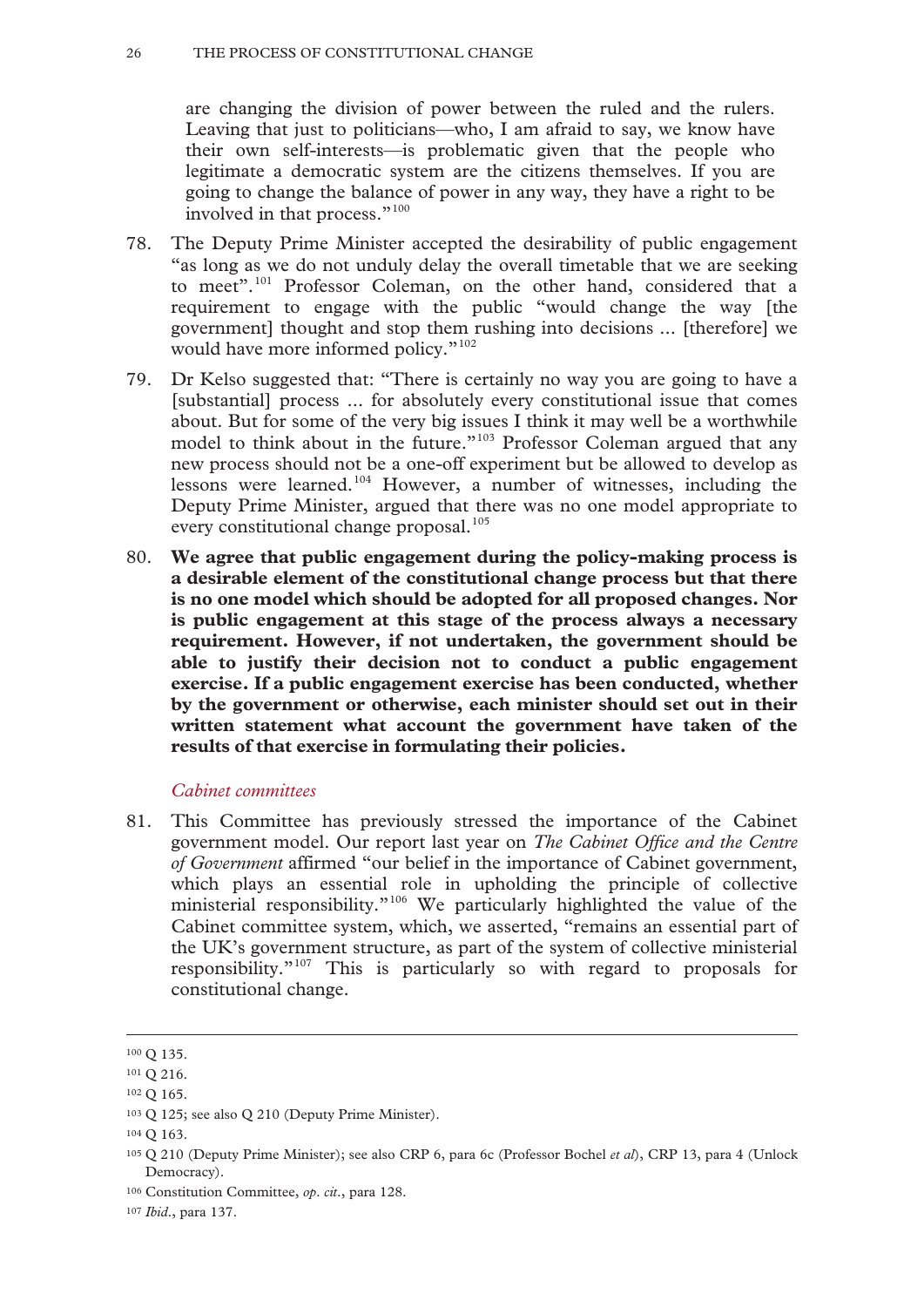are changing the division of power between the ruled and the rulers. Leaving that just to politicians—who, I am afraid to say, we know have their own self-interests—is problematic given that the people who legitimate a democratic system are the citizens themselves. If you are going to change the balance of power in any way, they have a right to be involved in that process."[100]

78. The Deputy Prime Minister accepted the desirability of public engagement "as long as we do not unduly delay the overall timetable that we are seeking to meet".[101] Professor Coleman, on the other hand, considered that a requirement to engage with the public "would change the way [the government] thought and stop them rushing into decisions ... [therefore] we would have more informed policy."[102]

79. Dr Kelso suggested that: "There is certainly no way you are going to have a [substantial] process ... for absolutely every constitutional issue that comes about. But for some of the very big issues I think it may well be a worthwhile model to think about in the future."[103] Professor Coleman argued that any new process should not be a one-off experiment but be allowed to develop as lessons were learned.[104] However, a number of witnesses, including the Deputy Prime Minister, argued that there was no one model appropriate to every constitutional change proposal.[105]

80. **We agree that public engagement during the policy-making process is a desirable element of the constitutional change process but that there is no one model which should be adopted for all proposed changes. Nor is public engagement at this stage of the process always a necessary requirement. However, if not undertaken, the government should be able to justify their decision not to conduct a public engagement exercise. If a public engagement exercise has been conducted, whether by the government or otherwise, each minister should set out in their written statement what account the government have taken of the results of that exercise in formulating their policies.**

### *Cabinet committees*

81. This Committee has previously stressed the importance of the Cabinet government model. Our report last year on *The Cabinet Office and the Centre of Government* affirmed "our belief in the importance of Cabinet government, which plays an essential role in upholding the principle of collective ministerial responsibility."[106] We particularly highlighted the value of the Cabinet committee system, which, we asserted, "remains an essential part of the UK's government structure, as part of the system of collective ministerial responsibility."[107] This is particularly so with regard to proposals for constitutional change.

---

[100] Q 135.

[101] Q 216.

[102] Q 165.

[103] Q 125; see also Q 210 (Deputy Prime Minister).

[104] Q 163.

[105] Q 210 (Deputy Prime Minister); see also CRP 6, para 6c (Professor Bochel *et al*), CRP 13, para 4 (Unlock Democracy).

[106] Constitution Committee, *op. cit.*, para 128.

[107] *Ibid.*, para 137.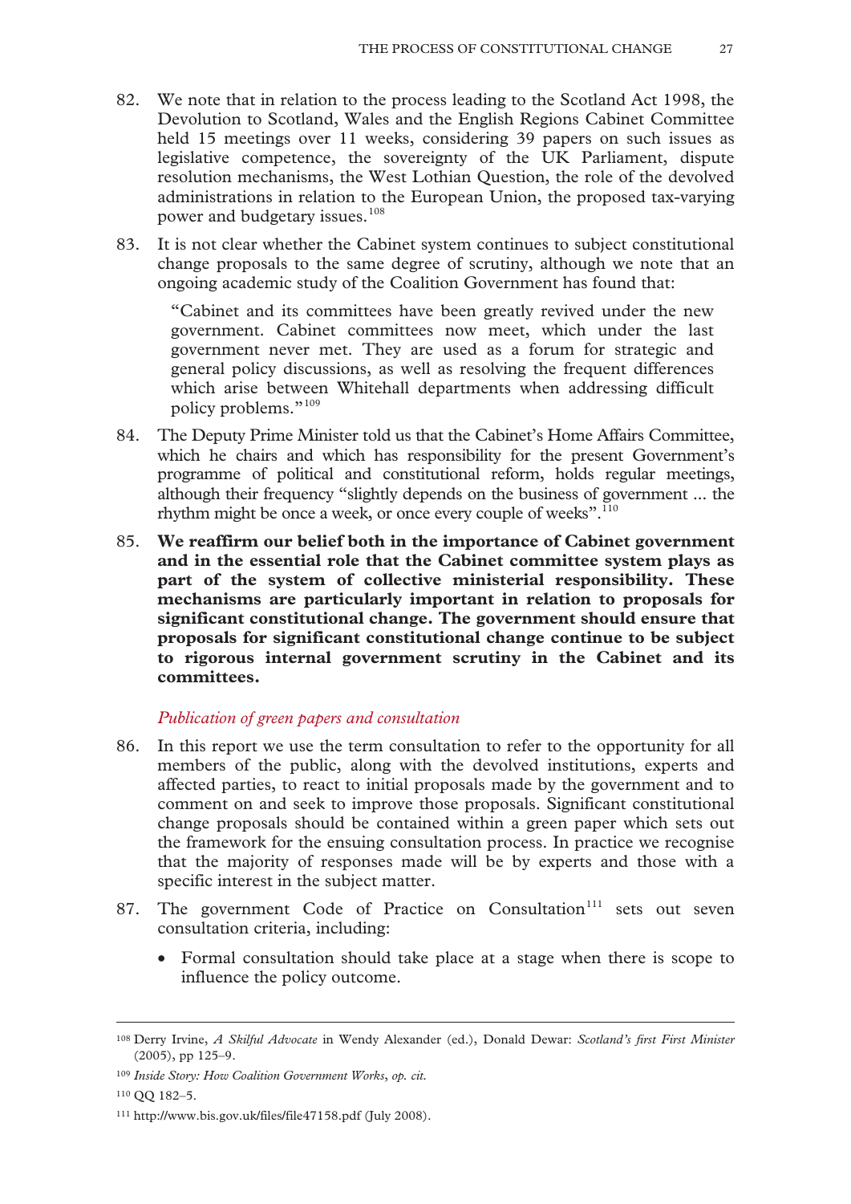82. We note that in relation to the process leading to the Scotland Act 1998, the Devolution to Scotland, Wales and the English Regions Cabinet Committee held 15 meetings over 11 weeks, considering 39 papers on such issues as legislative competence, the sovereignty of the UK Parliament, dispute resolution mechanisms, the West Lothian Question, the role of the devolved administrations in relation to the European Union, the proposed tax-varying power and budgetary issues.[108]

83. It is not clear whether the Cabinet system continues to subject constitutional change proposals to the same degree of scrutiny, although we note that an ongoing academic study of the Coalition Government has found that:

> "Cabinet and its committees have been greatly revived under the new government. Cabinet committees now meet, which under the last government never met. They are used as a forum for strategic and general policy discussions, as well as resolving the frequent differences which arise between Whitehall departments when addressing difficult policy problems."[109]

84. The Deputy Prime Minister told us that the Cabinet's Home Affairs Committee, which he chairs and which has responsibility for the present Government's programme of political and constitutional reform, holds regular meetings, although their frequency "slightly depends on the business of government ... the rhythm might be once a week, or once every couple of weeks".[110]

85. **We reaffirm our belief both in the importance of Cabinet government and in the essential role that the Cabinet committee system plays as part of the system of collective ministerial responsibility. These mechanisms are particularly important in relation to proposals for significant constitutional change. The government should ensure that proposals for significant constitutional change continue to be subject to rigorous internal government scrutiny in the Cabinet and its committees.**

*Publication of green papers and consultation*

86. In this report we use the term consultation to refer to the opportunity for all members of the public, along with the devolved institutions, experts and affected parties, to react to initial proposals made by the government and to comment on and seek to improve those proposals. Significant constitutional change proposals should be contained within a green paper which sets out the framework for the ensuing consultation process. In practice we recognise that the majority of responses made will be by experts and those with a specific interest in the subject matter.

87. The government Code of Practice on Consultation[111] sets out seven consultation criteria, including:

- Formal consultation should take place at a stage when there is scope to influence the policy outcome.

---

[108] Derry Irvine, *A Skilful Advocate* in Wendy Alexander (ed.), Donald Dewar: *Scotland's first First Minister* (2005), pp 125–9.

[109] *Inside Story: How Coalition Government Works*, *op. cit.*

[110] QQ 182–5.

[111] http://www.bis.gov.uk/files/file47158.pdf (July 2008).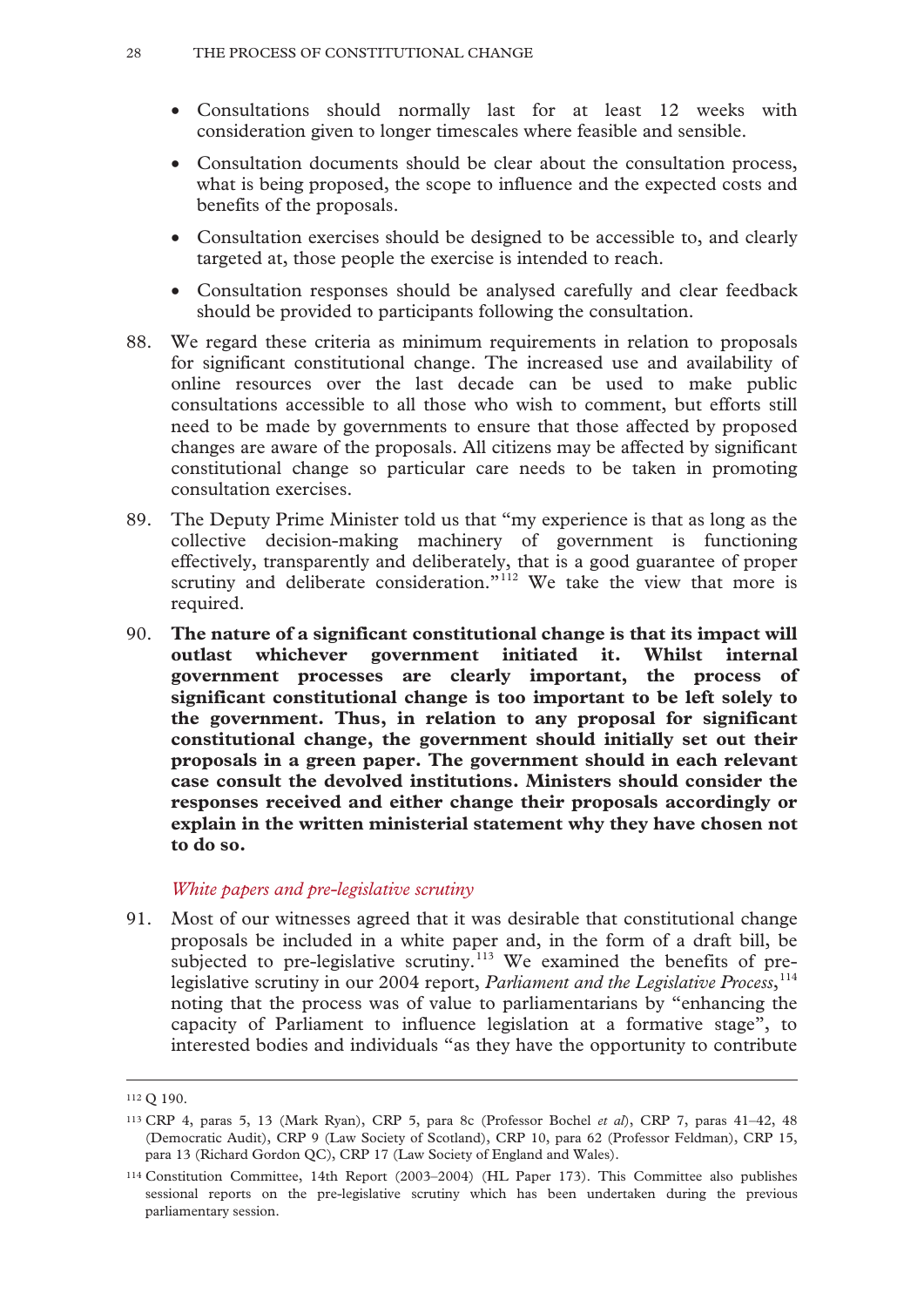- Consultations should normally last for at least 12 weeks with consideration given to longer timescales where feasible and sensible.
- Consultation documents should be clear about the consultation process, what is being proposed, the scope to influence and the expected costs and benefits of the proposals.
- Consultation exercises should be designed to be accessible to, and clearly targeted at, those people the exercise is intended to reach.
- Consultation responses should be analysed carefully and clear feedback should be provided to participants following the consultation.

88. We regard these criteria as minimum requirements in relation to proposals for significant constitutional change. The increased use and availability of online resources over the last decade can be used to make public consultations accessible to all those who wish to comment, but efforts still need to be made by governments to ensure that those affected by proposed changes are aware of the proposals. All citizens may be affected by significant constitutional change so particular care needs to be taken in promoting consultation exercises.

89. The Deputy Prime Minister told us that "my experience is that as long as the collective decision-making machinery of government is functioning effectively, transparently and deliberately, that is a good guarantee of proper scrutiny and deliberate consideration."[112] We take the view that more is required.

90. **The nature of a significant constitutional change is that its impact will outlast whichever government initiated it. Whilst internal government processes are clearly important, the process of significant constitutional change is too important to be left solely to the government. Thus, in relation to any proposal for significant constitutional change, the government should initially set out their proposals in a green paper. The government should in each relevant case consult the devolved institutions. Ministers should consider the responses received and either change their proposals accordingly or explain in the written ministerial statement why they have chosen not to do so.**

### *White papers and pre-legislative scrutiny*

91. Most of our witnesses agreed that it was desirable that constitutional change proposals be included in a white paper and, in the form of a draft bill, be subjected to pre-legislative scrutiny.[113] We examined the benefits of pre-legislative scrutiny in our 2004 report, *Parliament and the Legislative Process*,[114] noting that the process was of value to parliamentarians by "enhancing the capacity of Parliament to influence legislation at a formative stage", to interested bodies and individuals "as they have the opportunity to contribute

---

[112] Q 190.

[113] CRP 4, paras 5, 13 (Mark Ryan), CRP 5, para 8c (Professor Bochel *et al*), CRP 7, paras 41–42, 48 (Democratic Audit), CRP 9 (Law Society of Scotland), CRP 10, para 62 (Professor Feldman), CRP 15, para 13 (Richard Gordon QC), CRP 17 (Law Society of England and Wales).

[114] Constitution Committee, 14th Report (2003–2004) (HL Paper 173). This Committee also publishes sessional reports on the pre-legislative scrutiny which has been undertaken during the previous parliamentary session.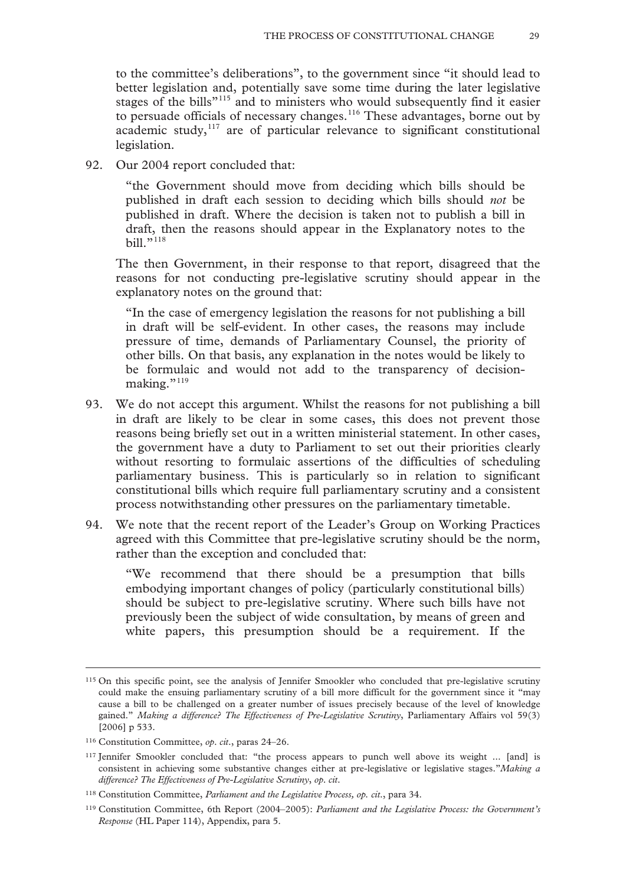to the committee's deliberations", to the government since "it should lead to better legislation and, potentially save some time during the later legislative stages of the bills"[115] and to ministers who would subsequently find it easier to persuade officials of necessary changes.[116] These advantages, borne out by academic study,[117] are of particular relevance to significant constitutional legislation.

92. Our 2004 report concluded that:

> "the Government should move from deciding which bills should be published in draft each session to deciding which bills should *not* be published in draft. Where the decision is taken not to publish a bill in draft, then the reasons should appear in the Explanatory notes to the bill."[118]

The then Government, in their response to that report, disagreed that the reasons for not conducting pre-legislative scrutiny should appear in the explanatory notes on the ground that:

> "In the case of emergency legislation the reasons for not publishing a bill in draft will be self-evident. In other cases, the reasons may include pressure of time, demands of Parliamentary Counsel, the priority of other bills. On that basis, any explanation in the notes would be likely to be formulaic and would not add to the transparency of decision-making."[119]

93. We do not accept this argument. Whilst the reasons for not publishing a bill in draft are likely to be clear in some cases, this does not prevent those reasons being briefly set out in a written ministerial statement. In other cases, the government have a duty to Parliament to set out their priorities clearly without resorting to formulaic assertions of the difficulties of scheduling parliamentary business. This is particularly so in relation to significant constitutional bills which require full parliamentary scrutiny and a consistent process notwithstanding other pressures on the parliamentary timetable.

94. We note that the recent report of the Leader's Group on Working Practices agreed with this Committee that pre-legislative scrutiny should be the norm, rather than the exception and concluded that:

> "We recommend that there should be a presumption that bills embodying important changes of policy (particularly constitutional bills) should be subject to pre-legislative scrutiny. Where such bills have not previously been the subject of wide consultation, by means of green and white papers, this presumption should be a requirement. If the

---

[115] On this specific point, see the analysis of Jennifer Smookler who concluded that pre-legislative scrutiny could make the ensuing parliamentary scrutiny of a bill more difficult for the government since it "may cause a bill to be challenged on a greater number of issues precisely because of the level of knowledge gained." *Making a difference? The Effectiveness of Pre-Legislative Scrutiny*, Parliamentary Affairs vol 59(3) [2006] p 533.

[116] Constitution Committee, *op. cit.*, paras 24–26.

[117] Jennifer Smookler concluded that: "the process appears to punch well above its weight … [and] is consistent in achieving some substantive changes either at pre-legislative or legislative stages."*Making a difference? The Effectiveness of Pre-Legislative Scrutiny*, *op. cit*.

[118] Constitution Committee, *Parliament and the Legislative Process, op. cit.*, para 34.

[119] Constitution Committee, 6th Report (2004–2005): *Parliament and the Legislative Process: the Government's Response* (HL Paper 114), Appendix, para 5.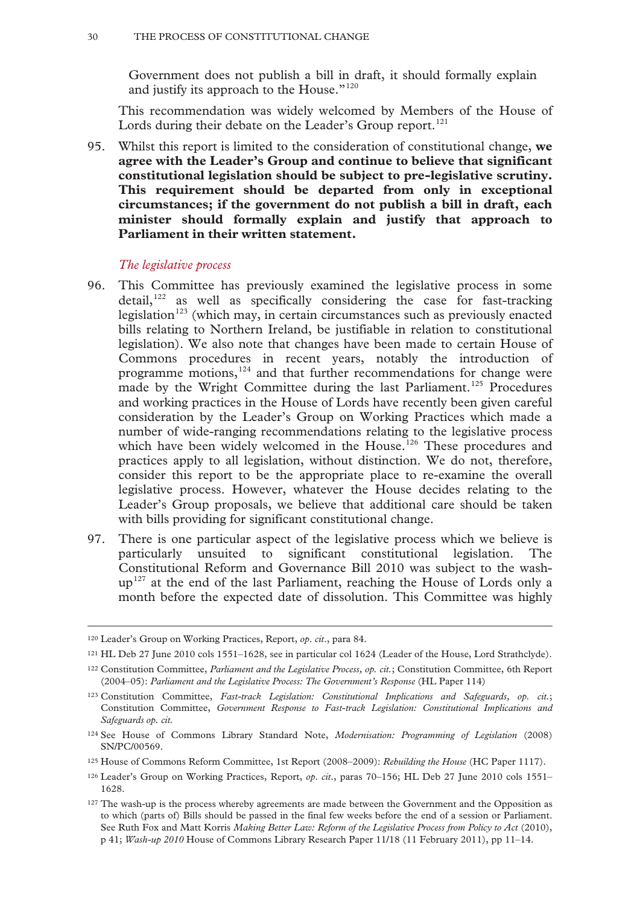Government does not publish a bill in draft, it should formally explain and justify its approach to the House."[120]

This recommendation was widely welcomed by Members of the House of Lords during their debate on the Leader's Group report.[121]

95. Whilst this report is limited to the consideration of constitutional change, **we agree with the Leader's Group and continue to believe that significant constitutional legislation should be subject to pre-legislative scrutiny. This requirement should be departed from only in exceptional circumstances; if the government do not publish a bill in draft, each minister should formally explain and justify that approach to Parliament in their written statement.**

*The legislative process*

96. This Committee has previously examined the legislative process in some detail,[122] as well as specifically considering the case for fast-tracking legislation[123] (which may, in certain circumstances such as previously enacted bills relating to Northern Ireland, be justifiable in relation to constitutional legislation). We also note that changes have been made to certain House of Commons procedures in recent years, notably the introduction of programme motions,[124] and that further recommendations for change were made by the Wright Committee during the last Parliament.[125] Procedures and working practices in the House of Lords have recently been given careful consideration by the Leader's Group on Working Practices which made a number of wide-ranging recommendations relating to the legislative process which have been widely welcomed in the House.[126] These procedures and practices apply to all legislation, without distinction. We do not, therefore, consider this report to be the appropriate place to re-examine the overall legislative process. However, whatever the House decides relating to the Leader's Group proposals, we believe that additional care should be taken with bills providing for significant constitutional change.

97. There is one particular aspect of the legislative process which we believe is particularly unsuited to significant constitutional legislation. The Constitutional Reform and Governance Bill 2010 was subject to the wash-up[127] at the end of the last Parliament, reaching the House of Lords only a month before the expected date of dissolution. This Committee was highly

---

[120] Leader's Group on Working Practices, Report, *op. cit.*, para 84.

[121] HL Deb 27 June 2010 cols 1551–1628, see in particular col 1624 (Leader of the House, Lord Strathclyde).

[122] Constitution Committee, *Parliament and the Legislative Process, op. cit.*; Constitution Committee, 6th Report (2004–05): *Parliament and the Legislative Process: The Government's Response* (HL Paper 114)

[123] Constitution Committee, *Fast-track Legislation: Constitutional Implications and Safeguards, op. cit.*; Constitution Committee, *Government Response to Fast-track Legislation: Constitutional Implications and Safeguards op. cit.*

[124] See House of Commons Library Standard Note, *Modernisation: Programming of Legislation* (2008) SN/PC/00569.

[125] House of Commons Reform Committee, 1st Report (2008–2009): *Rebuilding the House* (HC Paper 1117).

[126] Leader's Group on Working Practices, Report, *op. cit.*, paras 70–156; HL Deb 27 June 2010 cols 1551–1628.

[127] The wash-up is the process whereby agreements are made between the Government and the Opposition as to which (parts of) Bills should be passed in the final few weeks before the end of a session or Parliament. See Ruth Fox and Matt Korris *Making Better Law: Reform of the Legislative Process from Policy to Act* (2010), p 41; *Wash-up 2010* House of Commons Library Research Paper 11/18 (11 February 2011), pp 11–14.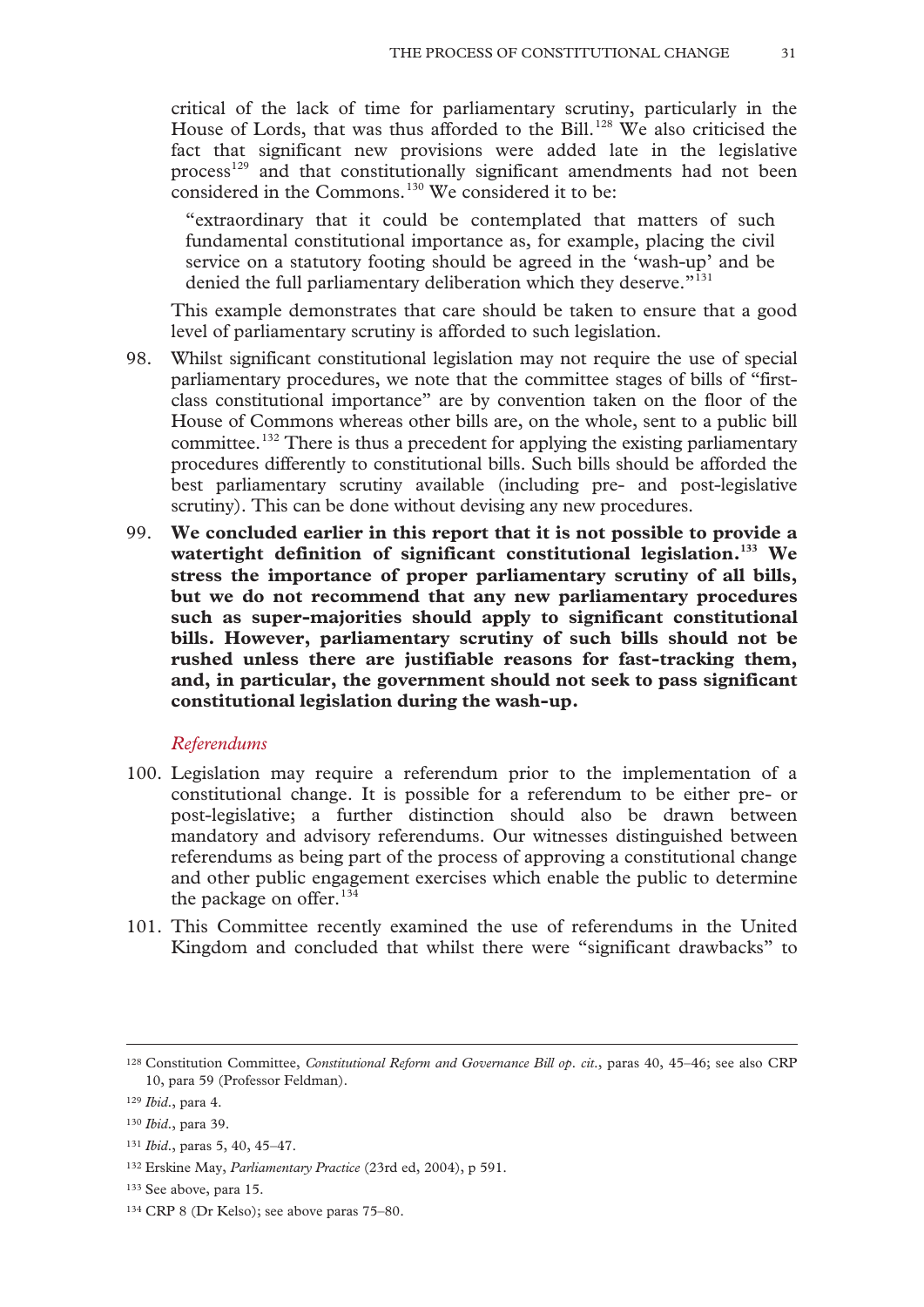critical of the lack of time for parliamentary scrutiny, particularly in the House of Lords, that was thus afforded to the Bill.[128] We also criticised the fact that significant new provisions were added late in the legislative process[129] and that constitutionally significant amendments had not been considered in the Commons.[130] We considered it to be:

> "extraordinary that it could be contemplated that matters of such fundamental constitutional importance as, for example, placing the civil service on a statutory footing should be agreed in the 'wash-up' and be denied the full parliamentary deliberation which they deserve."[131]

This example demonstrates that care should be taken to ensure that a good level of parliamentary scrutiny is afforded to such legislation.

98. Whilst significant constitutional legislation may not require the use of special parliamentary procedures, we note that the committee stages of bills of "first-class constitutional importance" are by convention taken on the floor of the House of Commons whereas other bills are, on the whole, sent to a public bill committee.[132] There is thus a precedent for applying the existing parliamentary procedures differently to constitutional bills. Such bills should be afforded the best parliamentary scrutiny available (including pre- and post-legislative scrutiny). This can be done without devising any new procedures.

99. **We concluded earlier in this report that it is not possible to provide a watertight definition of significant constitutional legislation.[133] We stress the importance of proper parliamentary scrutiny of all bills, but we do not recommend that any new parliamentary procedures such as super-majorities should apply to significant constitutional bills. However, parliamentary scrutiny of such bills should not be rushed unless there are justifiable reasons for fast-tracking them, and, in particular, the government should not seek to pass significant constitutional legislation during the wash-up.**

### *Referendums*

100. Legislation may require a referendum prior to the implementation of a constitutional change. It is possible for a referendum to be either pre- or post-legislative; a further distinction should also be drawn between mandatory and advisory referendums. Our witnesses distinguished between referendums as being part of the process of approving a constitutional change and other public engagement exercises which enable the public to determine the package on offer.[134]

101. This Committee recently examined the use of referendums in the United Kingdom and concluded that whilst there were "significant drawbacks" to

---

[128] Constitution Committee, *Constitutional Reform and Governance Bill op. cit.*, paras 40, 45–46; see also CRP 10, para 59 (Professor Feldman).

[129] *Ibid.*, para 4.

[130] *Ibid.*, para 39.

[131] *Ibid.*, paras 5, 40, 45–47.

[132] Erskine May, *Parliamentary Practice* (23rd ed, 2004), p 591.

[133] See above, para 15.

[134] CRP 8 (Dr Kelso); see above paras 75–80.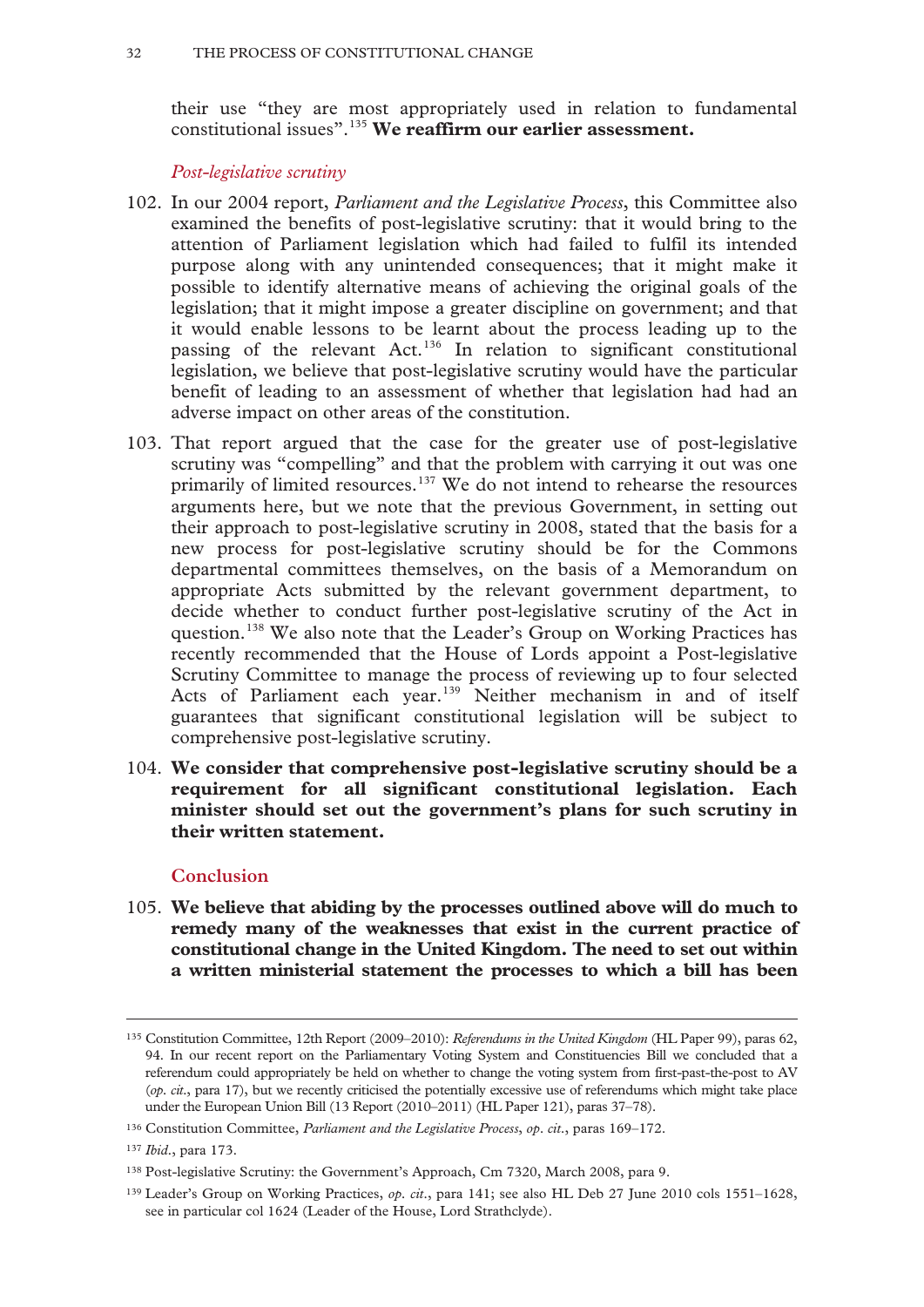their use "they are most appropriately used in relation to fundamental constitutional issues".[135] **We reaffirm our earlier assessment.**

### *Post-legislative scrutiny*

102. In our 2004 report, *Parliament and the Legislative Process*, this Committee also examined the benefits of post-legislative scrutiny: that it would bring to the attention of Parliament legislation which had failed to fulfil its intended purpose along with any unintended consequences; that it might make it possible to identify alternative means of achieving the original goals of the legislation; that it might impose a greater discipline on government; and that it would enable lessons to be learnt about the process leading up to the passing of the relevant Act.[136] In relation to significant constitutional legislation, we believe that post-legislative scrutiny would have the particular benefit of leading to an assessment of whether that legislation had had an adverse impact on other areas of the constitution.

103. That report argued that the case for the greater use of post-legislative scrutiny was "compelling" and that the problem with carrying it out was one primarily of limited resources.[137] We do not intend to rehearse the resources arguments here, but we note that the previous Government, in setting out their approach to post-legislative scrutiny in 2008, stated that the basis for a new process for post-legislative scrutiny should be for the Commons departmental committees themselves, on the basis of a Memorandum on appropriate Acts submitted by the relevant government department, to decide whether to conduct further post-legislative scrutiny of the Act in question.[138] We also note that the Leader's Group on Working Practices has recently recommended that the House of Lords appoint a Post-legislative Scrutiny Committee to manage the process of reviewing up to four selected Acts of Parliament each year.[139] Neither mechanism in and of itself guarantees that significant constitutional legislation will be subject to comprehensive post-legislative scrutiny.

104. **We consider that comprehensive post-legislative scrutiny should be a requirement for all significant constitutional legislation. Each minister should set out the government's plans for such scrutiny in their written statement.**

### Conclusion

105. **We believe that abiding by the processes outlined above will do much to remedy many of the weaknesses that exist in the current practice of constitutional change in the United Kingdom. The need to set out within a written ministerial statement the processes to which a bill has been**

---

[135] Constitution Committee, 12th Report (2009–2010): *Referendums in the United Kingdom* (HL Paper 99), paras 62, 94. In our recent report on the Parliamentary Voting System and Constituencies Bill we concluded that a referendum could appropriately be held on whether to change the voting system from first-past-the-post to AV (*op. cit*., para 17), but we recently criticised the potentially excessive use of referendums which might take place under the European Union Bill (13 Report (2010–2011) (HL Paper 121), paras 37–78).

[136] Constitution Committee, *Parliament and the Legislative Process*, *op. cit*., paras 169–172.

[137] *Ibid*., para 173.

[138] Post-legislative Scrutiny: the Government's Approach, Cm 7320, March 2008, para 9.

[139] Leader's Group on Working Practices, *op. cit*., para 141; see also HL Deb 27 June 2010 cols 1551–1628, see in particular col 1624 (Leader of the House, Lord Strathclyde).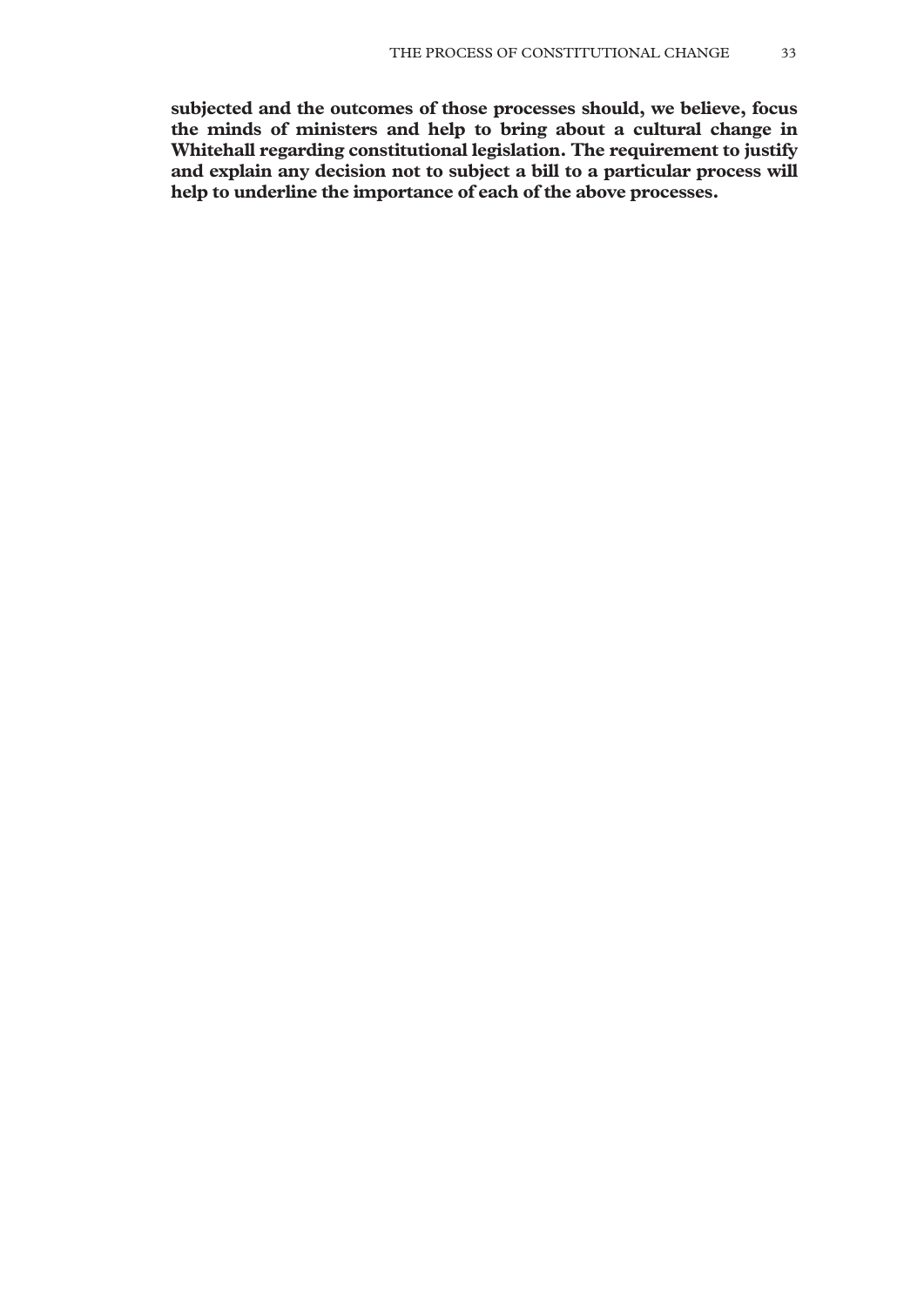**subjected and the outcomes of those processes should, we believe, focus the minds of ministers and help to bring about a cultural change in Whitehall regarding constitutional legislation. The requirement to justify and explain any decision not to subject a bill to a particular process will help to underline the importance of each of the above processes.**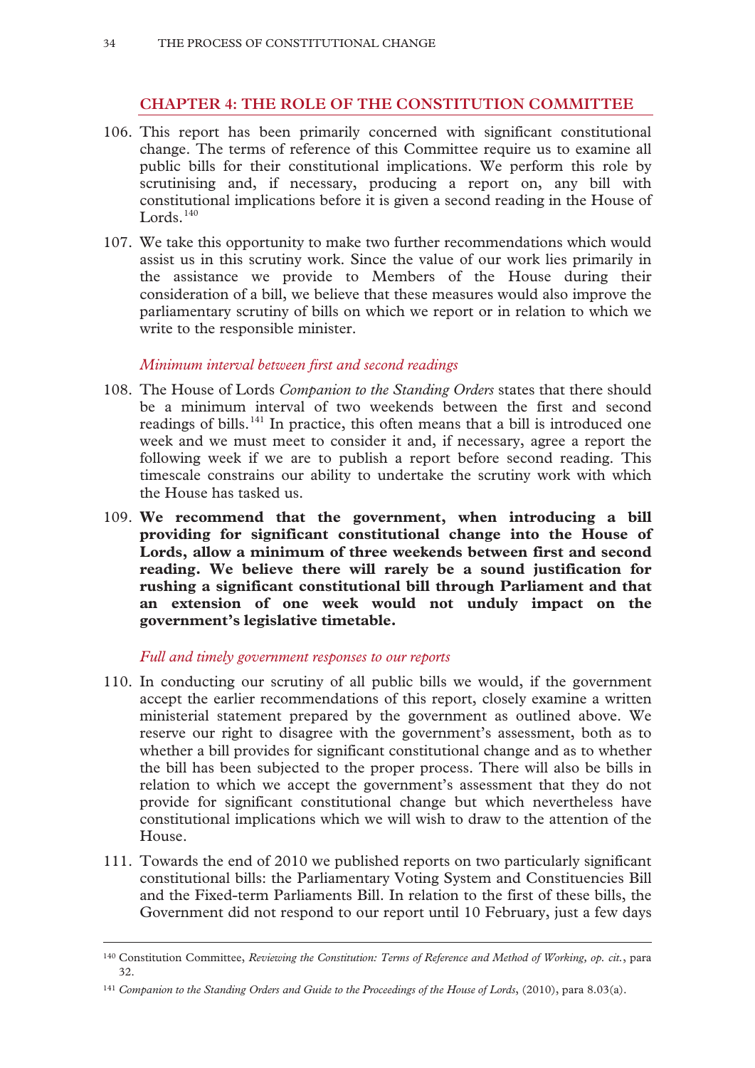## CHAPTER 4: THE ROLE OF THE CONSTITUTION COMMITTEE

106. This report has been primarily concerned with significant constitutional change. The terms of reference of this Committee require us to examine all public bills for their constitutional implications. We perform this role by scrutinising and, if necessary, producing a report on, any bill with constitutional implications before it is given a second reading in the House of Lords.[140]

107. We take this opportunity to make two further recommendations which would assist us in this scrutiny work. Since the value of our work lies primarily in the assistance we provide to Members of the House during their consideration of a bill, we believe that these measures would also improve the parliamentary scrutiny of bills on which we report or in relation to which we write to the responsible minister.

### *Minimum interval between first and second readings*

108. The House of Lords *Companion to the Standing Orders* states that there should be a minimum interval of two weekends between the first and second readings of bills.[141] In practice, this often means that a bill is introduced one week and we must meet to consider it and, if necessary, agree a report the following week if we are to publish a report before second reading. This timescale constrains our ability to undertake the scrutiny work with which the House has tasked us.

109. **We recommend that the government, when introducing a bill providing for significant constitutional change into the House of Lords, allow a minimum of three weekends between first and second reading. We believe there will rarely be a sound justification for rushing a significant constitutional bill through Parliament and that an extension of one week would not unduly impact on the government's legislative timetable.**

### *Full and timely government responses to our reports*

110. In conducting our scrutiny of all public bills we would, if the government accept the earlier recommendations of this report, closely examine a written ministerial statement prepared by the government as outlined above. We reserve our right to disagree with the government's assessment, both as to whether a bill provides for significant constitutional change and as to whether the bill has been subjected to the proper process. There will also be bills in relation to which we accept the government's assessment that they do not provide for significant constitutional change but which nevertheless have constitutional implications which we will wish to draw to the attention of the House.

111. Towards the end of 2010 we published reports on two particularly significant constitutional bills: the Parliamentary Voting System and Constituencies Bill and the Fixed-term Parliaments Bill. In relation to the first of these bills, the Government did not respond to our report until 10 February, just a few days

---

[140] Constitution Committee, *Reviewing the Constitution: Terms of Reference and Method of Working*, *op. cit.*, para 32.

[141] *Companion to the Standing Orders and Guide to the Proceedings of the House of Lords*, (2010), para 8.03(a).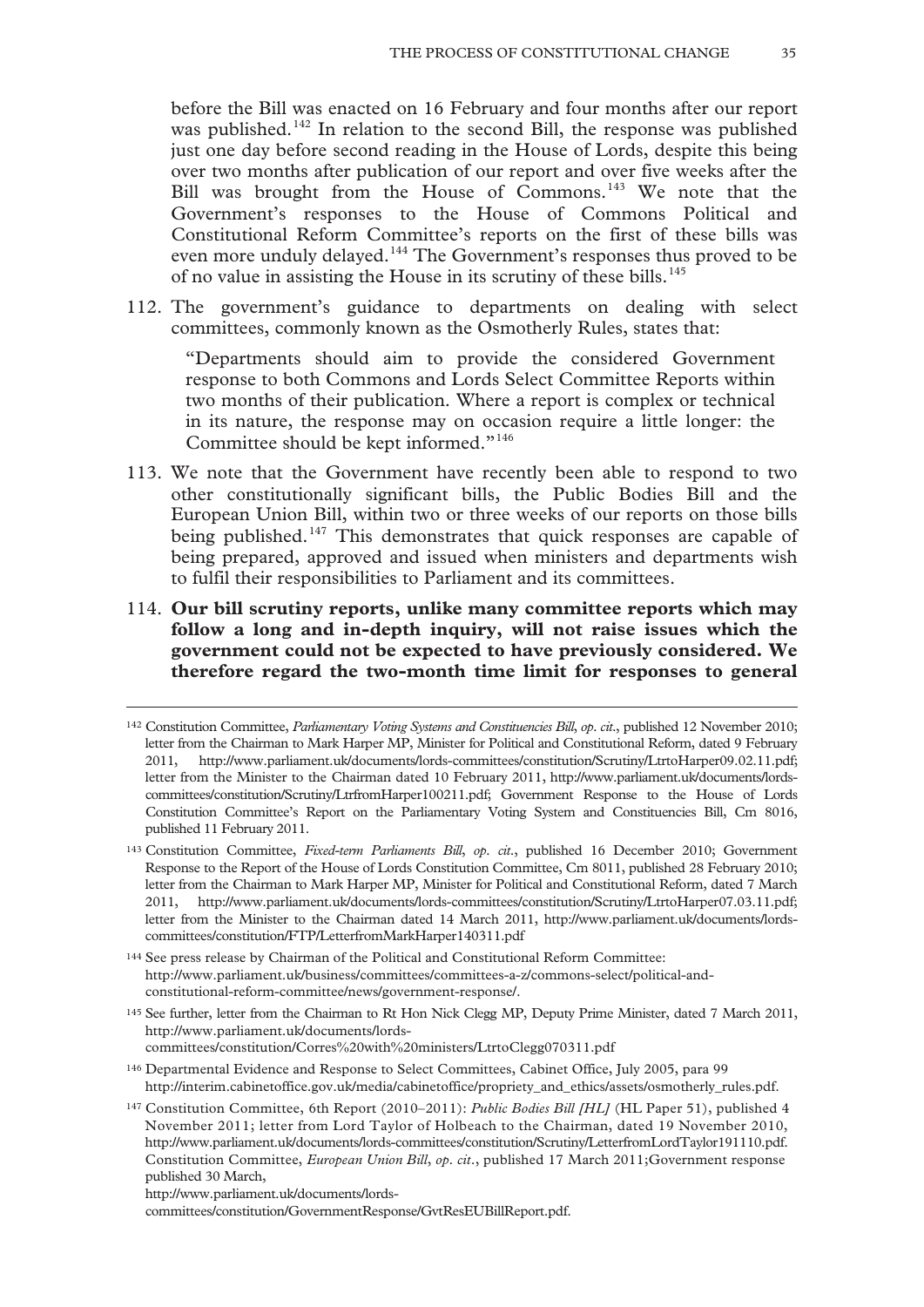before the Bill was enacted on 16 February and four months after our report was published.[142] In relation to the second Bill, the response was published just one day before second reading in the House of Lords, despite this being over two months after publication of our report and over five weeks after the Bill was brought from the House of Commons.[143] We note that the Government's responses to the House of Commons Political and Constitutional Reform Committee's reports on the first of these bills was even more unduly delayed.[144] The Government's responses thus proved to be of no value in assisting the House in its scrutiny of these bills.[145]

112. The government's guidance to departments on dealing with select committees, commonly known as the Osmotherly Rules, states that:

> "Departments should aim to provide the considered Government response to both Commons and Lords Select Committee Reports within two months of their publication. Where a report is complex or technical in its nature, the response may on occasion require a little longer: the Committee should be kept informed."[146]

113. We note that the Government have recently been able to respond to two other constitutionally significant bills, the Public Bodies Bill and the European Union Bill, within two or three weeks of our reports on those bills being published.[147] This demonstrates that quick responses are capable of being prepared, approved and issued when ministers and departments wish to fulfil their responsibilities to Parliament and its committees.

114. **Our bill scrutiny reports, unlike many committee reports which may follow a long and in-depth inquiry, will not raise issues which the government could not be expected to have previously considered. We therefore regard the two-month time limit for responses to general**

---

[142] Constitution Committee, *Parliamentary Voting Systems and Constituencies Bill, op. cit.*, published 12 November 2010; letter from the Chairman to Mark Harper MP, Minister for Political and Constitutional Reform, dated 9 February 2011, http://www.parliament.uk/documents/lords-committees/constitution/Scrutiny/LtrtoHarper09.02.11.pdf; letter from the Minister to the Chairman dated 10 February 2011, http://www.parliament.uk/documents/lords-committees/constitution/Scrutiny/LtrfromHarper100211.pdf; Government Response to the House of Lords Constitution Committee's Report on the Parliamentary Voting System and Constituencies Bill, Cm 8016, published 11 February 2011.

[143] Constitution Committee, *Fixed-term Parliaments Bill, op. cit.*, published 16 December 2010; Government Response to the Report of the House of Lords Constitution Committee, Cm 8011, published 28 February 2010; letter from the Chairman to Mark Harper MP, Minister for Political and Constitutional Reform, dated 7 March 2011, http://www.parliament.uk/documents/lords-committees/constitution/Scrutiny/LtrtoHarper07.03.11.pdf; letter from the Minister to the Chairman dated 14 March 2011, http://www.parliament.uk/documents/lords-committees/constitution/FTP/LetterfromMarkHarper140311.pdf

[144] See press release by Chairman of the Political and Constitutional Reform Committee: http://www.parliament.uk/business/committees/committees-a-z/commons-select/political-and-constitutional-reform-committee/news/government-response/.

[145] See further, letter from the Chairman to Rt Hon Nick Clegg MP, Deputy Prime Minister, dated 7 March 2011, http://www.parliament.uk/documents/lords-committees/constitution/Corres%20with%20ministers/LtrtoClegg070311.pdf

[146] Departmental Evidence and Response to Select Committees, Cabinet Office, July 2005, para 99 http://interim.cabinetoffice.gov.uk/media/cabinetoffice/propriety_and_ethics/assets/osmotherly_rules.pdf.

[147] Constitution Committee, 6th Report (2010–2011): *Public Bodies Bill [HL]* (HL Paper 51), published 4 November 2011; letter from Lord Taylor of Holbeach to the Chairman, dated 19 November 2010, http://www.parliament.uk/documents/lords-committees/constitution/Scrutiny/LetterfromLordTaylor191110.pdf. Constitution Committee, *European Union Bill*, *op. cit.*, published 17 March 2011;Government response published 30 March, http://www.parliament.uk/documents/lords-committees/constitution/GovernmentResponse/GvtResEUBillReport.pdf.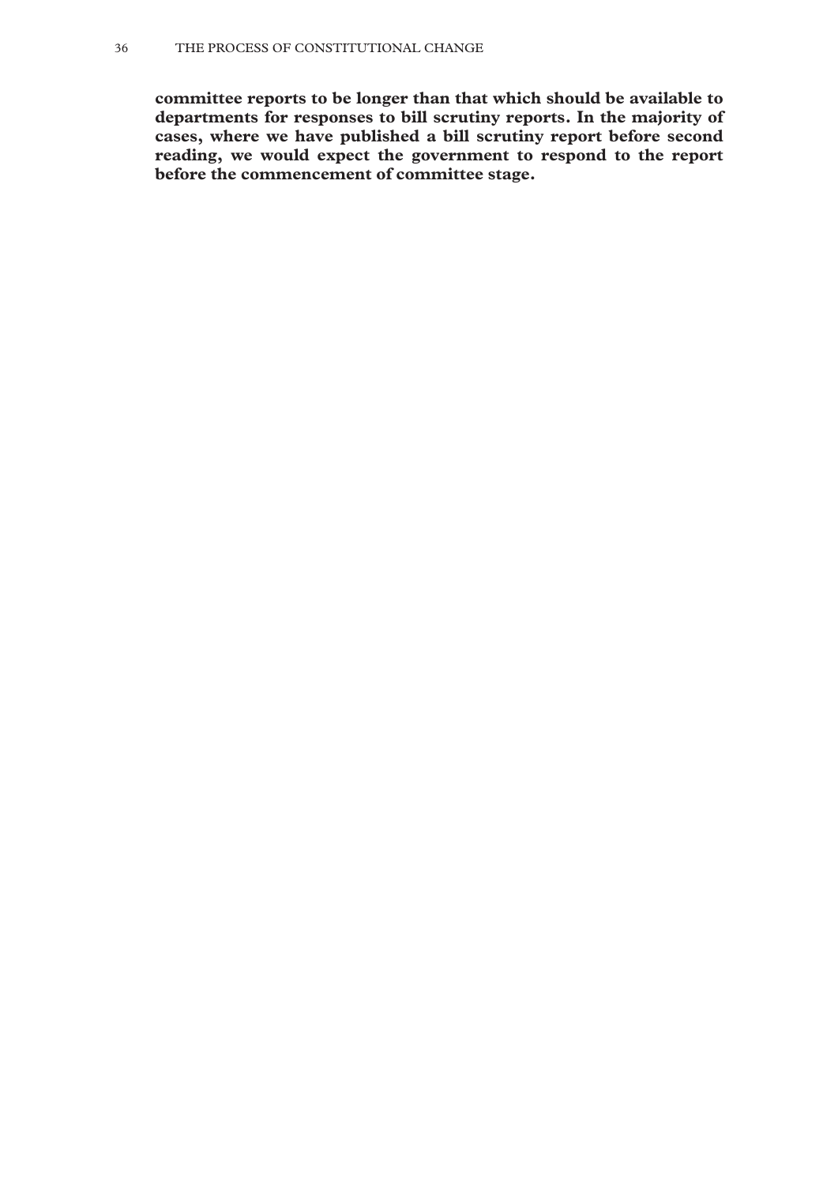**committee reports to be longer than that which should be available to departments for responses to bill scrutiny reports. In the majority of cases, where we have published a bill scrutiny report before second reading, we would expect the government to respond to the report before the commencement of committee stage.**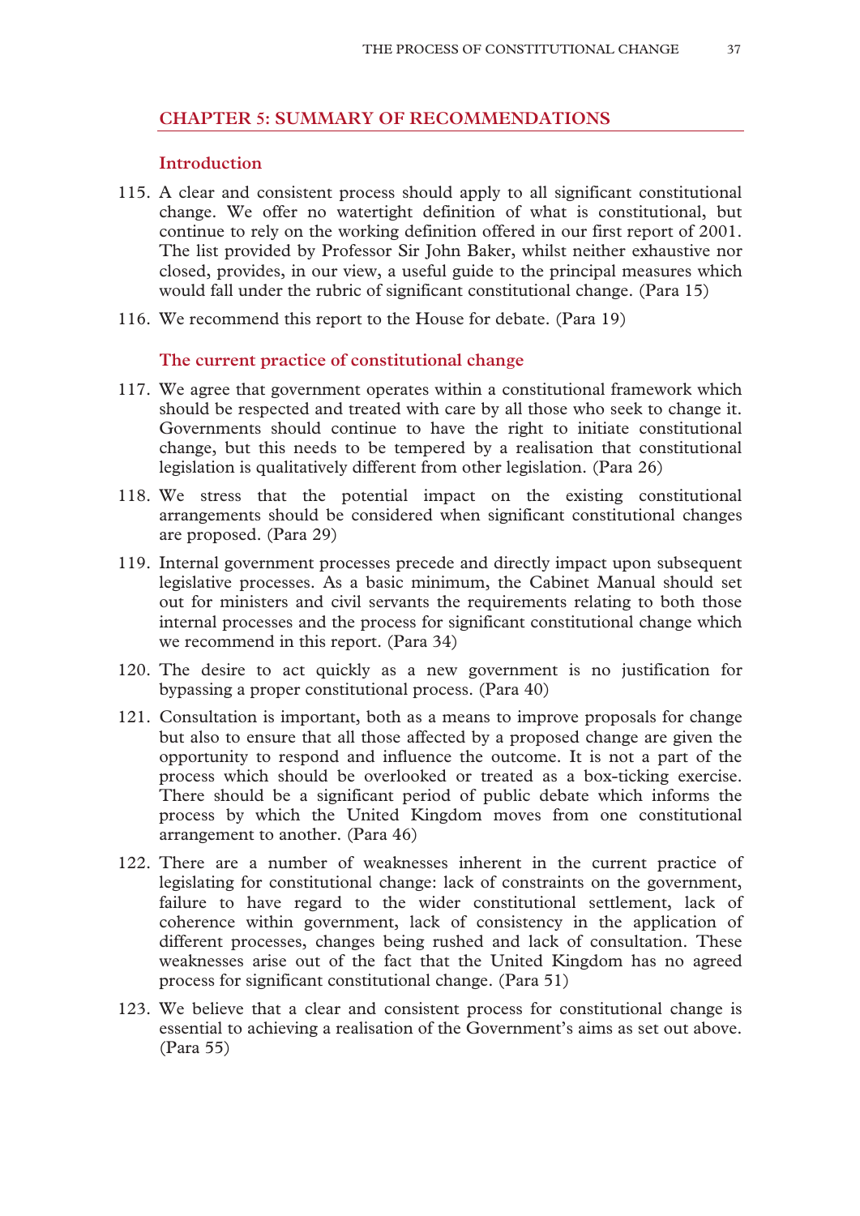## CHAPTER 5: SUMMARY OF RECOMMENDATIONS

### Introduction

115. A clear and consistent process should apply to all significant constitutional change. We offer no watertight definition of what is constitutional, but continue to rely on the working definition offered in our first report of 2001. The list provided by Professor Sir John Baker, whilst neither exhaustive nor closed, provides, in our view, a useful guide to the principal measures which would fall under the rubric of significant constitutional change. (Para 15)

116. We recommend this report to the House for debate. (Para 19)

### The current practice of constitutional change

117. We agree that government operates within a constitutional framework which should be respected and treated with care by all those who seek to change it. Governments should continue to have the right to initiate constitutional change, but this needs to be tempered by a realisation that constitutional legislation is qualitatively different from other legislation. (Para 26)

118. We stress that the potential impact on the existing constitutional arrangements should be considered when significant constitutional changes are proposed. (Para 29)

119. Internal government processes precede and directly impact upon subsequent legislative processes. As a basic minimum, the Cabinet Manual should set out for ministers and civil servants the requirements relating to both those internal processes and the process for significant constitutional change which we recommend in this report. (Para 34)

120. The desire to act quickly as a new government is no justification for bypassing a proper constitutional process. (Para 40)

121. Consultation is important, both as a means to improve proposals for change but also to ensure that all those affected by a proposed change are given the opportunity to respond and influence the outcome. It is not a part of the process which should be overlooked or treated as a box-ticking exercise. There should be a significant period of public debate which informs the process by which the United Kingdom moves from one constitutional arrangement to another. (Para 46)

122. There are a number of weaknesses inherent in the current practice of legislating for constitutional change: lack of constraints on the government, failure to have regard to the wider constitutional settlement, lack of coherence within government, lack of consistency in the application of different processes, changes being rushed and lack of consultation. These weaknesses arise out of the fact that the United Kingdom has no agreed process for significant constitutional change. (Para 51)

123. We believe that a clear and consistent process for constitutional change is essential to achieving a realisation of the Government's aims as set out above. (Para 55)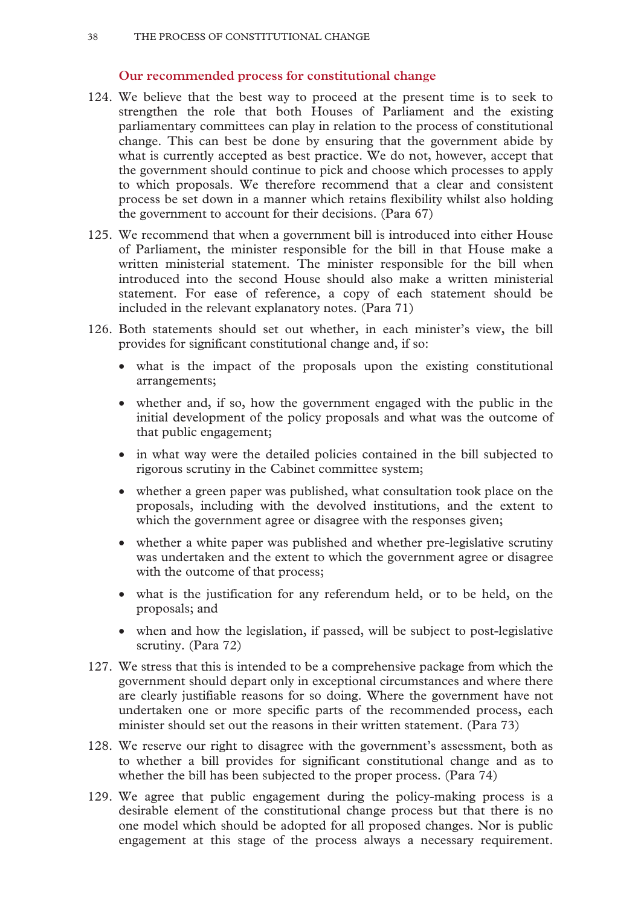## Our recommended process for constitutional change

124. We believe that the best way to proceed at the present time is to seek to strengthen the role that both Houses of Parliament and the existing parliamentary committees can play in relation to the process of constitutional change. This can best be done by ensuring that the government abide by what is currently accepted as best practice. We do not, however, accept that the government should continue to pick and choose which processes to apply to which proposals. We therefore recommend that a clear and consistent process be set down in a manner which retains flexibility whilst also holding the government to account for their decisions. (Para 67)

125. We recommend that when a government bill is introduced into either House of Parliament, the minister responsible for the bill in that House make a written ministerial statement. The minister responsible for the bill when introduced into the second House should also make a written ministerial statement. For ease of reference, a copy of each statement should be included in the relevant explanatory notes. (Para 71)

126. Both statements should set out whether, in each minister's view, the bill provides for significant constitutional change and, if so:

- what is the impact of the proposals upon the existing constitutional arrangements;
- whether and, if so, how the government engaged with the public in the initial development of the policy proposals and what was the outcome of that public engagement;
- in what way were the detailed policies contained in the bill subjected to rigorous scrutiny in the Cabinet committee system;
- whether a green paper was published, what consultation took place on the proposals, including with the devolved institutions, and the extent to which the government agree or disagree with the responses given;
- whether a white paper was published and whether pre-legislative scrutiny was undertaken and the extent to which the government agree or disagree with the outcome of that process;
- what is the justification for any referendum held, or to be held, on the proposals; and
- when and how the legislation, if passed, will be subject to post-legislative scrutiny. (Para 72)

127. We stress that this is intended to be a comprehensive package from which the government should depart only in exceptional circumstances and where there are clearly justifiable reasons for so doing. Where the government have not undertaken one or more specific parts of the recommended process, each minister should set out the reasons in their written statement. (Para 73)

128. We reserve our right to disagree with the government's assessment, both as to whether a bill provides for significant constitutional change and as to whether the bill has been subjected to the proper process. (Para 74)

129. We agree that public engagement during the policy-making process is a desirable element of the constitutional change process but that there is no one model which should be adopted for all proposed changes. Nor is public engagement at this stage of the process always a necessary requirement.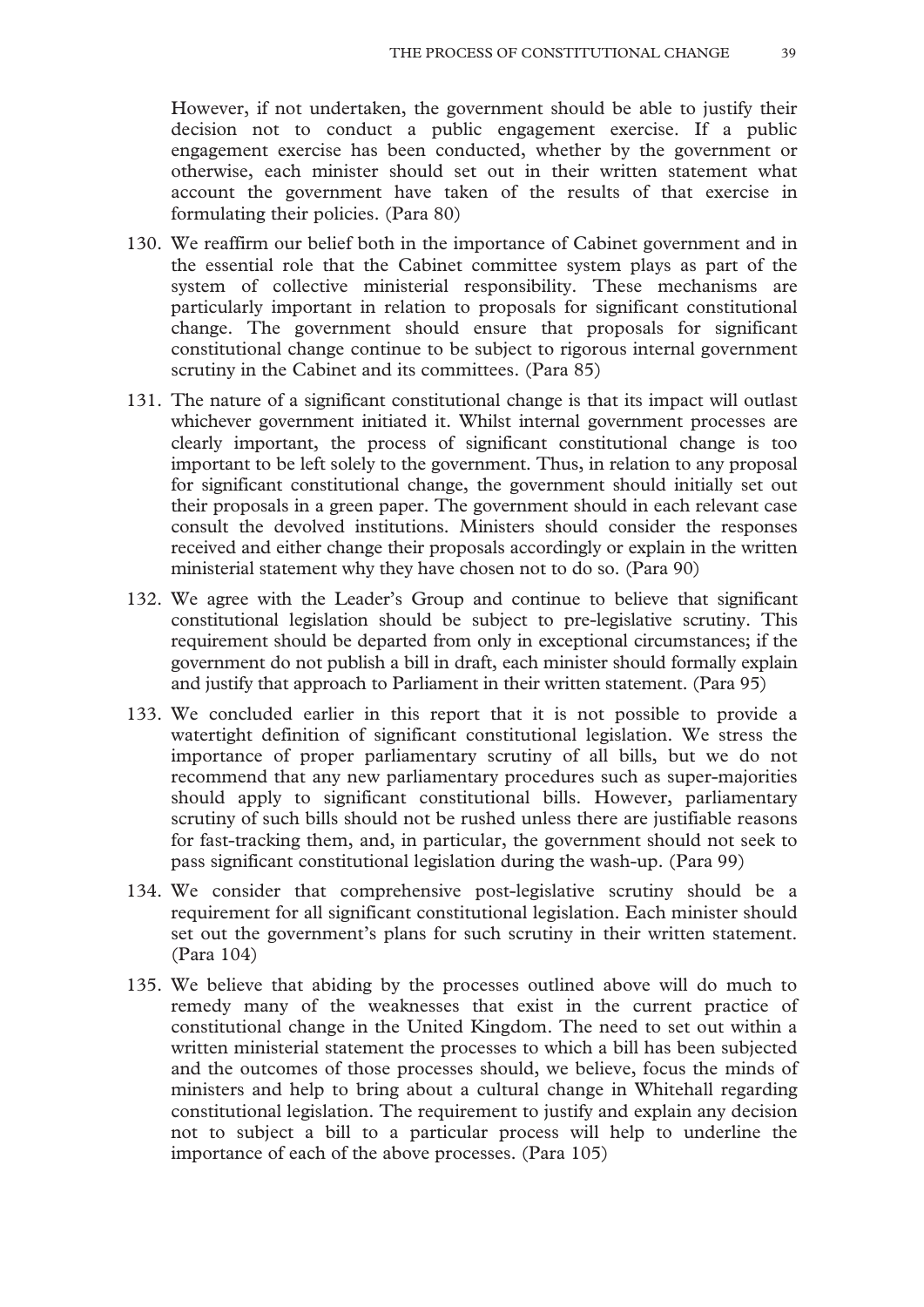However, if not undertaken, the government should be able to justify their decision not to conduct a public engagement exercise. If a public engagement exercise has been conducted, whether by the government or otherwise, each minister should set out in their written statement what account the government have taken of the results of that exercise in formulating their policies. (Para 80)

130. We reaffirm our belief both in the importance of Cabinet government and in the essential role that the Cabinet committee system plays as part of the system of collective ministerial responsibility. These mechanisms are particularly important in relation to proposals for significant constitutional change. The government should ensure that proposals for significant constitutional change continue to be subject to rigorous internal government scrutiny in the Cabinet and its committees. (Para 85)

131. The nature of a significant constitutional change is that its impact will outlast whichever government initiated it. Whilst internal government processes are clearly important, the process of significant constitutional change is too important to be left solely to the government. Thus, in relation to any proposal for significant constitutional change, the government should initially set out their proposals in a green paper. The government should in each relevant case consult the devolved institutions. Ministers should consider the responses received and either change their proposals accordingly or explain in the written ministerial statement why they have chosen not to do so. (Para 90)

132. We agree with the Leader's Group and continue to believe that significant constitutional legislation should be subject to pre-legislative scrutiny. This requirement should be departed from only in exceptional circumstances; if the government do not publish a bill in draft, each minister should formally explain and justify that approach to Parliament in their written statement. (Para 95)

133. We concluded earlier in this report that it is not possible to provide a watertight definition of significant constitutional legislation. We stress the importance of proper parliamentary scrutiny of all bills, but we do not recommend that any new parliamentary procedures such as super-majorities should apply to significant constitutional bills. However, parliamentary scrutiny of such bills should not be rushed unless there are justifiable reasons for fast-tracking them, and, in particular, the government should not seek to pass significant constitutional legislation during the wash-up. (Para 99)

134. We consider that comprehensive post-legislative scrutiny should be a requirement for all significant constitutional legislation. Each minister should set out the government's plans for such scrutiny in their written statement. (Para 104)

135. We believe that abiding by the processes outlined above will do much to remedy many of the weaknesses that exist in the current practice of constitutional change in the United Kingdom. The need to set out within a written ministerial statement the processes to which a bill has been subjected and the outcomes of those processes should, we believe, focus the minds of ministers and help to bring about a cultural change in Whitehall regarding constitutional legislation. The requirement to justify and explain any decision not to subject a bill to a particular process will help to underline the importance of each of the above processes. (Para 105)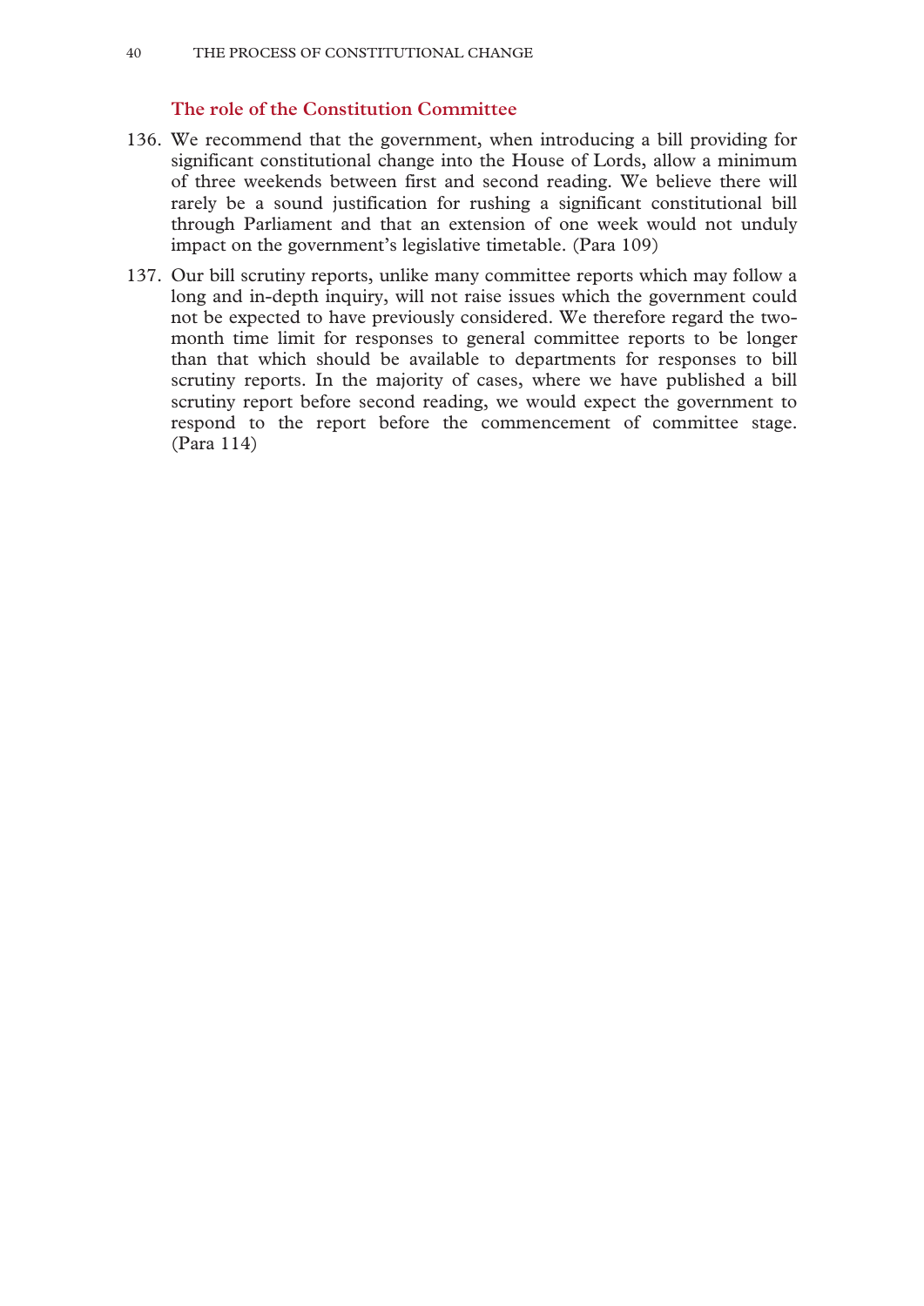### The role of the Constitution Committee

136. We recommend that the government, when introducing a bill providing for significant constitutional change into the House of Lords, allow a minimum of three weekends between first and second reading. We believe there will rarely be a sound justification for rushing a significant constitutional bill through Parliament and that an extension of one week would not unduly impact on the government's legislative timetable. (Para 109)

137. Our bill scrutiny reports, unlike many committee reports which may follow a long and in-depth inquiry, will not raise issues which the government could not be expected to have previously considered. We therefore regard the two-month time limit for responses to general committee reports to be longer than that which should be available to departments for responses to bill scrutiny reports. In the majority of cases, where we have published a bill scrutiny report before second reading, we would expect the government to respond to the report before the commencement of committee stage. (Para 114)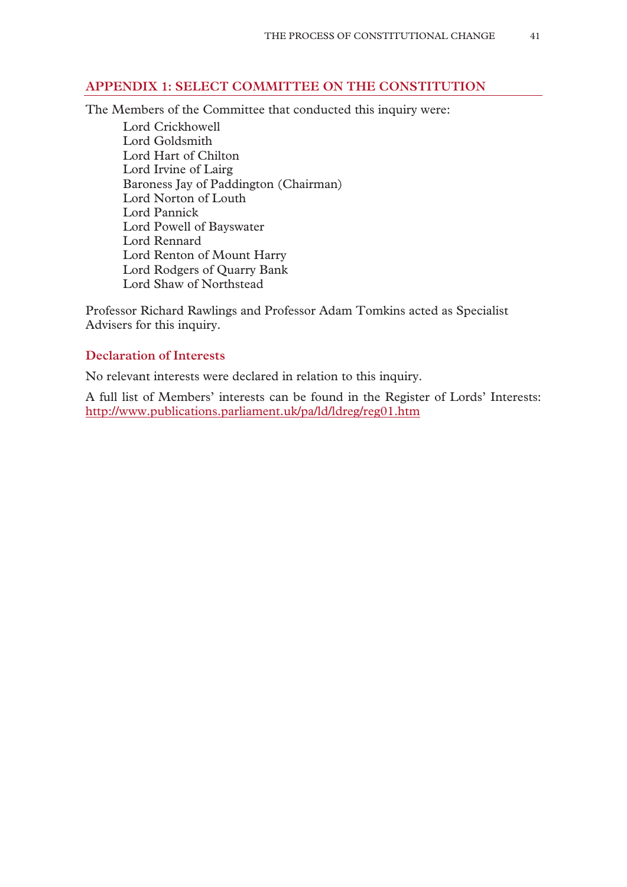## APPENDIX 1: SELECT COMMITTEE ON THE CONSTITUTION

The Members of the Committee that conducted this inquiry were:

Lord Crickhowell
Lord Goldsmith
Lord Hart of Chilton
Lord Irvine of Lairg
Baroness Jay of Paddington (Chairman)
Lord Norton of Louth
Lord Pannick
Lord Powell of Bayswater
Lord Rennard
Lord Renton of Mount Harry
Lord Rodgers of Quarry Bank
Lord Shaw of Northstead

Professor Richard Rawlings and Professor Adam Tomkins acted as Specialist Advisers for this inquiry.

### Declaration of Interests

No relevant interests were declared in relation to this inquiry.

A full list of Members' interests can be found in the Register of Lords' Interests: http://www.publications.parliament.uk/pa/ld/ldreg/reg01.htm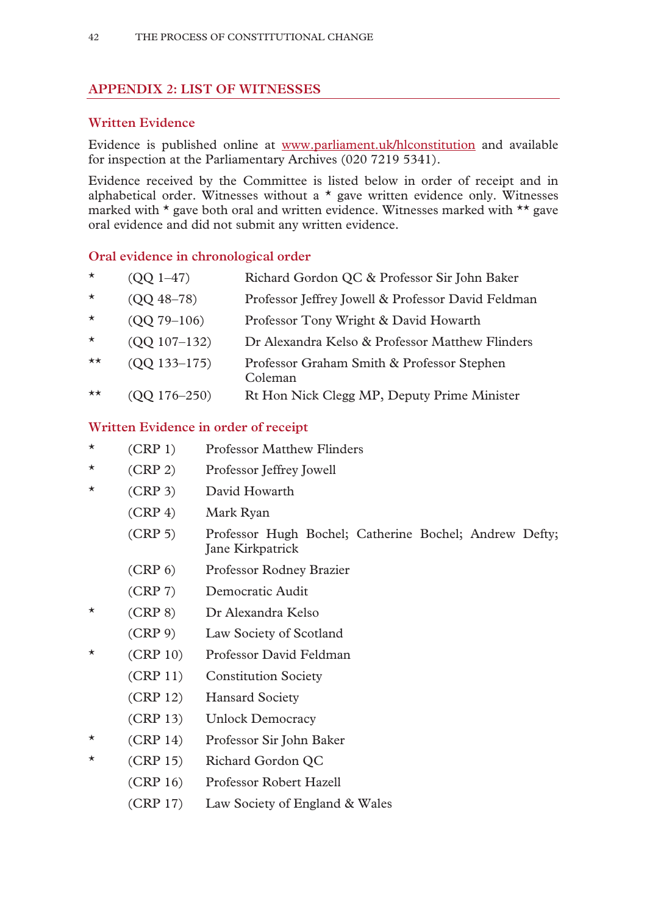## APPENDIX 2: LIST OF WITNESSES

### Written Evidence

Evidence is published online at www.parliament.uk/hlconstitution and available for inspection at the Parliamentary Archives (020 7219 5341).

Evidence received by the Committee is listed below in order of receipt and in alphabetical order. Witnesses without a * gave written evidence only. Witnesses marked with * gave both oral and written evidence. Witnesses marked with ** gave oral evidence and did not submit any written evidence.

### Oral evidence in chronological order

| | | |
|---|---|---|
| * | (QQ 1–47) | Richard Gordon QC & Professor Sir John Baker |
| * | (QQ 48–78) | Professor Jeffrey Jowell & Professor David Feldman |
| * | (QQ 79–106) | Professor Tony Wright & David Howarth |
| * | (QQ 107–132) | Dr Alexandra Kelso & Professor Matthew Flinders |
| ** | (QQ 133–175) | Professor Graham Smith & Professor Stephen Coleman |
| ** | (QQ 176–250) | Rt Hon Nick Clegg MP, Deputy Prime Minister |

### Written Evidence in order of receipt

| | | |
|---|---|---|
| * | (CRP 1) | Professor Matthew Flinders |
| * | (CRP 2) | Professor Jeffrey Jowell |
| * | (CRP 3) | David Howarth |
| | (CRP 4) | Mark Ryan |
| | (CRP 5) | Professor Hugh Bochel; Catherine Bochel; Andrew Defty; Jane Kirkpatrick |
| | (CRP 6) | Professor Rodney Brazier |
| | (CRP 7) | Democratic Audit |
| * | (CRP 8) | Dr Alexandra Kelso |
| | (CRP 9) | Law Society of Scotland |
| * | (CRP 10) | Professor David Feldman |
| | (CRP 11) | Constitution Society |
| | (CRP 12) | Hansard Society |
| | (CRP 13) | Unlock Democracy |
| * | (CRP 14) | Professor Sir John Baker |
| * | (CRP 15) | Richard Gordon QC |
| | (CRP 16) | Professor Robert Hazell |
| | (CRP 17) | Law Society of England & Wales |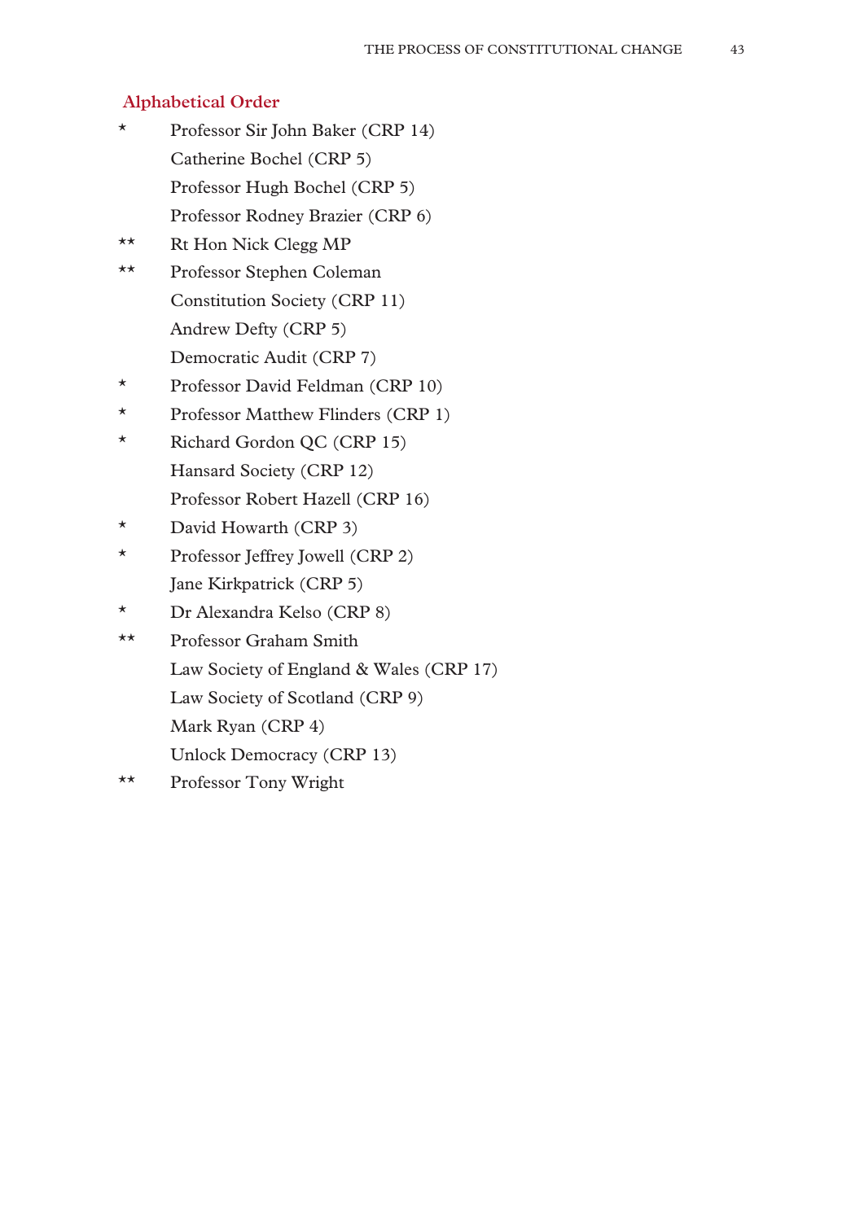## Alphabetical Order

- \* Professor Sir John Baker (CRP 14)
- Catherine Bochel (CRP 5)
- Professor Hugh Bochel (CRP 5)
- Professor Rodney Brazier (CRP 6)
- \*\* Rt Hon Nick Clegg MP
- \*\* Professor Stephen Coleman
- Constitution Society (CRP 11)
- Andrew Defty (CRP 5)
- Democratic Audit (CRP 7)
- \* Professor David Feldman (CRP 10)
- \* Professor Matthew Flinders (CRP 1)
- \* Richard Gordon QC (CRP 15)
- Hansard Society (CRP 12)
- Professor Robert Hazell (CRP 16)
- \* David Howarth (CRP 3)
- \* Professor Jeffrey Jowell (CRP 2)
- Jane Kirkpatrick (CRP 5)
- \* Dr Alexandra Kelso (CRP 8)
- \*\* Professor Graham Smith
- Law Society of England & Wales (CRP 17)
- Law Society of Scotland (CRP 9)
- Mark Ryan (CRP 4)
- Unlock Democracy (CRP 13)
- \*\* Professor Tony Wright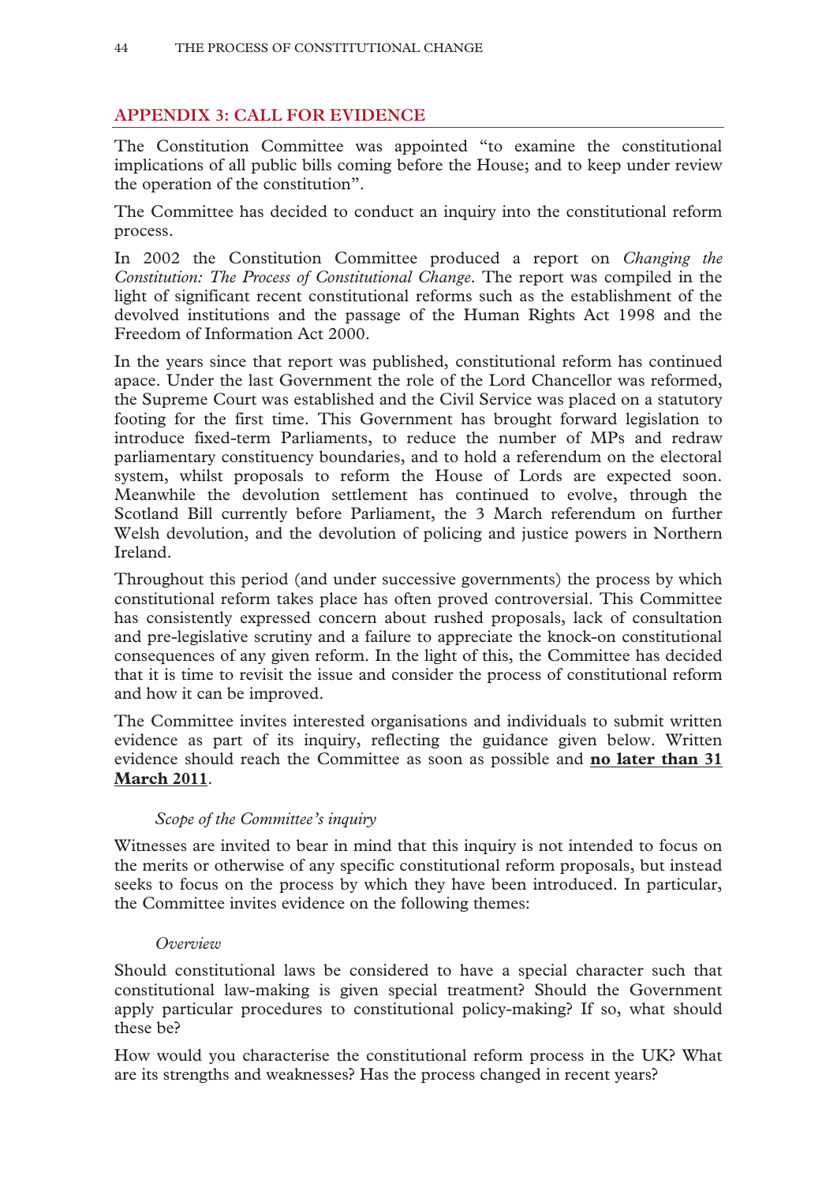## APPENDIX 3: CALL FOR EVIDENCE

The Constitution Committee was appointed "to examine the constitutional implications of all public bills coming before the House; and to keep under review the operation of the constitution".

The Committee has decided to conduct an inquiry into the constitutional reform process.

In 2002 the Constitution Committee produced a report on *Changing the Constitution: The Process of Constitutional Change*. The report was compiled in the light of significant recent constitutional reforms such as the establishment of the devolved institutions and the passage of the Human Rights Act 1998 and the Freedom of Information Act 2000.

In the years since that report was published, constitutional reform has continued apace. Under the last Government the role of the Lord Chancellor was reformed, the Supreme Court was established and the Civil Service was placed on a statutory footing for the first time. This Government has brought forward legislation to introduce fixed-term Parliaments, to reduce the number of MPs and redraw parliamentary constituency boundaries, and to hold a referendum on the electoral system, whilst proposals to reform the House of Lords are expected soon. Meanwhile the devolution settlement has continued to evolve, through the Scotland Bill currently before Parliament, the 3 March referendum on further Welsh devolution, and the devolution of policing and justice powers in Northern Ireland.

Throughout this period (and under successive governments) the process by which constitutional reform takes place has often proved controversial. This Committee has consistently expressed concern about rushed proposals, lack of consultation and pre-legislative scrutiny and a failure to appreciate the knock-on constitutional consequences of any given reform. In the light of this, the Committee has decided that it is time to revisit the issue and consider the process of constitutional reform and how it can be improved.

The Committee invites interested organisations and individuals to submit written evidence as part of its inquiry, reflecting the guidance given below. Written evidence should reach the Committee as soon as possible and **no later than 31 March 2011**.

*Scope of the Committee's inquiry*

Witnesses are invited to bear in mind that this inquiry is not intended to focus on the merits or otherwise of any specific constitutional reform proposals, but instead seeks to focus on the process by which they have been introduced. In particular, the Committee invites evidence on the following themes:

*Overview*

Should constitutional laws be considered to have a special character such that constitutional law-making is given special treatment? Should the Government apply particular procedures to constitutional policy-making? If so, what should these be?

How would you characterise the constitutional reform process in the UK? What are its strengths and weaknesses? Has the process changed in recent years?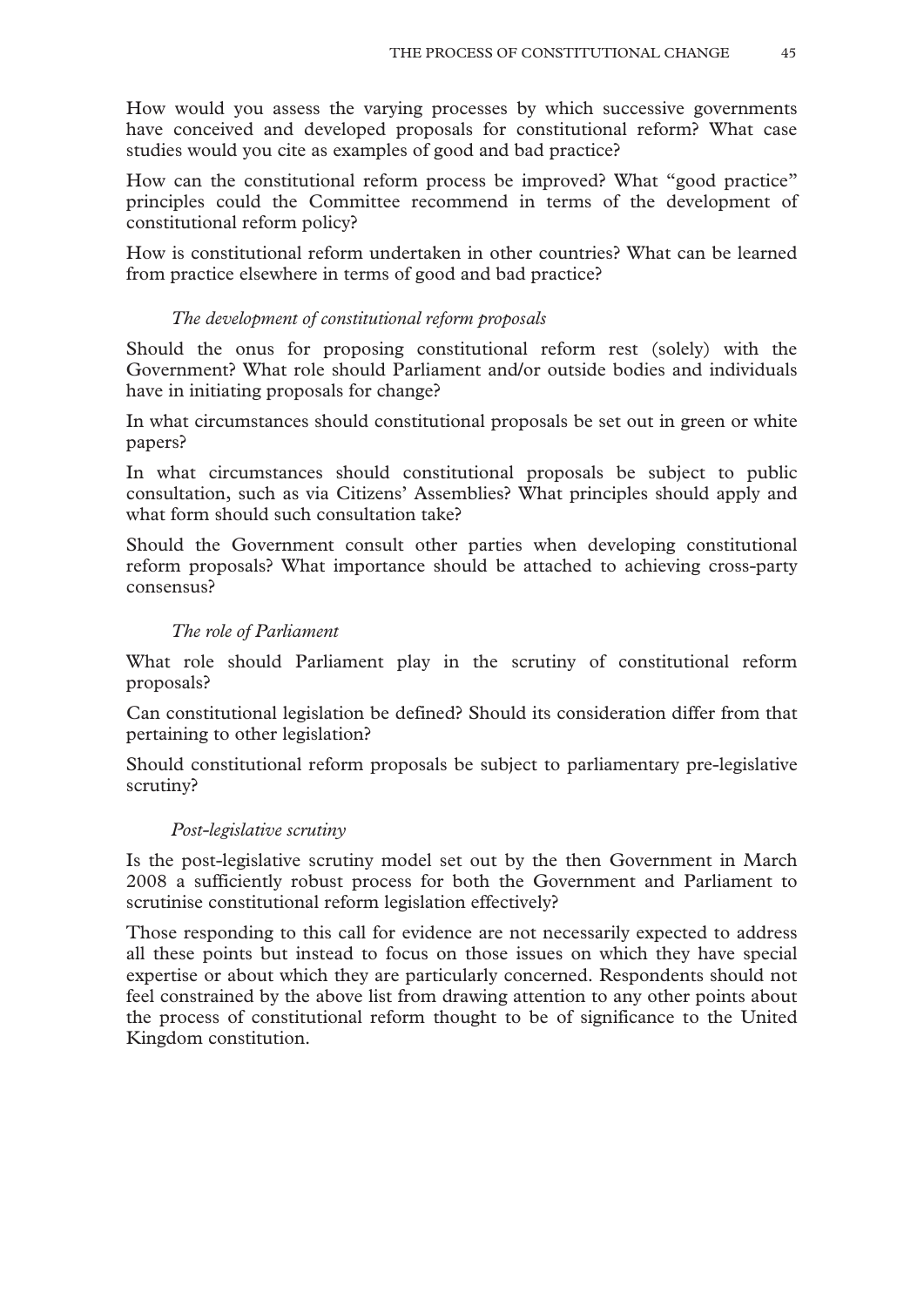How would you assess the varying processes by which successive governments have conceived and developed proposals for constitutional reform? What case studies would you cite as examples of good and bad practice?

How can the constitutional reform process be improved? What "good practice" principles could the Committee recommend in terms of the development of constitutional reform policy?

How is constitutional reform undertaken in other countries? What can be learned from practice elsewhere in terms of good and bad practice?

*The development of constitutional reform proposals*

Should the onus for proposing constitutional reform rest (solely) with the Government? What role should Parliament and/or outside bodies and individuals have in initiating proposals for change?

In what circumstances should constitutional proposals be set out in green or white papers?

In what circumstances should constitutional proposals be subject to public consultation, such as via Citizens' Assemblies? What principles should apply and what form should such consultation take?

Should the Government consult other parties when developing constitutional reform proposals? What importance should be attached to achieving cross-party consensus?

*The role of Parliament*

What role should Parliament play in the scrutiny of constitutional reform proposals?

Can constitutional legislation be defined? Should its consideration differ from that pertaining to other legislation?

Should constitutional reform proposals be subject to parliamentary pre-legislative scrutiny?

*Post-legislative scrutiny*

Is the post-legislative scrutiny model set out by the then Government in March 2008 a sufficiently robust process for both the Government and Parliament to scrutinise constitutional reform legislation effectively?

Those responding to this call for evidence are not necessarily expected to address all these points but instead to focus on those issues on which they have special expertise or about which they are particularly concerned. Respondents should not feel constrained by the above list from drawing attention to any other points about the process of constitutional reform thought to be of significance to the United Kingdom constitution.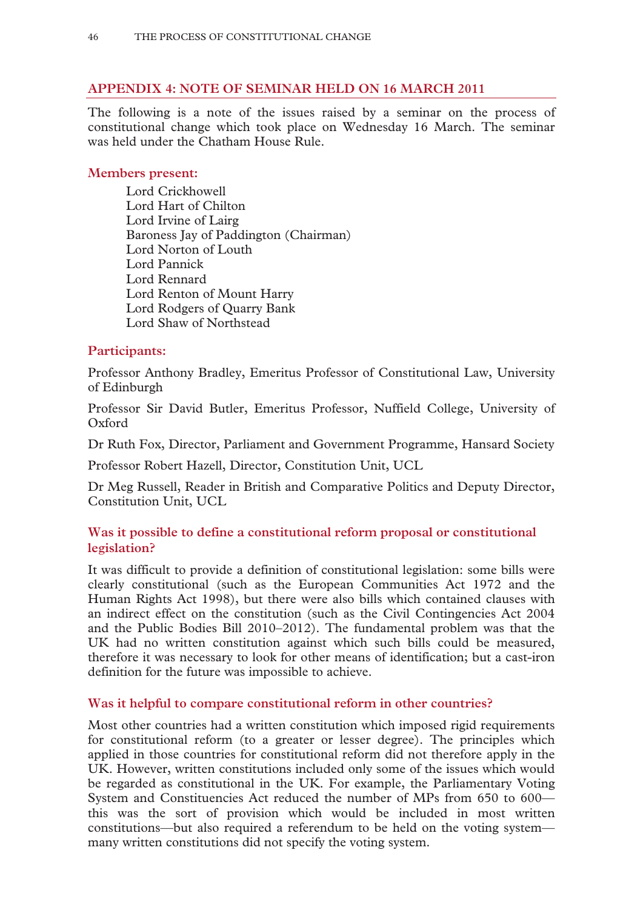## APPENDIX 4: NOTE OF SEMINAR HELD ON 16 MARCH 2011

The following is a note of the issues raised by a seminar on the process of constitutional change which took place on Wednesday 16 March. The seminar was held under the Chatham House Rule.

### Members present:

Lord Crickhowell
Lord Hart of Chilton
Lord Irvine of Lairg
Baroness Jay of Paddington (Chairman)
Lord Norton of Louth
Lord Pannick
Lord Rennard
Lord Renton of Mount Harry
Lord Rodgers of Quarry Bank
Lord Shaw of Northstead

### Participants:

Professor Anthony Bradley, Emeritus Professor of Constitutional Law, University of Edinburgh

Professor Sir David Butler, Emeritus Professor, Nuffield College, University of Oxford

Dr Ruth Fox, Director, Parliament and Government Programme, Hansard Society

Professor Robert Hazell, Director, Constitution Unit, UCL

Dr Meg Russell, Reader in British and Comparative Politics and Deputy Director, Constitution Unit, UCL

### Was it possible to define a constitutional reform proposal or constitutional legislation?

It was difficult to provide a definition of constitutional legislation: some bills were clearly constitutional (such as the European Communities Act 1972 and the Human Rights Act 1998), but there were also bills which contained clauses with an indirect effect on the constitution (such as the Civil Contingencies Act 2004 and the Public Bodies Bill 2010–2012). The fundamental problem was that the UK had no written constitution against which such bills could be measured, therefore it was necessary to look for other means of identification; but a cast-iron definition for the future was impossible to achieve.

### Was it helpful to compare constitutional reform in other countries?

Most other countries had a written constitution which imposed rigid requirements for constitutional reform (to a greater or lesser degree). The principles which applied in those countries for constitutional reform did not therefore apply in the UK. However, written constitutions included only some of the issues which would be regarded as constitutional in the UK. For example, the Parliamentary Voting System and Constituencies Act reduced the number of MPs from 650 to 600—this was the sort of provision which would be included in most written constitutions—but also required a referendum to be held on the voting system—many written constitutions did not specify the voting system.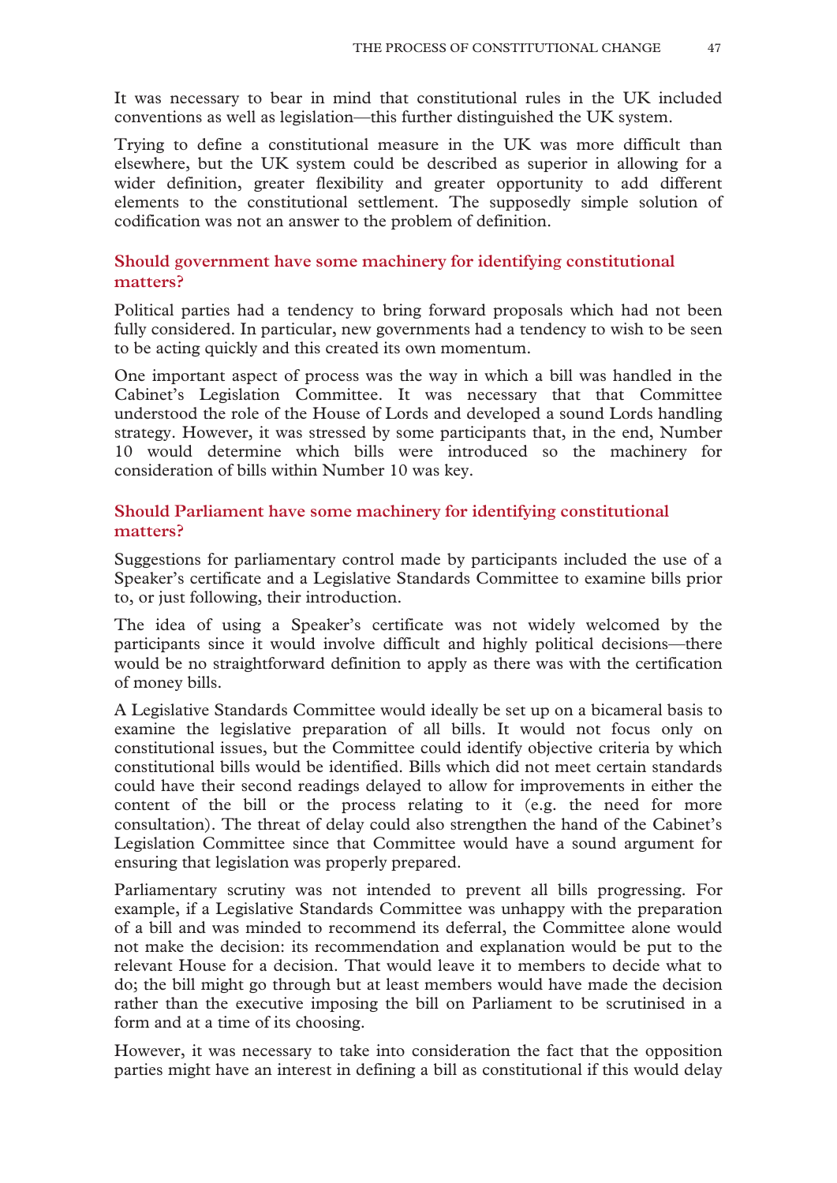It was necessary to bear in mind that constitutional rules in the UK included conventions as well as legislation—this further distinguished the UK system.

Trying to define a constitutional measure in the UK was more difficult than elsewhere, but the UK system could be described as superior in allowing for a wider definition, greater flexibility and greater opportunity to add different elements to the constitutional settlement. The supposedly simple solution of codification was not an answer to the problem of definition.

### Should government have some machinery for identifying constitutional matters?

Political parties had a tendency to bring forward proposals which had not been fully considered. In particular, new governments had a tendency to wish to be seen to be acting quickly and this created its own momentum.

One important aspect of process was the way in which a bill was handled in the Cabinet's Legislation Committee. It was necessary that that Committee understood the role of the House of Lords and developed a sound Lords handling strategy. However, it was stressed by some participants that, in the end, Number 10 would determine which bills were introduced so the machinery for consideration of bills within Number 10 was key.

### Should Parliament have some machinery for identifying constitutional matters?

Suggestions for parliamentary control made by participants included the use of a Speaker's certificate and a Legislative Standards Committee to examine bills prior to, or just following, their introduction.

The idea of using a Speaker's certificate was not widely welcomed by the participants since it would involve difficult and highly political decisions—there would be no straightforward definition to apply as there was with the certification of money bills.

A Legislative Standards Committee would ideally be set up on a bicameral basis to examine the legislative preparation of all bills. It would not focus only on constitutional issues, but the Committee could identify objective criteria by which constitutional bills would be identified. Bills which did not meet certain standards could have their second readings delayed to allow for improvements in either the content of the bill or the process relating to it (e.g. the need for more consultation). The threat of delay could also strengthen the hand of the Cabinet's Legislation Committee since that Committee would have a sound argument for ensuring that legislation was properly prepared.

Parliamentary scrutiny was not intended to prevent all bills progressing. For example, if a Legislative Standards Committee was unhappy with the preparation of a bill and was minded to recommend its deferral, the Committee alone would not make the decision: its recommendation and explanation would be put to the relevant House for a decision. That would leave it to members to decide what to do; the bill might go through but at least members would have made the decision rather than the executive imposing the bill on Parliament to be scrutinised in a form and at a time of its choosing.

However, it was necessary to take into consideration the fact that the opposition parties might have an interest in defining a bill as constitutional if this would delay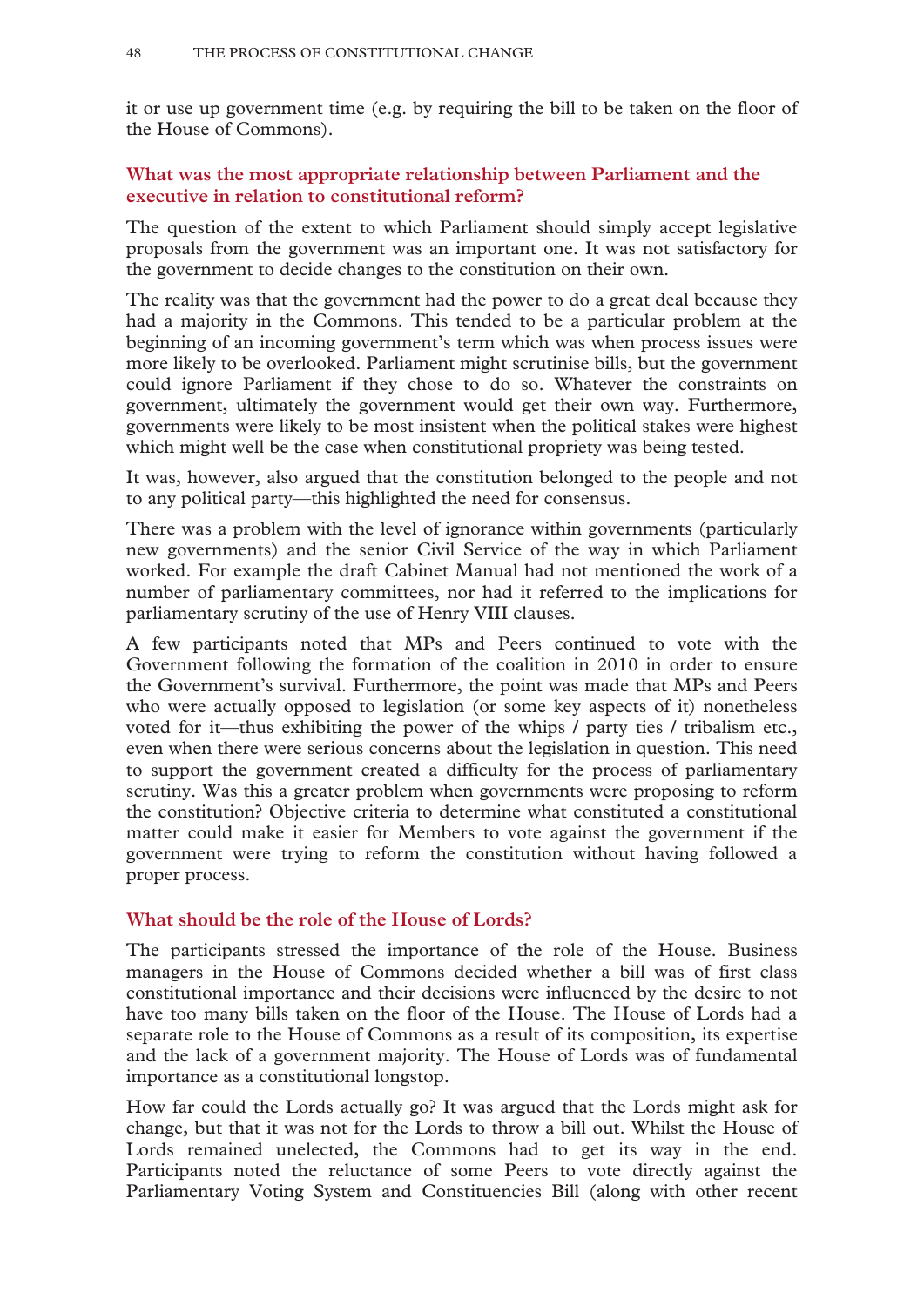it or use up government time (e.g. by requiring the bill to be taken on the floor of the House of Commons).

## What was the most appropriate relationship between Parliament and the executive in relation to constitutional reform?

The question of the extent to which Parliament should simply accept legislative proposals from the government was an important one. It was not satisfactory for the government to decide changes to the constitution on their own.

The reality was that the government had the power to do a great deal because they had a majority in the Commons. This tended to be a particular problem at the beginning of an incoming government's term which was when process issues were more likely to be overlooked. Parliament might scrutinise bills, but the government could ignore Parliament if they chose to do so. Whatever the constraints on government, ultimately the government would get their own way. Furthermore, governments were likely to be most insistent when the political stakes were highest which might well be the case when constitutional propriety was being tested.

It was, however, also argued that the constitution belonged to the people and not to any political party—this highlighted the need for consensus.

There was a problem with the level of ignorance within governments (particularly new governments) and the senior Civil Service of the way in which Parliament worked. For example the draft Cabinet Manual had not mentioned the work of a number of parliamentary committees, nor had it referred to the implications for parliamentary scrutiny of the use of Henry VIII clauses.

A few participants noted that MPs and Peers continued to vote with the Government following the formation of the coalition in 2010 in order to ensure the Government's survival. Furthermore, the point was made that MPs and Peers who were actually opposed to legislation (or some key aspects of it) nonetheless voted for it—thus exhibiting the power of the whips / party ties / tribalism etc., even when there were serious concerns about the legislation in question. This need to support the government created a difficulty for the process of parliamentary scrutiny. Was this a greater problem when governments were proposing to reform the constitution? Objective criteria to determine what constituted a constitutional matter could make it easier for Members to vote against the government if the government were trying to reform the constitution without having followed a proper process.

## What should be the role of the House of Lords?

The participants stressed the importance of the role of the House. Business managers in the House of Commons decided whether a bill was of first class constitutional importance and their decisions were influenced by the desire to not have too many bills taken on the floor of the House. The House of Lords had a separate role to the House of Commons as a result of its composition, its expertise and the lack of a government majority. The House of Lords was of fundamental importance as a constitutional longstop.

How far could the Lords actually go? It was argued that the Lords might ask for change, but that it was not for the Lords to throw a bill out. Whilst the House of Lords remained unelected, the Commons had to get its way in the end. Participants noted the reluctance of some Peers to vote directly against the Parliamentary Voting System and Constituencies Bill (along with other recent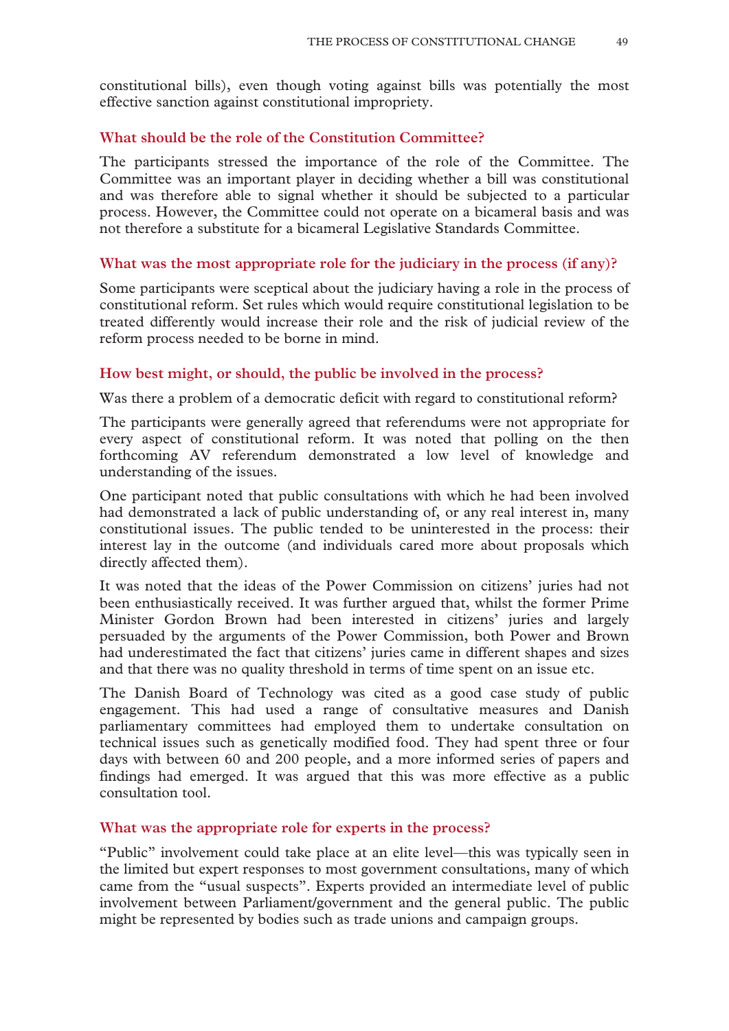constitutional bills), even though voting against bills was potentially the most effective sanction against constitutional impropriety.

### What should be the role of the Constitution Committee?

The participants stressed the importance of the role of the Committee. The Committee was an important player in deciding whether a bill was constitutional and was therefore able to signal whether it should be subjected to a particular process. However, the Committee could not operate on a bicameral basis and was not therefore a substitute for a bicameral Legislative Standards Committee.

### What was the most appropriate role for the judiciary in the process (if any)?

Some participants were sceptical about the judiciary having a role in the process of constitutional reform. Set rules which would require constitutional legislation to be treated differently would increase their role and the risk of judicial review of the reform process needed to be borne in mind.

### How best might, or should, the public be involved in the process?

Was there a problem of a democratic deficit with regard to constitutional reform?

The participants were generally agreed that referendums were not appropriate for every aspect of constitutional reform. It was noted that polling on the then forthcoming AV referendum demonstrated a low level of knowledge and understanding of the issues.

One participant noted that public consultations with which he had been involved had demonstrated a lack of public understanding of, or any real interest in, many constitutional issues. The public tended to be uninterested in the process: their interest lay in the outcome (and individuals cared more about proposals which directly affected them).

It was noted that the ideas of the Power Commission on citizens' juries had not been enthusiastically received. It was further argued that, whilst the former Prime Minister Gordon Brown had been interested in citizens' juries and largely persuaded by the arguments of the Power Commission, both Power and Brown had underestimated the fact that citizens' juries came in different shapes and sizes and that there was no quality threshold in terms of time spent on an issue etc.

The Danish Board of Technology was cited as a good case study of public engagement. This had used a range of consultative measures and Danish parliamentary committees had employed them to undertake consultation on technical issues such as genetically modified food. They had spent three or four days with between 60 and 200 people, and a more informed series of papers and findings had emerged. It was argued that this was more effective as a public consultation tool.

### What was the appropriate role for experts in the process?

"Public" involvement could take place at an elite level—this was typically seen in the limited but expert responses to most government consultations, many of which came from the "usual suspects". Experts provided an intermediate level of public involvement between Parliament/government and the general public. The public might be represented by bodies such as trade unions and campaign groups.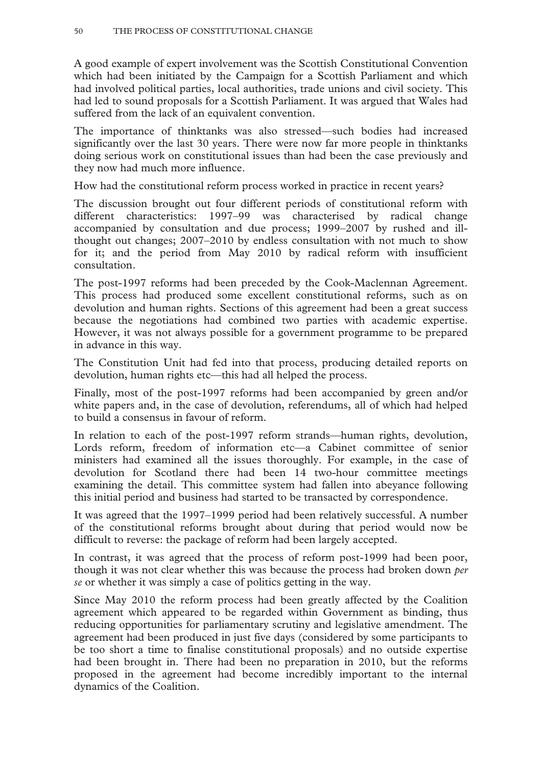A good example of expert involvement was the Scottish Constitutional Convention which had been initiated by the Campaign for a Scottish Parliament and which had involved political parties, local authorities, trade unions and civil society. This had led to sound proposals for a Scottish Parliament. It was argued that Wales had suffered from the lack of an equivalent convention.

The importance of thinktanks was also stressed—such bodies had increased significantly over the last 30 years. There were now far more people in thinktanks doing serious work on constitutional issues than had been the case previously and they now had much more influence.

How had the constitutional reform process worked in practice in recent years?

The discussion brought out four different periods of constitutional reform with different characteristics: 1997–99 was characterised by radical change accompanied by consultation and due process; 1999–2007 by rushed and ill-thought out changes; 2007–2010 by endless consultation with not much to show for it; and the period from May 2010 by radical reform with insufficient consultation.

The post-1997 reforms had been preceded by the Cook-Maclennan Agreement. This process had produced some excellent constitutional reforms, such as on devolution and human rights. Sections of this agreement had been a great success because the negotiations had combined two parties with academic expertise. However, it was not always possible for a government programme to be prepared in advance in this way.

The Constitution Unit had fed into that process, producing detailed reports on devolution, human rights etc—this had all helped the process.

Finally, most of the post-1997 reforms had been accompanied by green and/or white papers and, in the case of devolution, referendums, all of which had helped to build a consensus in favour of reform.

In relation to each of the post-1997 reform strands—human rights, devolution, Lords reform, freedom of information etc—a Cabinet committee of senior ministers had examined all the issues thoroughly. For example, in the case of devolution for Scotland there had been 14 two-hour committee meetings examining the detail. This committee system had fallen into abeyance following this initial period and business had started to be transacted by correspondence.

It was agreed that the 1997–1999 period had been relatively successful. A number of the constitutional reforms brought about during that period would now be difficult to reverse: the package of reform had been largely accepted.

In contrast, it was agreed that the process of reform post-1999 had been poor, though it was not clear whether this was because the process had broken down *per se* or whether it was simply a case of politics getting in the way.

Since May 2010 the reform process had been greatly affected by the Coalition agreement which appeared to be regarded within Government as binding, thus reducing opportunities for parliamentary scrutiny and legislative amendment. The agreement had been produced in just five days (considered by some participants to be too short a time to finalise constitutional proposals) and no outside expertise had been brought in. There had been no preparation in 2010, but the reforms proposed in the agreement had become incredibly important to the internal dynamics of the Coalition.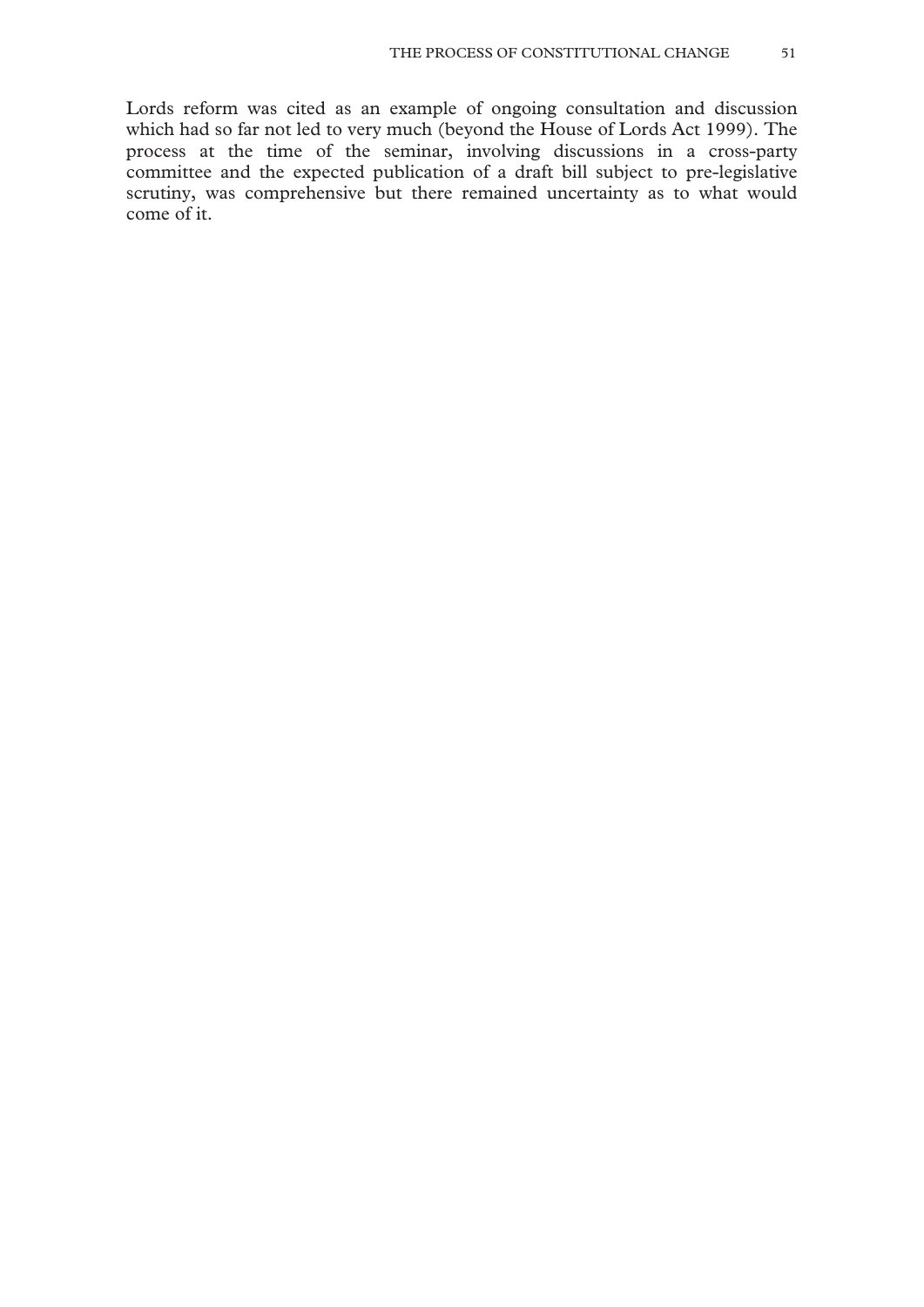Lords reform was cited as an example of ongoing consultation and discussion which had so far not led to very much (beyond the House of Lords Act 1999). The process at the time of the seminar, involving discussions in a cross-party committee and the expected publication of a draft bill subject to pre-legislative scrutiny, was comprehensive but there remained uncertainty as to what would come of it.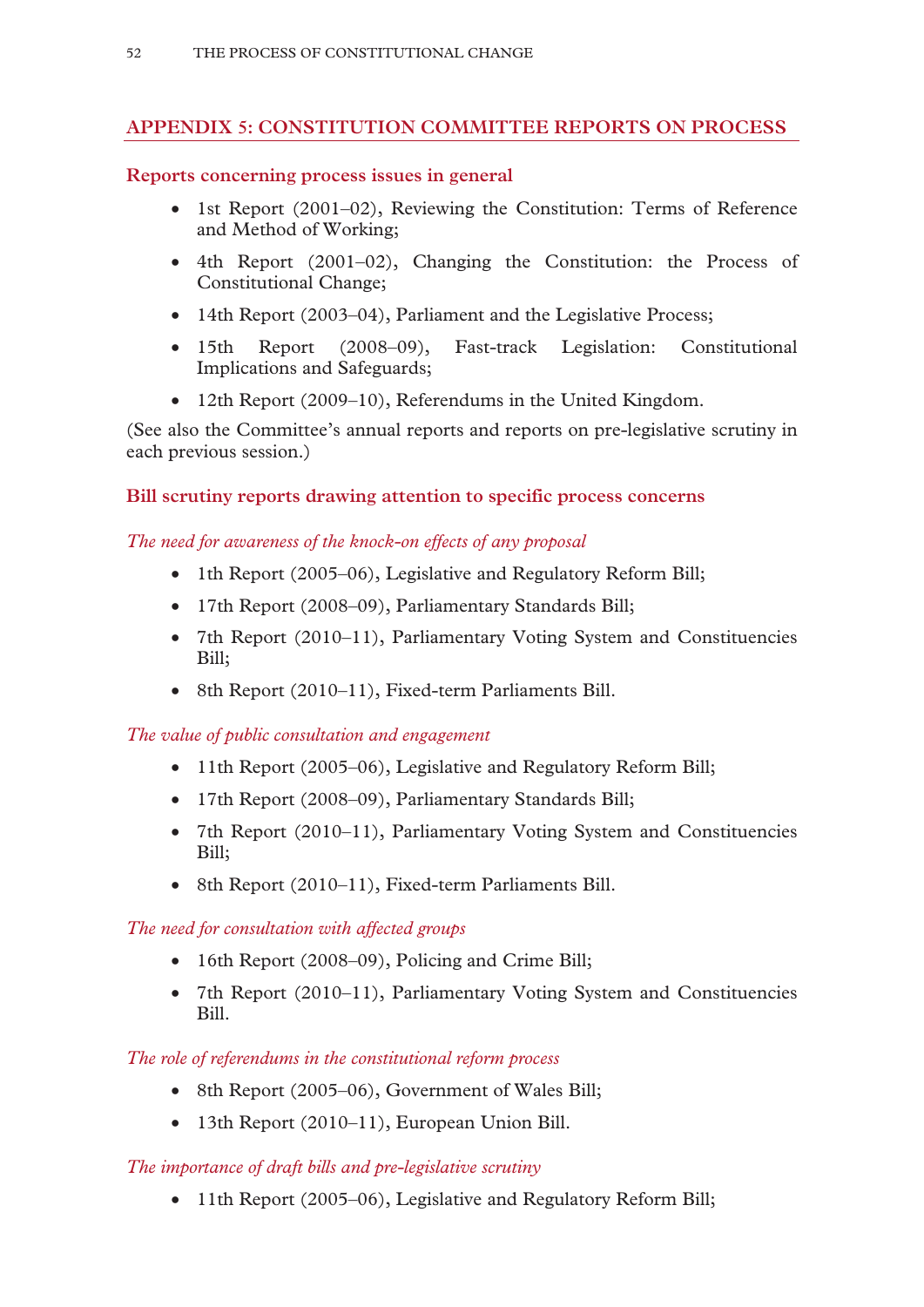## APPENDIX 5: CONSTITUTION COMMITTEE REPORTS ON PROCESS

### Reports concerning process issues in general

- 1st Report (2001–02), Reviewing the Constitution: Terms of Reference and Method of Working;
- 4th Report (2001–02), Changing the Constitution: the Process of Constitutional Change;
- 14th Report (2003–04), Parliament and the Legislative Process;
- 15th Report (2008–09), Fast-track Legislation: Constitutional Implications and Safeguards;
- 12th Report (2009–10), Referendums in the United Kingdom.

(See also the Committee's annual reports and reports on pre-legislative scrutiny in each previous session.)

### Bill scrutiny reports drawing attention to specific process concerns

*The need for awareness of the knock-on effects of any proposal*

- 1th Report (2005–06), Legislative and Regulatory Reform Bill;
- 17th Report (2008–09), Parliamentary Standards Bill;
- 7th Report (2010–11), Parliamentary Voting System and Constituencies Bill;
- 8th Report (2010–11), Fixed-term Parliaments Bill.

*The value of public consultation and engagement*

- 11th Report (2005–06), Legislative and Regulatory Reform Bill;
- 17th Report (2008–09), Parliamentary Standards Bill;
- 7th Report (2010–11), Parliamentary Voting System and Constituencies Bill;
- 8th Report (2010–11), Fixed-term Parliaments Bill.

*The need for consultation with affected groups*

- 16th Report (2008–09), Policing and Crime Bill;
- 7th Report (2010–11), Parliamentary Voting System and Constituencies Bill.

*The role of referendums in the constitutional reform process*

- 8th Report (2005–06), Government of Wales Bill;
- 13th Report (2010–11), European Union Bill.

*The importance of draft bills and pre-legislative scrutiny*

- 11th Report (2005–06), Legislative and Regulatory Reform Bill;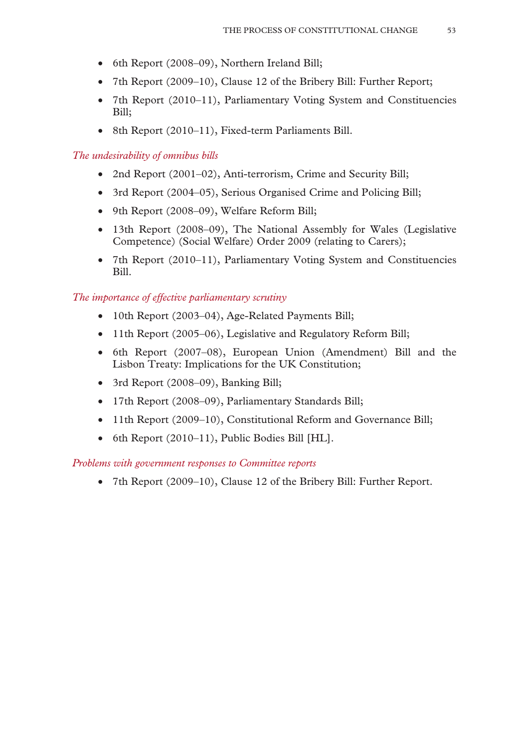- 6th Report (2008–09), Northern Ireland Bill;
- 7th Report (2009–10), Clause 12 of the Bribery Bill: Further Report;
- 7th Report (2010–11), Parliamentary Voting System and Constituencies Bill;
- 8th Report (2010–11), Fixed-term Parliaments Bill.

*The undesirability of omnibus bills*

- 2nd Report (2001–02), Anti-terrorism, Crime and Security Bill;
- 3rd Report (2004–05), Serious Organised Crime and Policing Bill;
- 9th Report (2008–09), Welfare Reform Bill;
- 13th Report (2008–09), The National Assembly for Wales (Legislative Competence) (Social Welfare) Order 2009 (relating to Carers);
- 7th Report (2010–11), Parliamentary Voting System and Constituencies Bill.

*The importance of effective parliamentary scrutiny*

- 10th Report (2003–04), Age-Related Payments Bill;
- 11th Report (2005–06), Legislative and Regulatory Reform Bill;
- 6th Report (2007–08), European Union (Amendment) Bill and the Lisbon Treaty: Implications for the UK Constitution;
- 3rd Report (2008–09), Banking Bill;
- 17th Report (2008–09), Parliamentary Standards Bill;
- 11th Report (2009–10), Constitutional Reform and Governance Bill;
- 6th Report (2010–11), Public Bodies Bill [HL].

*Problems with government responses to Committee reports*

- 7th Report (2009–10), Clause 12 of the Bribery Bill: Further Report.